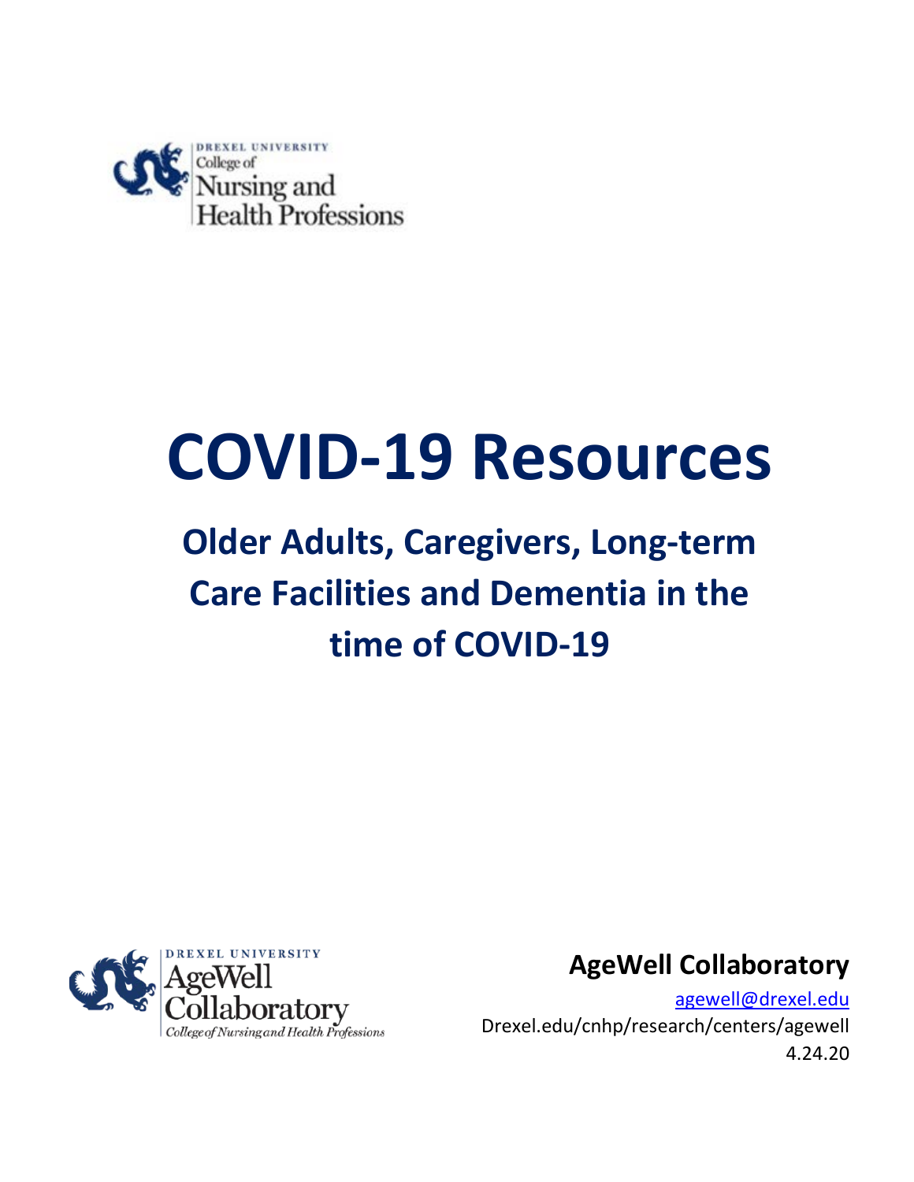DREXEL UNIVERSITY
College of
Nursing and
Health Professions

# COVID-19 Resources

## Older Adults, Caregivers, Long-term Care Facilities and Dementia in the time of COVID-19

DREXEL UNIVERSITY
AgeWell
Collaboratory
*College of Nursing and Health Professions*

**AgeWell Collaboratory**

agewell@drexel.edu

Drexel.edu/cnhp/research/centers/agewell

4.24.20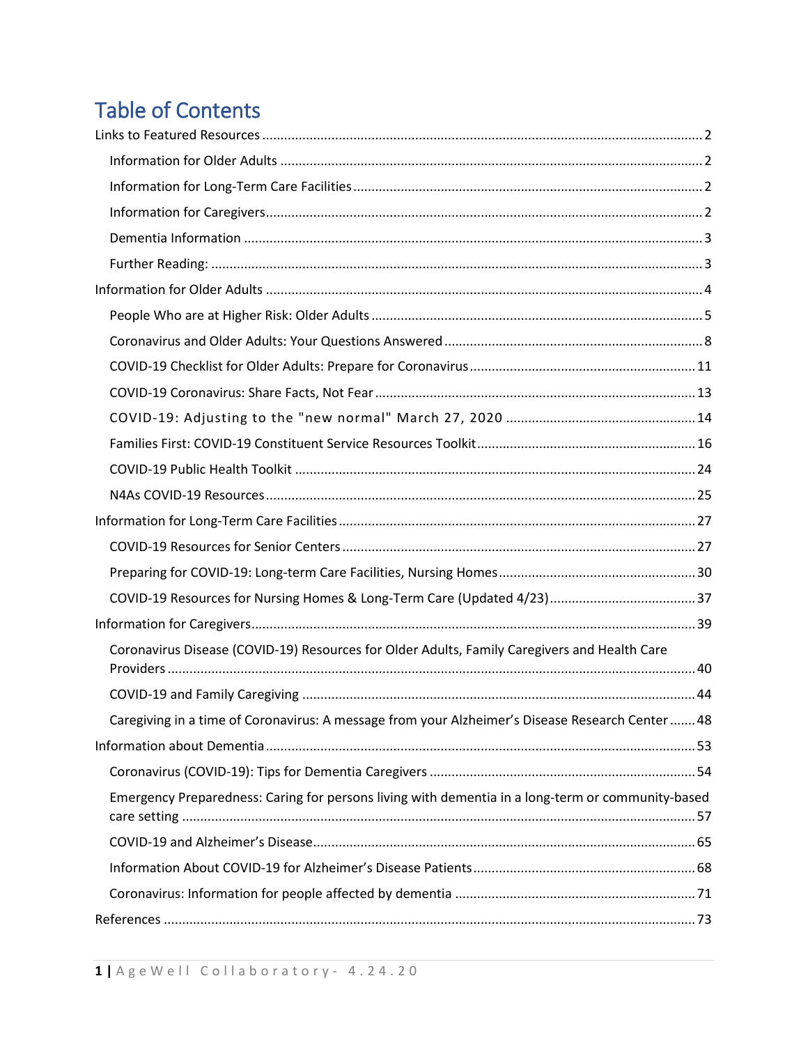# Table of Contents

Links to Featured Resources ....... 2

- Information for Older Adults ....... 2
- Information for Long-Term Care Facilities ....... 2
- Information for Caregivers ....... 2
- Dementia Information ....... 3
- Further Reading: ....... 3

Information for Older Adults ....... 4

- People Who are at Higher Risk: Older Adults ....... 5
- Coronavirus and Older Adults: Your Questions Answered ....... 8
- COVID-19 Checklist for Older Adults: Prepare for Coronavirus ....... 11
- COVID-19 Coronavirus: Share Facts, Not Fear ....... 13
- COVID-19: Adjusting to the "new normal" March 27, 2020 ....... 14
- Families First: COVID-19 Constituent Service Resources Toolkit ....... 16
- COVID-19 Public Health Toolkit ....... 24
- N4As COVID-19 Resources ....... 25

Information for Long-Term Care Facilities ....... 27

- COVID-19 Resources for Senior Centers ....... 27
- Preparing for COVID-19: Long-term Care Facilities, Nursing Homes ....... 30
- COVID-19 Resources for Nursing Homes & Long-Term Care (Updated 4/23) ....... 37

Information for Caregivers ....... 39

- Coronavirus Disease (COVID-19) Resources for Older Adults, Family Caregivers and Health Care Providers ....... 40
- COVID-19 and Family Caregiving ....... 44
- Caregiving in a time of Coronavirus: A message from your Alzheimer's Disease Research Center ....... 48

Information about Dementia ....... 53

- Coronavirus (COVID-19): Tips for Dementia Caregivers ....... 54
- Emergency Preparedness: Caring for persons living with dementia in a long-term or community-based care setting ....... 57
- COVID-19 and Alzheimer's Disease ....... 65
- Information About COVID-19 for Alzheimer's Disease Patients ....... 68
- Coronavirus: Information for people affected by dementia ....... 71

References ....... 73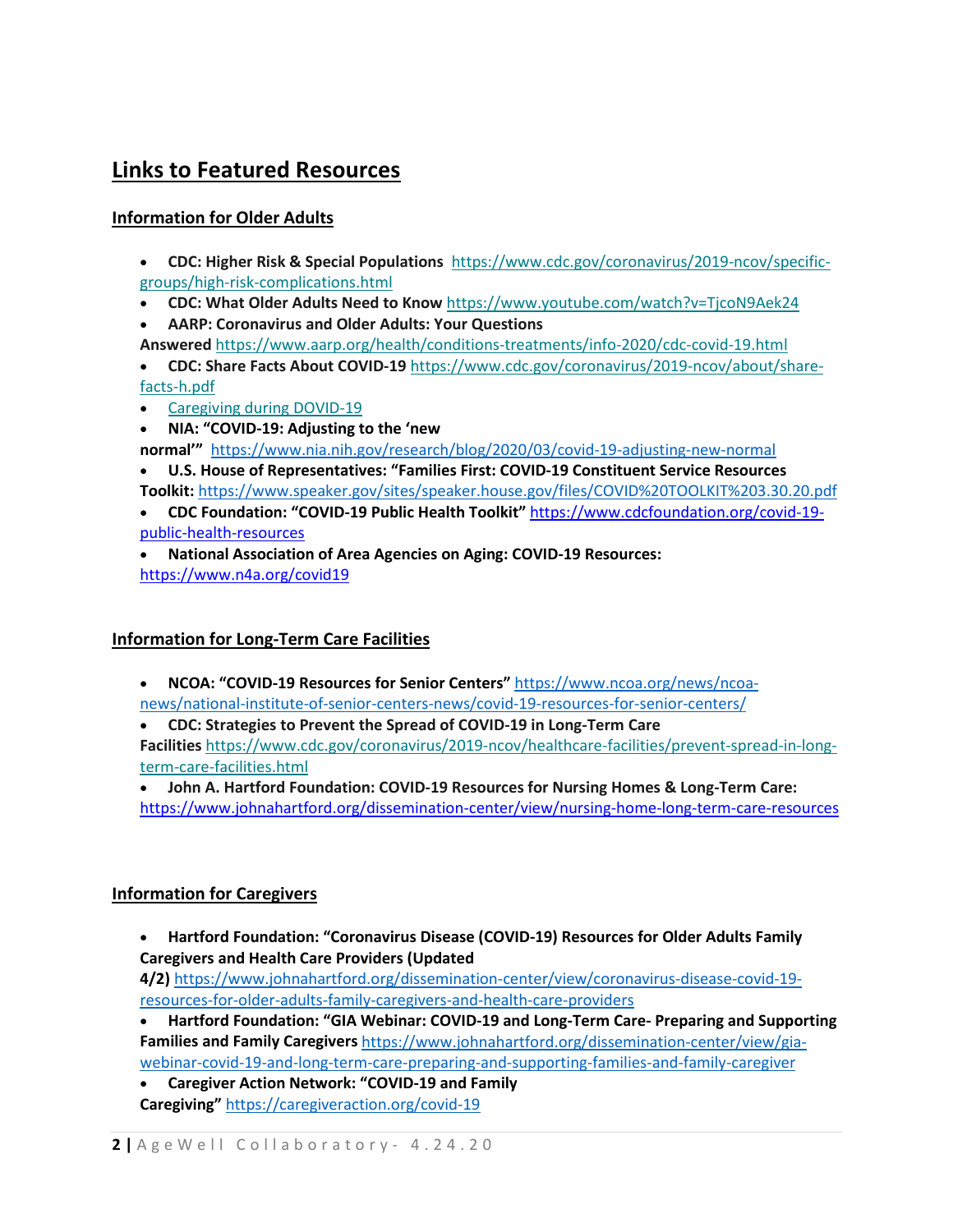## Links to Featured Resources

### Information for Older Adults

- **CDC: Higher Risk & Special Populations** https://www.cdc.gov/coronavirus/2019-ncov/specific-groups/high-risk-complications.html
- **CDC: What Older Adults Need to Know** https://www.youtube.com/watch?v=TjcoN9Aek24
- **AARP: Coronavirus and Older Adults: Your Questions Answered** https://www.aarp.org/health/conditions-treatments/info-2020/cdc-covid-19.html
- **CDC: Share Facts About COVID-19** https://www.cdc.gov/coronavirus/2019-ncov/about/share-facts-h.pdf
- Caregiving during DOVID-19
- **NIA: "COVID-19: Adjusting to the 'new normal'"** https://www.nia.nih.gov/research/blog/2020/03/covid-19-adjusting-new-normal
- **U.S. House of Representatives: "Families First: COVID-19 Constituent Service Resources Toolkit:** https://www.speaker.gov/sites/speaker.house.gov/files/COVID%20TOOLKIT%203.30.20.pdf
- **CDC Foundation: "COVID-19 Public Health Toolkit"** https://www.cdcfoundation.org/covid-19-public-health-resources
- **National Association of Area Agencies on Aging: COVID-19 Resources:** https://www.n4a.org/covid19

### Information for Long-Term Care Facilities

- **NCOA: "COVID-19 Resources for Senior Centers"** https://www.ncoa.org/news/ncoa-news/national-institute-of-senior-centers-news/covid-19-resources-for-senior-centers/
- **CDC: Strategies to Prevent the Spread of COVID-19 in Long-Term Care Facilities** https://www.cdc.gov/coronavirus/2019-ncov/healthcare-facilities/prevent-spread-in-long-term-care-facilities.html
- **John A. Hartford Foundation: COVID-19 Resources for Nursing Homes & Long-Term Care:** https://www.johnahartford.org/dissemination-center/view/nursing-home-long-term-care-resources

### Information for Caregivers

- **Hartford Foundation: "Coronavirus Disease (COVID-19) Resources for Older Adults Family Caregivers and Health Care Providers (Updated 4/2)** https://www.johnahartford.org/dissemination-center/view/coronavirus-disease-covid-19-resources-for-older-adults-family-caregivers-and-health-care-providers
- **Hartford Foundation: "GIA Webinar: COVID-19 and Long-Term Care- Preparing and Supporting Families and Family Caregivers** https://www.johnahartford.org/dissemination-center/view/gia-webinar-covid-19-and-long-term-care-preparing-and-supporting-families-and-family-caregiver
- **Caregiver Action Network: "COVID-19 and Family Caregiving"** https://caregiveraction.org/covid-19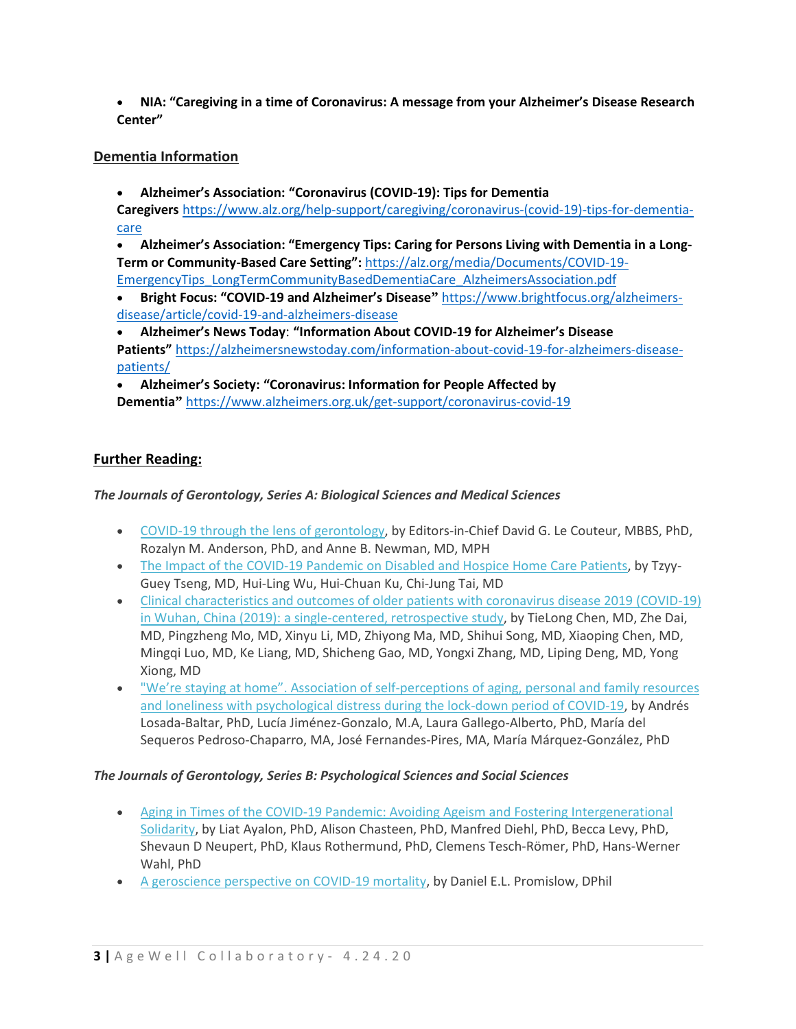- **NIA: "Caregiving in a time of Coronavirus: A message from your Alzheimer's Disease Research Center"**

## Dementia Information

- **Alzheimer's Association: "Coronavirus (COVID-19): Tips for Dementia Caregivers** https://www.alz.org/help-support/caregiving/coronavirus-(covid-19)-tips-for-dementia-care
- **Alzheimer's Association: "Emergency Tips: Caring for Persons Living with Dementia in a Long-Term or Community-Based Care Setting":** https://alz.org/media/Documents/COVID-19-EmergencyTips_LongTermCommunityBasedDementiaCare_AlzheimersAssociation.pdf
- **Bright Focus: "COVID-19 and Alzheimer's Disease"** https://www.brightfocus.org/alzheimers-disease/article/covid-19-and-alzheimers-disease
- **Alzheimer's News Today**: **"Information About COVID-19 for Alzheimer's Disease Patients"** https://alzheimersnewstoday.com/information-about-covid-19-for-alzheimers-disease-patients/
- **Alzheimer's Society: "Coronavirus: Information for People Affected by Dementia"** https://www.alzheimers.org.uk/get-support/coronavirus-covid-19

## Further Reading:

***The Journals of Gerontology, Series A: Biological Sciences and Medical Sciences***

- COVID-19 through the lens of gerontology, by Editors-in-Chief David G. Le Couteur, MBBS, PhD, Rozalyn M. Anderson, PhD, and Anne B. Newman, MD, MPH
- The Impact of the COVID-19 Pandemic on Disabled and Hospice Home Care Patients, by Tzyy-Guey Tseng, MD, Hui-Ling Wu, Hui-Chuan Ku, Chi-Jung Tai, MD
- Clinical characteristics and outcomes of older patients with coronavirus disease 2019 (COVID-19) in Wuhan, China (2019): a single-centered, retrospective study, by TieLong Chen, MD, Zhe Dai, MD, Pingzheng Mo, MD, Xinyu Li, MD, Zhiyong Ma, MD, Shihui Song, MD, Xiaoping Chen, MD, Mingqi Luo, MD, Ke Liang, MD, Shicheng Gao, MD, Yongxi Zhang, MD, Liping Deng, MD, Yong Xiong, MD
- "We're staying at home". Association of self-perceptions of aging, personal and family resources and loneliness with psychological distress during the lock-down period of COVID-19, by Andrés Losada-Baltar, PhD, Lucía Jiménez-Gonzalo, M.A, Laura Gallego-Alberto, PhD, María del Sequeros Pedroso-Chaparro, MA, José Fernandes-Pires, MA, María Márquez-González, PhD

***The Journals of Gerontology, Series B: Psychological Sciences and Social Sciences***

- Aging in Times of the COVID-19 Pandemic: Avoiding Ageism and Fostering Intergenerational Solidarity, by Liat Ayalon, PhD, Alison Chasteen, PhD, Manfred Diehl, PhD, Becca Levy, PhD, Shevaun D Neupert, PhD, Klaus Rothermund, PhD, Clemens Tesch-Römer, PhD, Hans-Werner Wahl, PhD
- A geroscience perspective on COVID-19 mortality, by Daniel E.L. Promislow, DPhil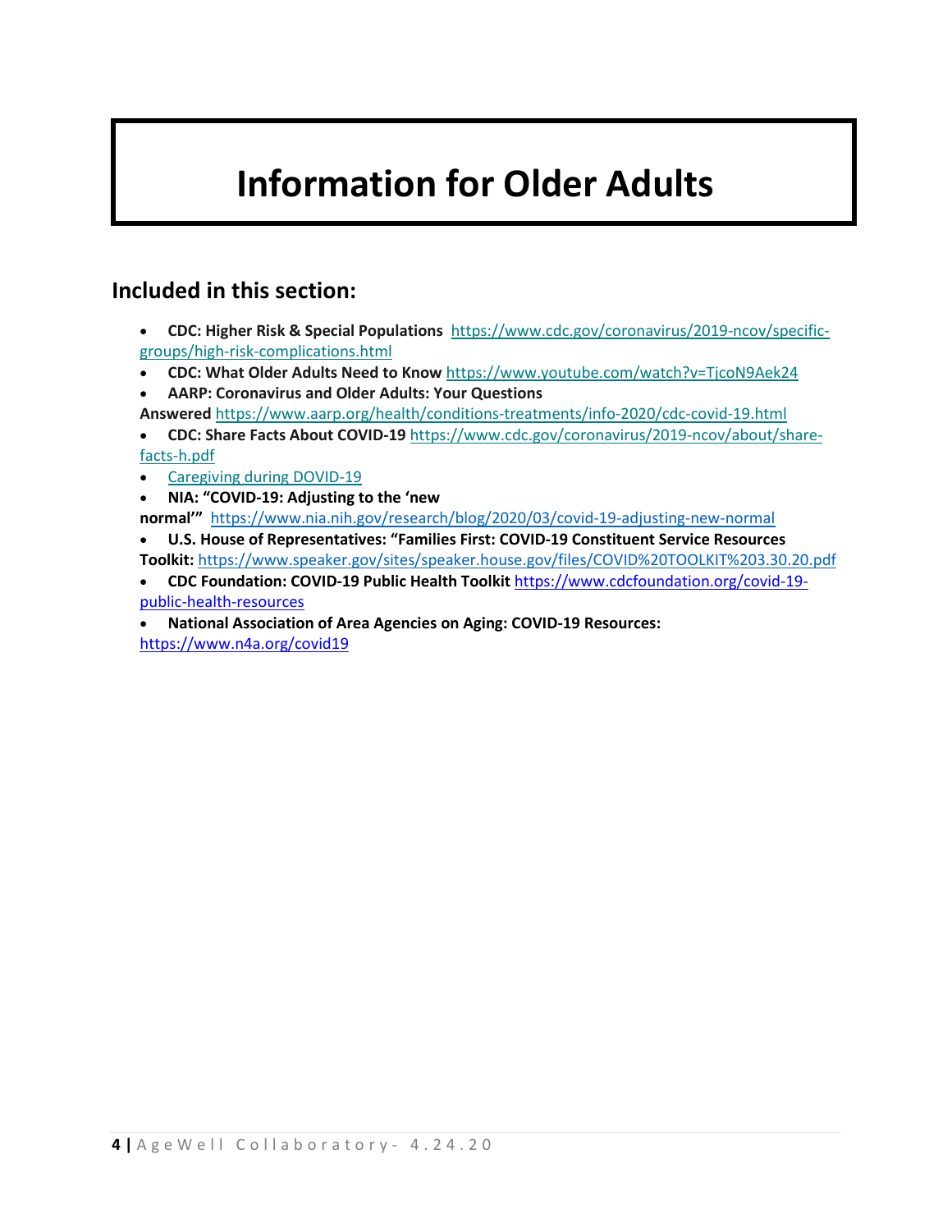# Information for Older Adults

## Included in this section:

- **CDC: Higher Risk & Special Populations** https://www.cdc.gov/coronavirus/2019-ncov/specific-groups/high-risk-complications.html
- **CDC: What Older Adults Need to Know** https://www.youtube.com/watch?v=TjcoN9Aek24
- **AARP: Coronavirus and Older Adults: Your Questions Answered** https://www.aarp.org/health/conditions-treatments/info-2020/cdc-covid-19.html
- **CDC: Share Facts About COVID-19** https://www.cdc.gov/coronavirus/2019-ncov/about/share-facts-h.pdf
- Caregiving during DOVID-19
- **NIA: "COVID-19: Adjusting to the 'new normal'"** https://www.nia.nih.gov/research/blog/2020/03/covid-19-adjusting-new-normal
- **U.S. House of Representatives: "Families First: COVID-19 Constituent Service Resources Toolkit:** https://www.speaker.gov/sites/speaker.house.gov/files/COVID%20TOOLKIT%203.30.20.pdf
- **CDC Foundation: COVID-19 Public Health Toolkit** https://www.cdcfoundation.org/covid-19-public-health-resources
- **National Association of Area Agencies on Aging: COVID-19 Resources:** https://www.n4a.org/covid19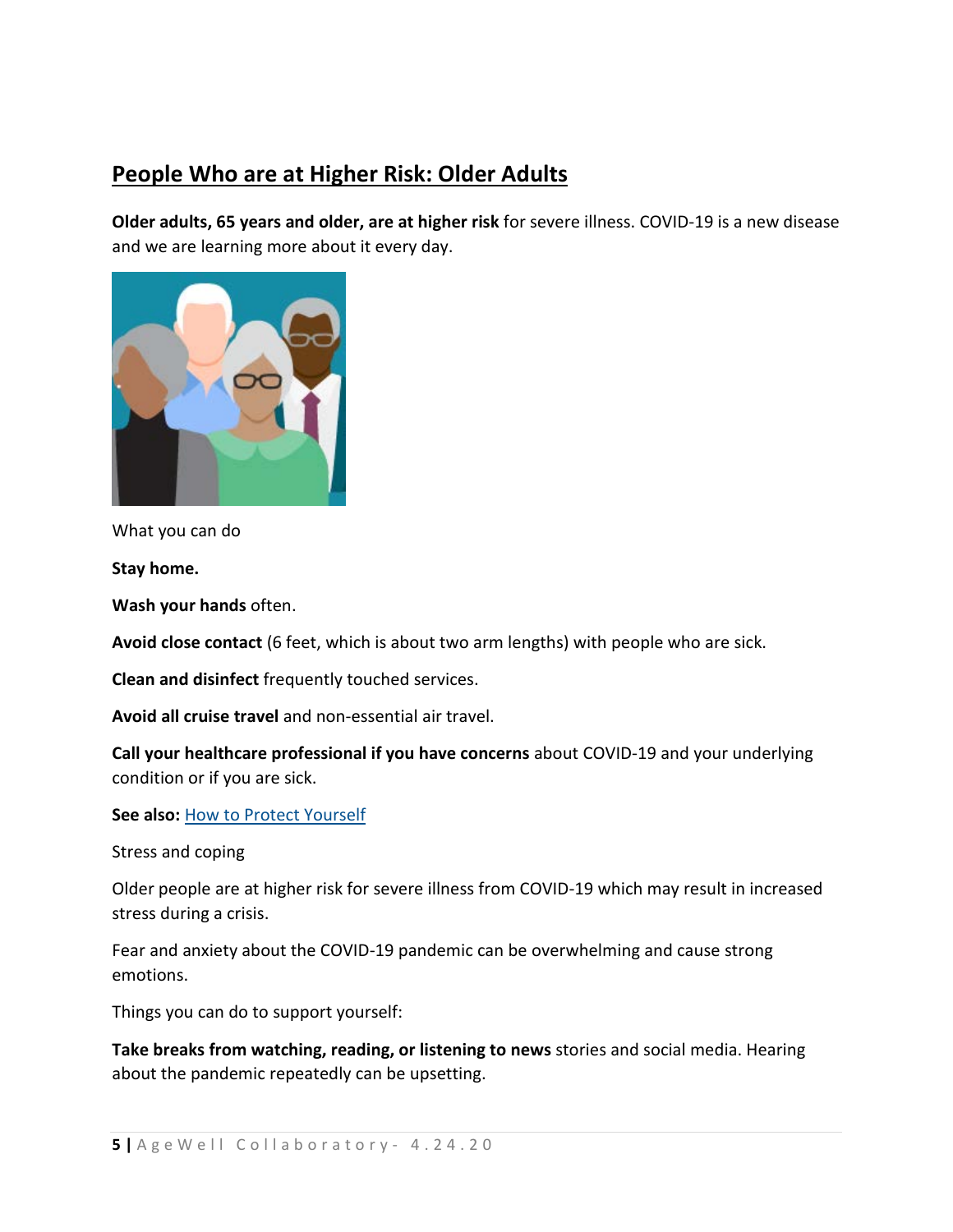## People Who are at Higher Risk: Older Adults

**Older adults, 65 years and older, are at higher risk** for severe illness. COVID-19 is a new disease and we are learning more about it every day.

What you can do

**Stay home.**

**Wash your hands** often.

**Avoid close contact** (6 feet, which is about two arm lengths) with people who are sick.

**Clean and disinfect** frequently touched services.

**Avoid all cruise travel** and non-essential air travel.

**Call your healthcare professional if you have concerns** about COVID-19 and your underlying condition or if you are sick.

**See also:** How to Protect Yourself

Stress and coping

Older people are at higher risk for severe illness from COVID-19 which may result in increased stress during a crisis.

Fear and anxiety about the COVID-19 pandemic can be overwhelming and cause strong emotions.

Things you can do to support yourself:

**Take breaks from watching, reading, or listening to news** stories and social media. Hearing about the pandemic repeatedly can be upsetting.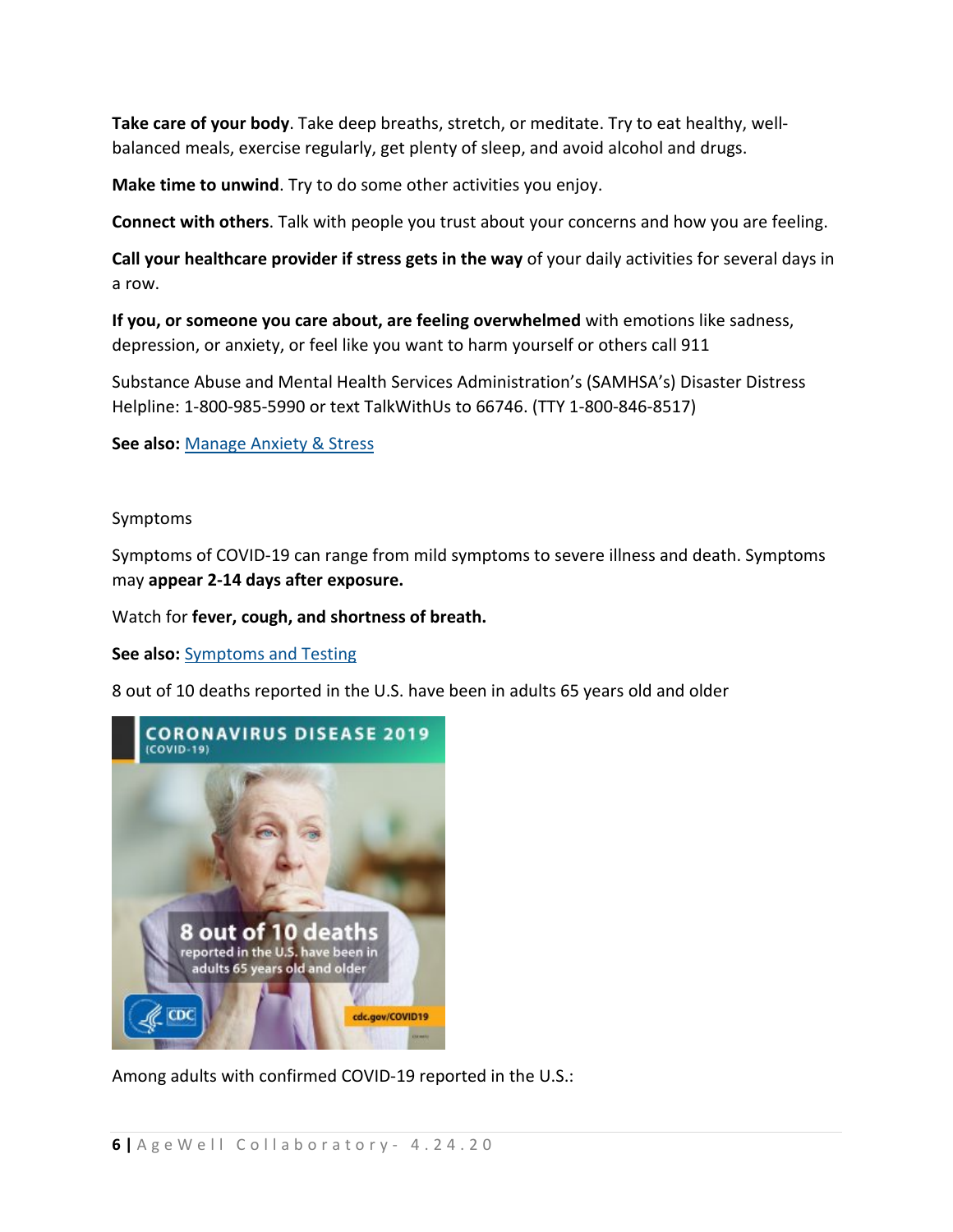**Take care of your body**. Take deep breaths, stretch, or meditate. Try to eat healthy, well-balanced meals, exercise regularly, get plenty of sleep, and avoid alcohol and drugs.

**Make time to unwind**. Try to do some other activities you enjoy.

**Connect with others**. Talk with people you trust about your concerns and how you are feeling.

**Call your healthcare provider if stress gets in the way** of your daily activities for several days in a row.

**If you, or someone you care about, are feeling overwhelmed** with emotions like sadness, depression, or anxiety, or feel like you want to harm yourself or others call 911

Substance Abuse and Mental Health Services Administration's (SAMHSA's) Disaster Distress Helpline: 1-800-985-5990 or text TalkWithUs to 66746. (TTY 1-800-846-8517)

**See also:** [Manage Anxiety & Stress]

Symptoms

Symptoms of COVID-19 can range from mild symptoms to severe illness and death. Symptoms may **appear 2-14 days after exposure.**

Watch for **fever, cough, and shortness of breath.**

**See also:** [Symptoms and Testing]

8 out of 10 deaths reported in the U.S. have been in adults 65 years old and older

Among adults with confirmed COVID-19 reported in the U.S.: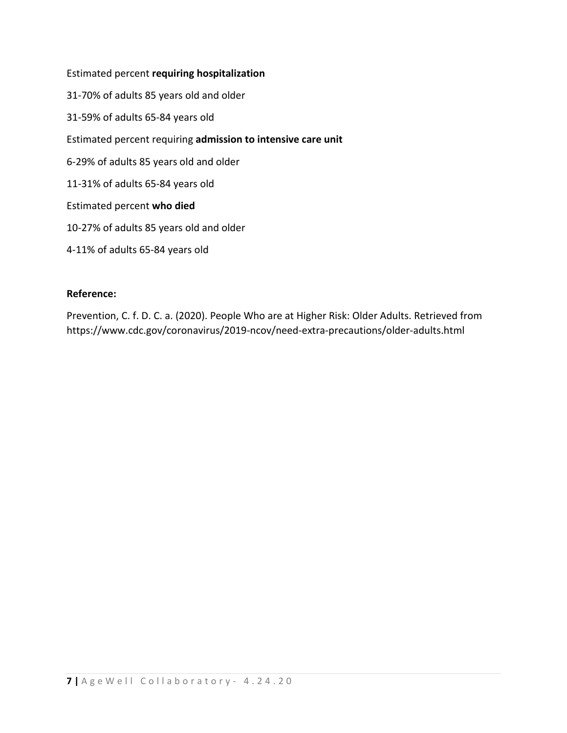Estimated percent **requiring hospitalization**

31-70% of adults 85 years old and older

31-59% of adults 65-84 years old

Estimated percent requiring **admission to intensive care unit**

6-29% of adults 85 years old and older

11-31% of adults 65-84 years old

Estimated percent **who died**

10-27% of adults 85 years old and older

4-11% of adults 65-84 years old

**Reference:**

Prevention, C. f. D. C. a. (2020). People Who are at Higher Risk: Older Adults. Retrieved from https://www.cdc.gov/coronavirus/2019-ncov/need-extra-precautions/older-adults.html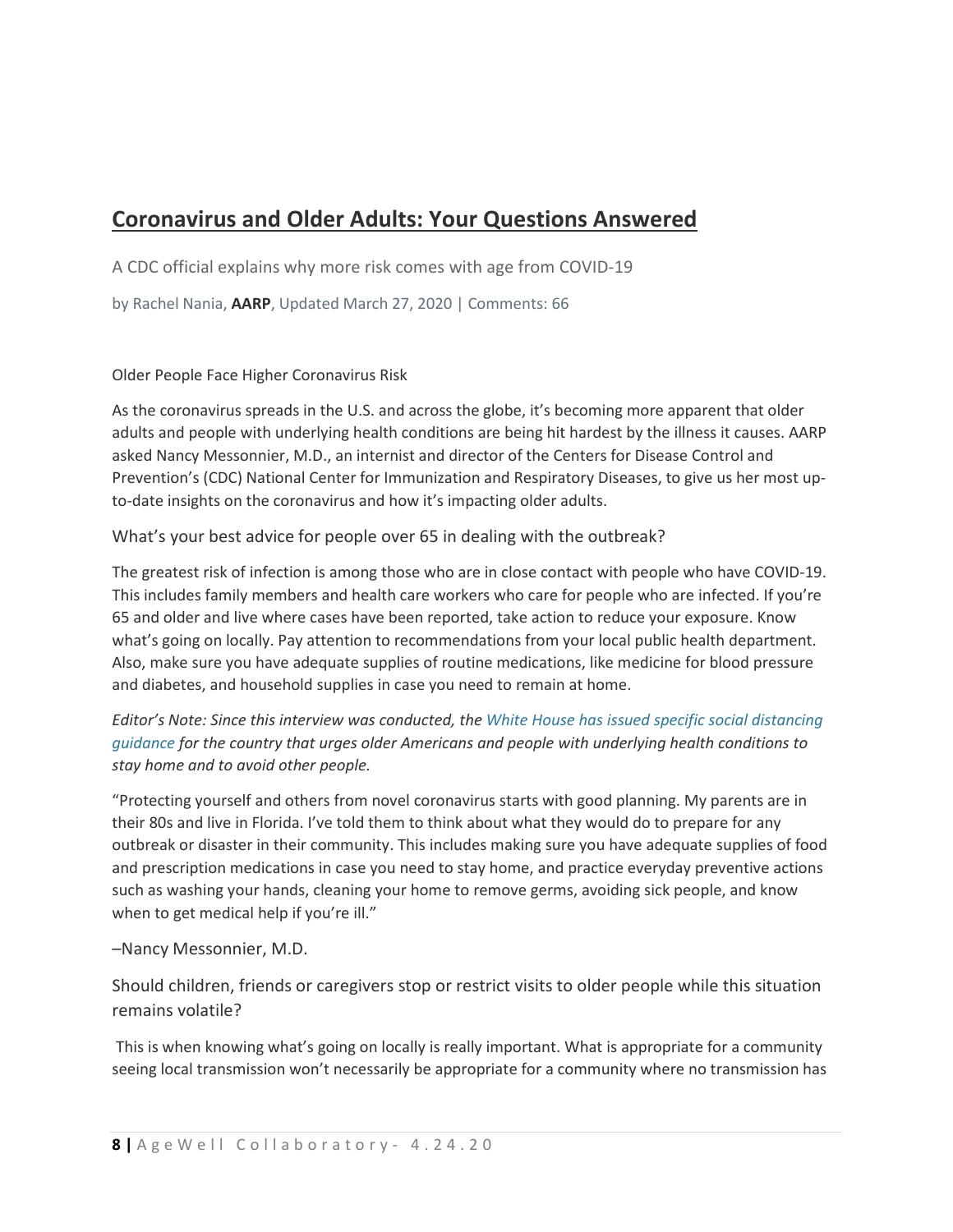## Coronavirus and Older Adults: Your Questions Answered

A CDC official explains why more risk comes with age from COVID-19

by Rachel Nania, **AARP**, Updated March 27, 2020 | Comments: 66

Older People Face Higher Coronavirus Risk

As the coronavirus spreads in the U.S. and across the globe, it's becoming more apparent that older adults and people with underlying health conditions are being hit hardest by the illness it causes. AARP asked Nancy Messonnier, M.D., an internist and director of the Centers for Disease Control and Prevention's (CDC) National Center for Immunization and Respiratory Diseases, to give us her most up-to-date insights on the coronavirus and how it's impacting older adults.

### What's your best advice for people over 65 in dealing with the outbreak?

The greatest risk of infection is among those who are in close contact with people who have COVID-19. This includes family members and health care workers who care for people who are infected. If you're 65 and older and live where cases have been reported, take action to reduce your exposure. Know what's going on locally. Pay attention to recommendations from your local public health department. Also, make sure you have adequate supplies of routine medications, like medicine for blood pressure and diabetes, and household supplies in case you need to remain at home.

*Editor's Note: Since this interview was conducted, the White House has issued specific social distancing guidance for the country that urges older Americans and people with underlying health conditions to stay home and to avoid other people.*

"Protecting yourself and others from novel coronavirus starts with good planning. My parents are in their 80s and live in Florida. I've told them to think about what they would do to prepare for any outbreak or disaster in their community. This includes making sure you have adequate supplies of food and prescription medications in case you need to stay home, and practice everyday preventive actions such as washing your hands, cleaning your home to remove germs, avoiding sick people, and know when to get medical help if you're ill."

–Nancy Messonnier, M.D.

### Should children, friends or caregivers stop or restrict visits to older people while this situation remains volatile?

This is when knowing what's going on locally is really important. What is appropriate for a community seeing local transmission won't necessarily be appropriate for a community where no transmission has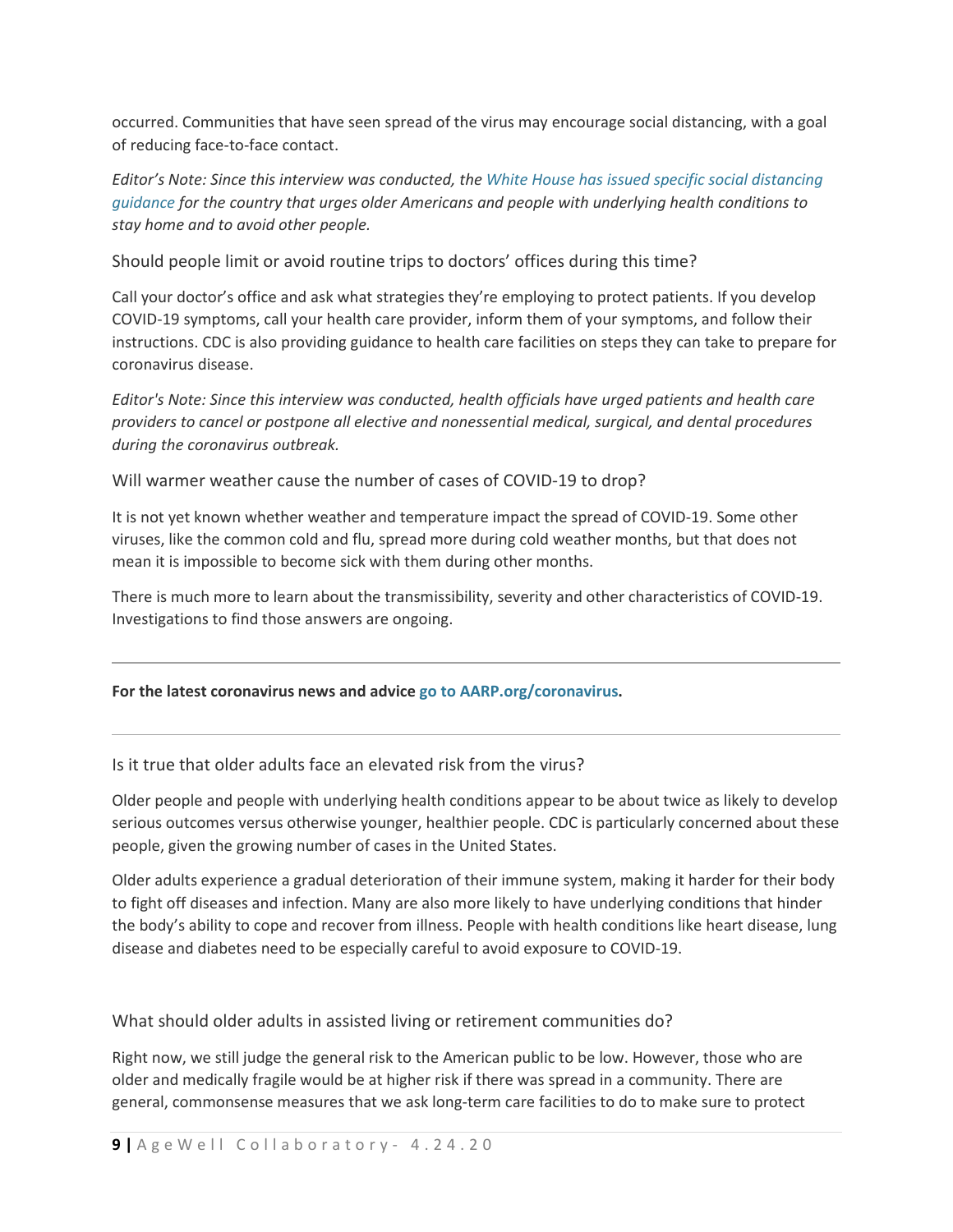occurred. Communities that have seen spread of the virus may encourage social distancing, with a goal of reducing face-to-face contact.

*Editor's Note: Since this interview was conducted, the White House has issued specific social distancing guidance for the country that urges older Americans and people with underlying health conditions to stay home and to avoid other people.*

### Should people limit or avoid routine trips to doctors' offices during this time?

Call your doctor's office and ask what strategies they're employing to protect patients. If you develop COVID-19 symptoms, call your health care provider, inform them of your symptoms, and follow their instructions. CDC is also providing guidance to health care facilities on steps they can take to prepare for coronavirus disease.

*Editor's Note: Since this interview was conducted, health officials have urged patients and health care providers to cancel or postpone all elective and nonessential medical, surgical, and dental procedures during the coronavirus outbreak.*

### Will warmer weather cause the number of cases of COVID-19 to drop?

It is not yet known whether weather and temperature impact the spread of COVID-19. Some other viruses, like the common cold and flu, spread more during cold weather months, but that does not mean it is impossible to become sick with them during other months.

There is much more to learn about the transmissibility, severity and other characteristics of COVID-19. Investigations to find those answers are ongoing.

---

**For the latest coronavirus news and advice go to AARP.org/coronavirus.**

---

### Is it true that older adults face an elevated risk from the virus?

Older people and people with underlying health conditions appear to be about twice as likely to develop serious outcomes versus otherwise younger, healthier people. CDC is particularly concerned about these people, given the growing number of cases in the United States.

Older adults experience a gradual deterioration of their immune system, making it harder for their body to fight off diseases and infection. Many are also more likely to have underlying conditions that hinder the body's ability to cope and recover from illness. People with health conditions like heart disease, lung disease and diabetes need to be especially careful to avoid exposure to COVID-19.

### What should older adults in assisted living or retirement communities do?

Right now, we still judge the general risk to the American public to be low. However, those who are older and medically fragile would be at higher risk if there was spread in a community. There are general, commonsense measures that we ask long-term care facilities to do to make sure to protect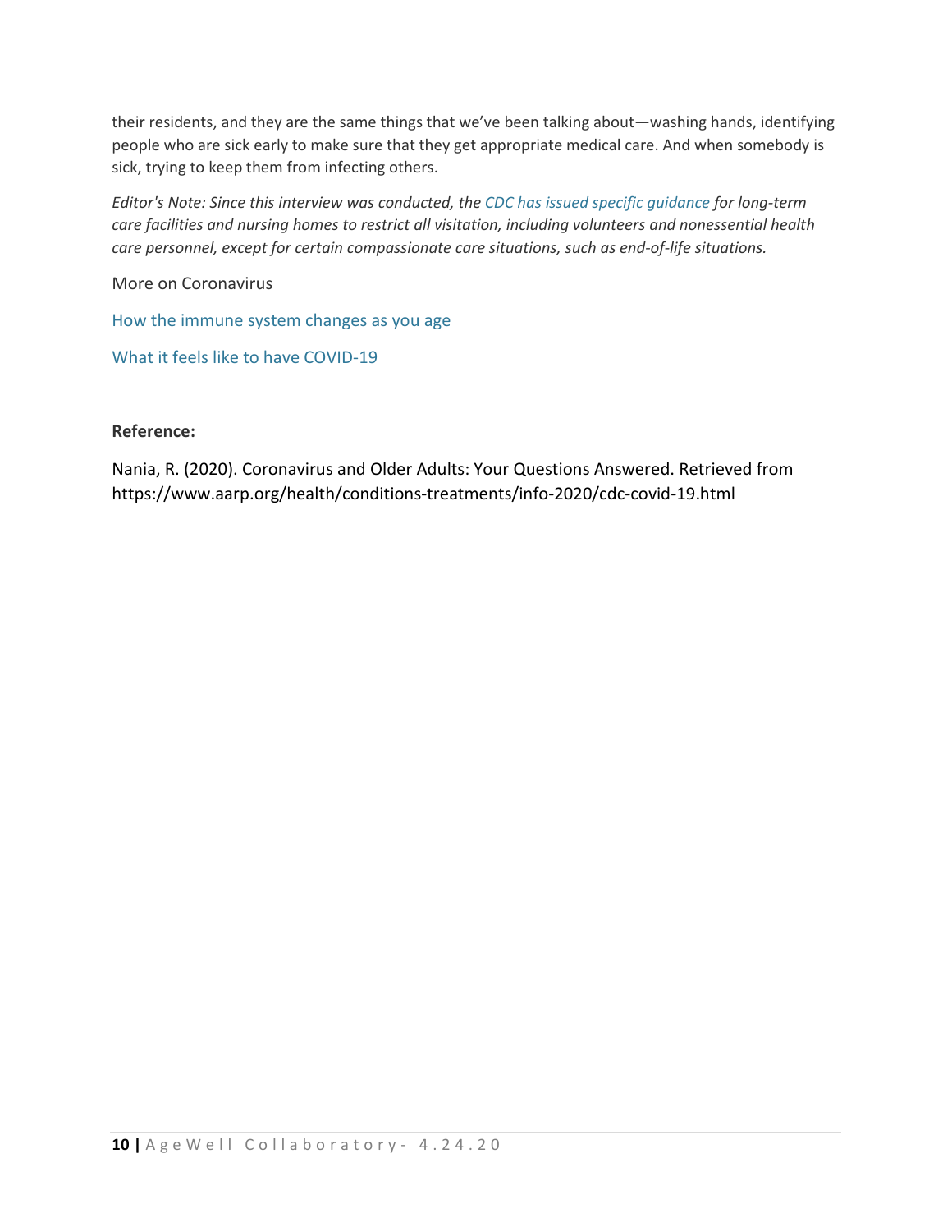their residents, and they are the same things that we've been talking about—washing hands, identifying people who are sick early to make sure that they get appropriate medical care. And when somebody is sick, trying to keep them from infecting others.

*Editor's Note: Since this interview was conducted, the CDC has issued specific guidance for long-term care facilities and nursing homes to restrict all visitation, including volunteers and nonessential health care personnel, except for certain compassionate care situations, such as end-of-life situations.*

More on Coronavirus

How the immune system changes as you age

What it feels like to have COVID-19

**Reference:**

Nania, R. (2020). Coronavirus and Older Adults: Your Questions Answered. Retrieved from https://www.aarp.org/health/conditions-treatments/info-2020/cdc-covid-19.html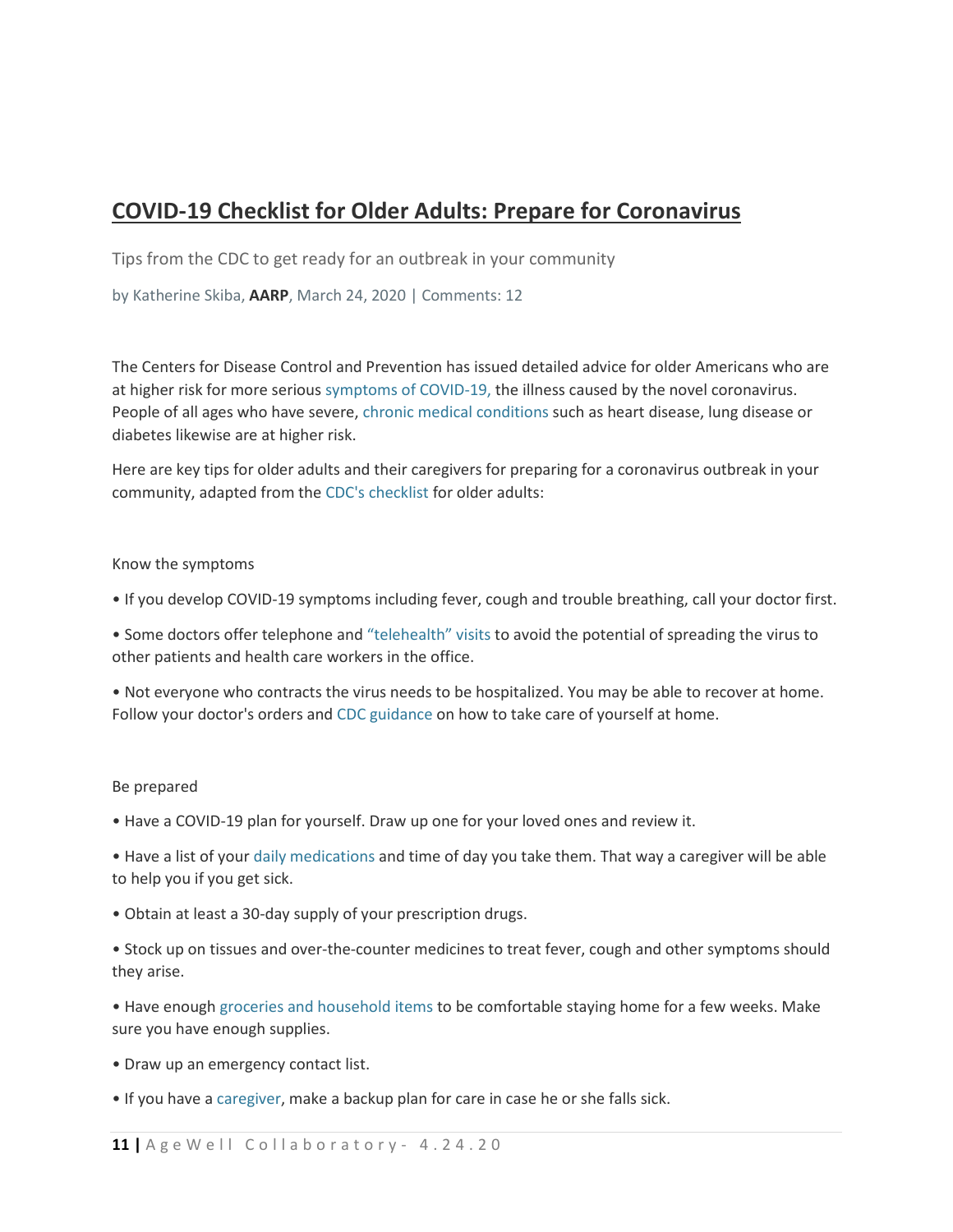## COVID-19 Checklist for Older Adults: Prepare for Coronavirus

Tips from the CDC to get ready for an outbreak in your community

by Katherine Skiba, **AARP**, March 24, 2020 | Comments: 12

The Centers for Disease Control and Prevention has issued detailed advice for older Americans who are at higher risk for more serious symptoms of COVID-19, the illness caused by the novel coronavirus. People of all ages who have severe, chronic medical conditions such as heart disease, lung disease or diabetes likewise are at higher risk.

Here are key tips for older adults and their caregivers for preparing for a coronavirus outbreak in your community, adapted from the CDC's checklist for older adults:

Know the symptoms

- If you develop COVID-19 symptoms including fever, cough and trouble breathing, call your doctor first.
- Some doctors offer telephone and "telehealth" visits to avoid the potential of spreading the virus to other patients and health care workers in the office.
- Not everyone who contracts the virus needs to be hospitalized. You may be able to recover at home. Follow your doctor's orders and CDC guidance on how to take care of yourself at home.

Be prepared

- Have a COVID-19 plan for yourself. Draw up one for your loved ones and review it.
- Have a list of your daily medications and time of day you take them. That way a caregiver will be able to help you if you get sick.
- Obtain at least a 30-day supply of your prescription drugs.
- Stock up on tissues and over-the-counter medicines to treat fever, cough and other symptoms should they arise.
- Have enough groceries and household items to be comfortable staying home for a few weeks. Make sure you have enough supplies.
- Draw up an emergency contact list.
- If you have a caregiver, make a backup plan for care in case he or she falls sick.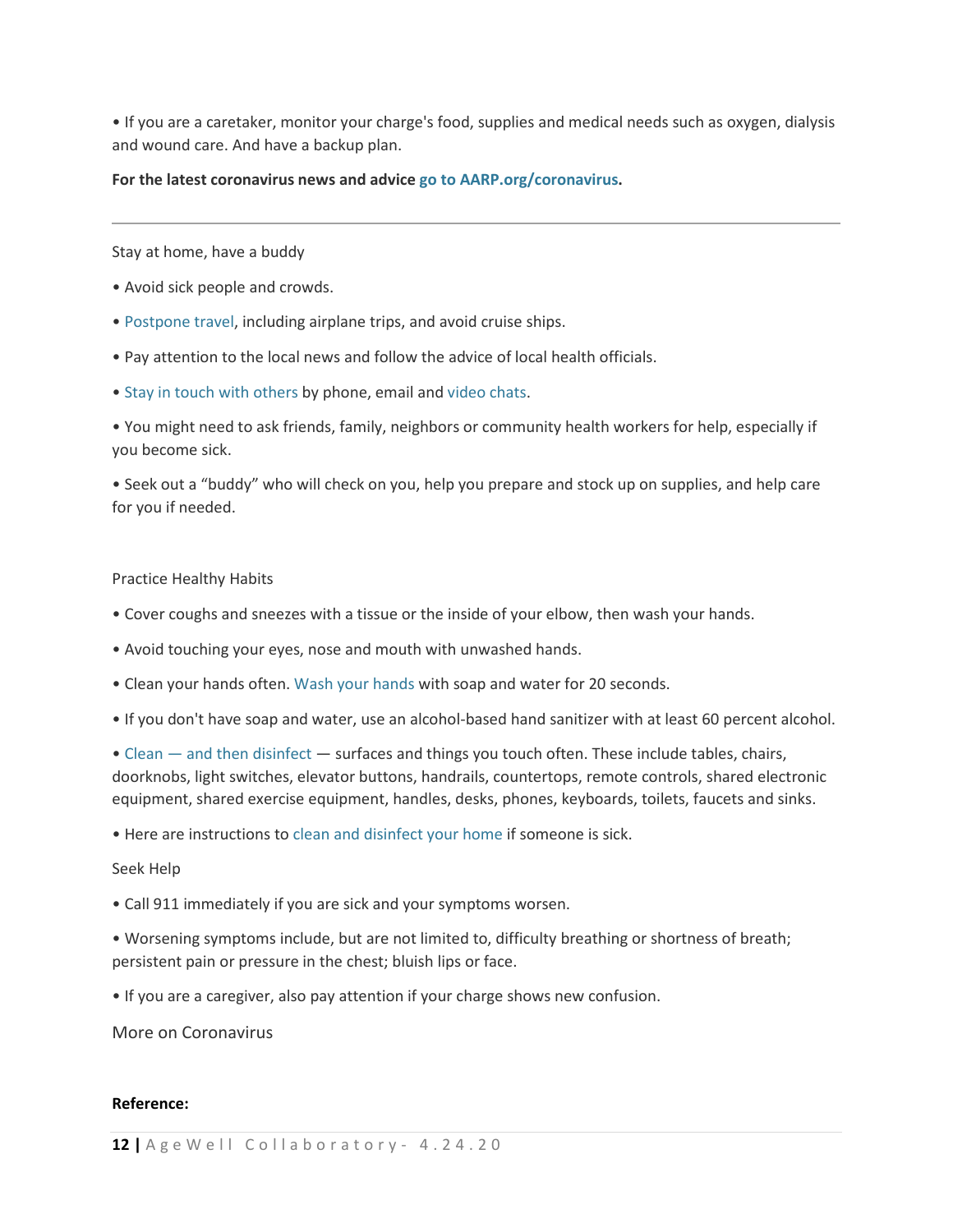- If you are a caretaker, monitor your charge's food, supplies and medical needs such as oxygen, dialysis and wound care. And have a backup plan.

**For the latest coronavirus news and advice go to AARP.org/coronavirus.**

---

Stay at home, have a buddy

- Avoid sick people and crowds.
- Postpone travel, including airplane trips, and avoid cruise ships.
- Pay attention to the local news and follow the advice of local health officials.
- Stay in touch with others by phone, email and video chats.
- You might need to ask friends, family, neighbors or community health workers for help, especially if you become sick.
- Seek out a "buddy" who will check on you, help you prepare and stock up on supplies, and help care for you if needed.

Practice Healthy Habits

- Cover coughs and sneezes with a tissue or the inside of your elbow, then wash your hands.
- Avoid touching your eyes, nose and mouth with unwashed hands.
- Clean your hands often. Wash your hands with soap and water for 20 seconds.
- If you don't have soap and water, use an alcohol-based hand sanitizer with at least 60 percent alcohol.
- Clean — and then disinfect — surfaces and things you touch often. These include tables, chairs, doorknobs, light switches, elevator buttons, handrails, countertops, remote controls, shared electronic equipment, shared exercise equipment, handles, desks, phones, keyboards, toilets, faucets and sinks.
- Here are instructions to clean and disinfect your home if someone is sick.

Seek Help

- Call 911 immediately if you are sick and your symptoms worsen.
- Worsening symptoms include, but are not limited to, difficulty breathing or shortness of breath; persistent pain or pressure in the chest; bluish lips or face.
- If you are a caregiver, also pay attention if your charge shows new confusion.

More on Coronavirus

**Reference:**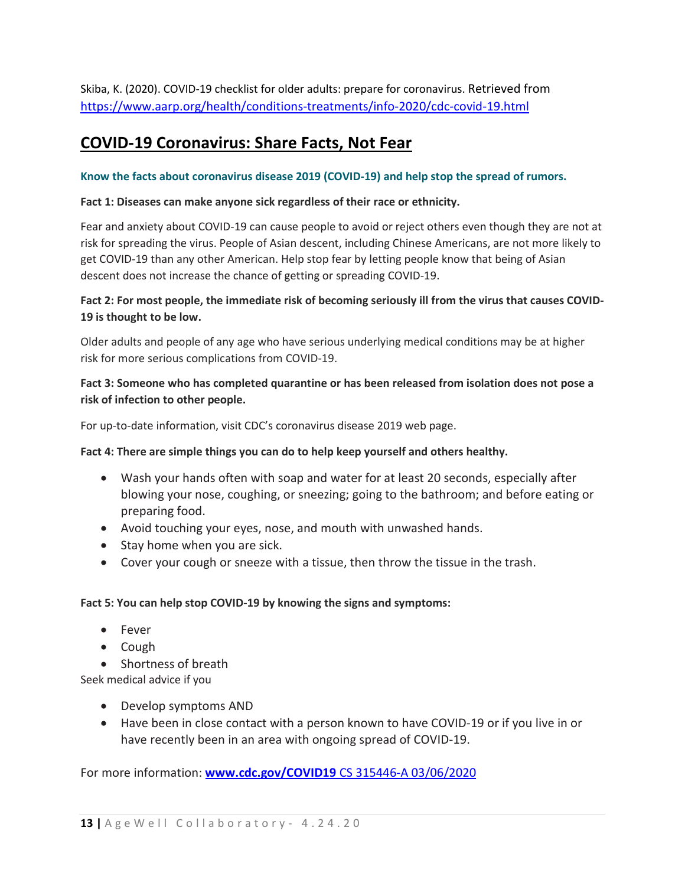Skiba, K. (2020). COVID-19 checklist for older adults: prepare for coronavirus. Retrieved from https://www.aarp.org/health/conditions-treatments/info-2020/cdc-covid-19.html

## COVID-19 Coronavirus: Share Facts, Not Fear

**Know the facts about coronavirus disease 2019 (COVID-19) and help stop the spread of rumors.**

**Fact 1: Diseases can make anyone sick regardless of their race or ethnicity.**

Fear and anxiety about COVID-19 can cause people to avoid or reject others even though they are not at risk for spreading the virus. People of Asian descent, including Chinese Americans, are not more likely to get COVID-19 than any other American. Help stop fear by letting people know that being of Asian descent does not increase the chance of getting or spreading COVID-19.

**Fact 2: For most people, the immediate risk of becoming seriously ill from the virus that causes COVID-19 is thought to be low.**

Older adults and people of any age who have serious underlying medical conditions may be at higher risk for more serious complications from COVID-19.

**Fact 3: Someone who has completed quarantine or has been released from isolation does not pose a risk of infection to other people.**

For up-to-date information, visit CDC's coronavirus disease 2019 web page.

**Fact 4: There are simple things you can do to help keep yourself and others healthy.**

- Wash your hands often with soap and water for at least 20 seconds, especially after blowing your nose, coughing, or sneezing; going to the bathroom; and before eating or preparing food.
- Avoid touching your eyes, nose, and mouth with unwashed hands.
- Stay home when you are sick.
- Cover your cough or sneeze with a tissue, then throw the tissue in the trash.

**Fact 5: You can help stop COVID-19 by knowing the signs and symptoms:**

- Fever
- Cough
- Shortness of breath

Seek medical advice if you

- Develop symptoms AND
- Have been in close contact with a person known to have COVID-19 or if you live in or have recently been in an area with ongoing spread of COVID-19.

For more information: **www.cdc.gov/COVID19** CS 315446-A 03/06/2020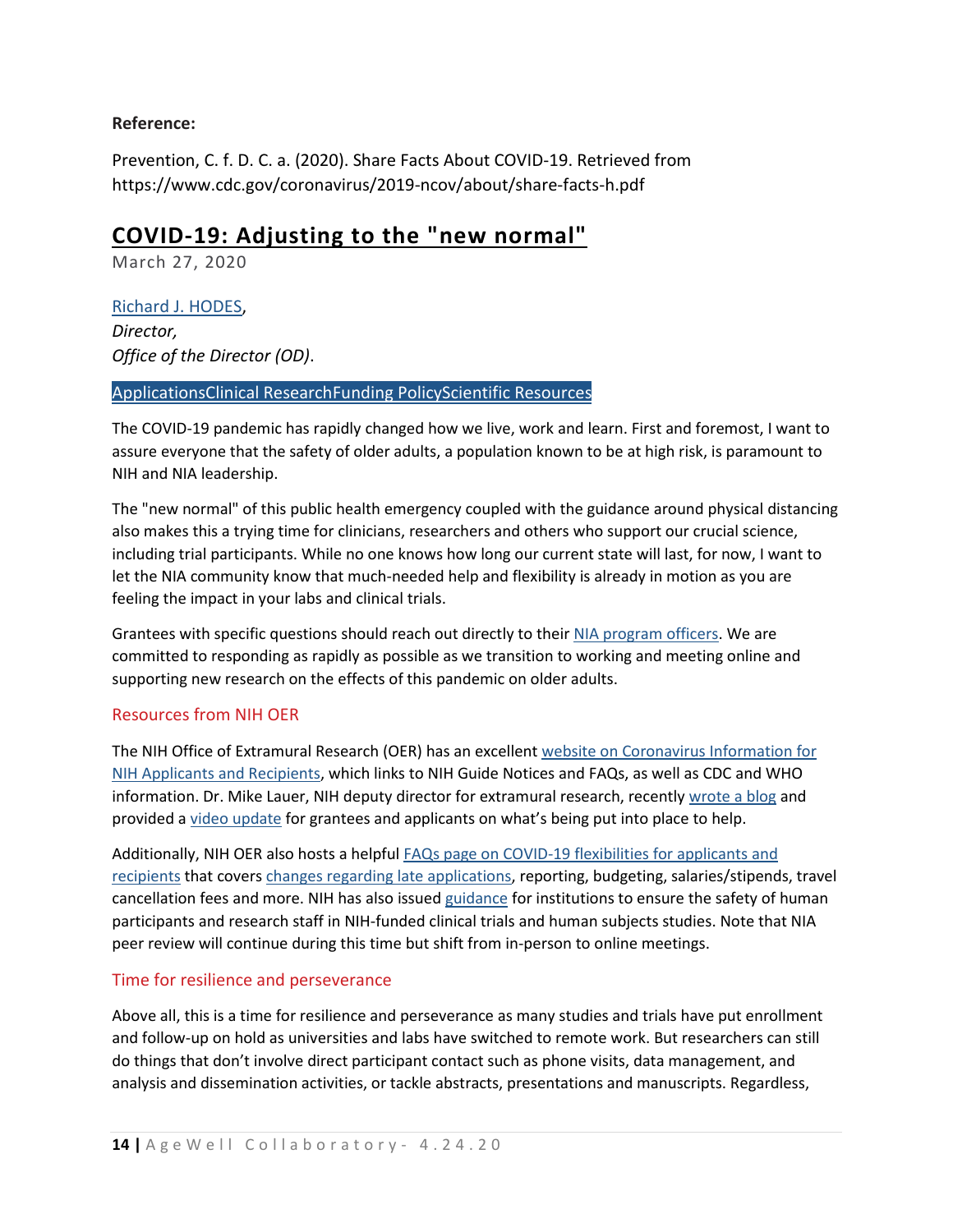**Reference:**

Prevention, C. f. D. C. a. (2020). Share Facts About COVID-19. Retrieved from https://www.cdc.gov/coronavirus/2019-ncov/about/share-facts-h.pdf

## COVID-19: Adjusting to the "new normal"

March 27, 2020

Richard J. HODES,
*Director,*
*Office of the Director (OD)*.

ApplicationsClinical ResearchFunding PolicyScientific Resources

The COVID-19 pandemic has rapidly changed how we live, work and learn. First and foremost, I want to assure everyone that the safety of older adults, a population known to be at high risk, is paramount to NIH and NIA leadership.

The "new normal" of this public health emergency coupled with the guidance around physical distancing also makes this a trying time for clinicians, researchers and others who support our crucial science, including trial participants. While no one knows how long our current state will last, for now, I want to let the NIA community know that much-needed help and flexibility is already in motion as you are feeling the impact in your labs and clinical trials.

Grantees with specific questions should reach out directly to their NIA program officers. We are committed to responding as rapidly as possible as we transition to working and meeting online and supporting new research on the effects of this pandemic on older adults.

### Resources from NIH OER

The NIH Office of Extramural Research (OER) has an excellent website on Coronavirus Information for NIH Applicants and Recipients, which links to NIH Guide Notices and FAQs, as well as CDC and WHO information. Dr. Mike Lauer, NIH deputy director for extramural research, recently wrote a blog and provided a video update for grantees and applicants on what's being put into place to help.

Additionally, NIH OER also hosts a helpful FAQs page on COVID-19 flexibilities for applicants and recipients that covers changes regarding late applications, reporting, budgeting, salaries/stipends, travel cancellation fees and more. NIH has also issued guidance for institutions to ensure the safety of human participants and research staff in NIH-funded clinical trials and human subjects studies. Note that NIA peer review will continue during this time but shift from in-person to online meetings.

### Time for resilience and perseverance

Above all, this is a time for resilience and perseverance as many studies and trials have put enrollment and follow-up on hold as universities and labs have switched to remote work. But researchers can still do things that don't involve direct participant contact such as phone visits, data management, and analysis and dissemination activities, or tackle abstracts, presentations and manuscripts. Regardless,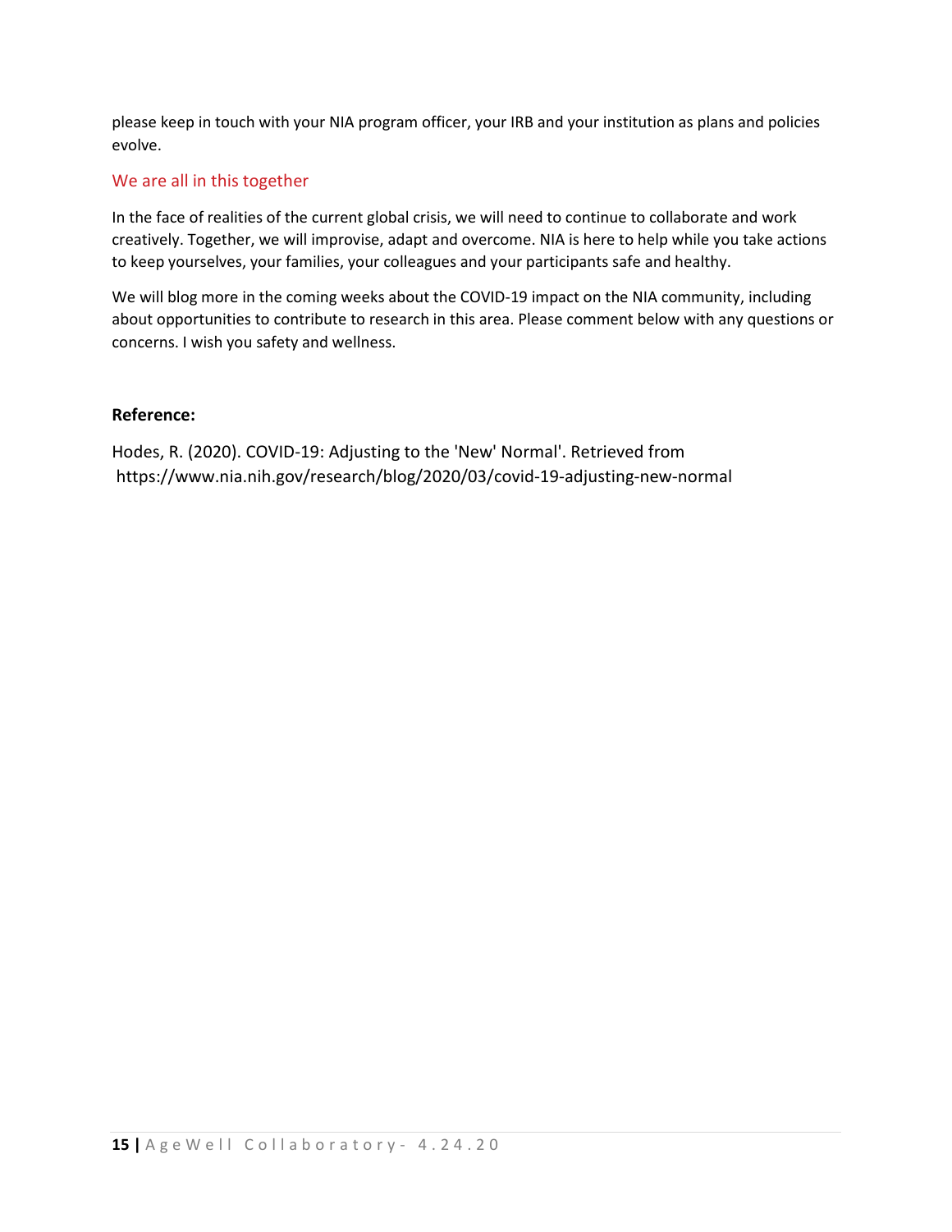please keep in touch with your NIA program officer, your IRB and your institution as plans and policies evolve.

## We are all in this together

In the face of realities of the current global crisis, we will need to continue to collaborate and work creatively. Together, we will improvise, adapt and overcome. NIA is here to help while you take actions to keep yourselves, your families, your colleagues and your participants safe and healthy.

We will blog more in the coming weeks about the COVID-19 impact on the NIA community, including about opportunities to contribute to research in this area. Please comment below with any questions or concerns. I wish you safety and wellness.

**Reference:**

Hodes, R. (2020). COVID-19: Adjusting to the 'New' Normal'. Retrieved from https://www.nia.nih.gov/research/blog/2020/03/covid-19-adjusting-new-normal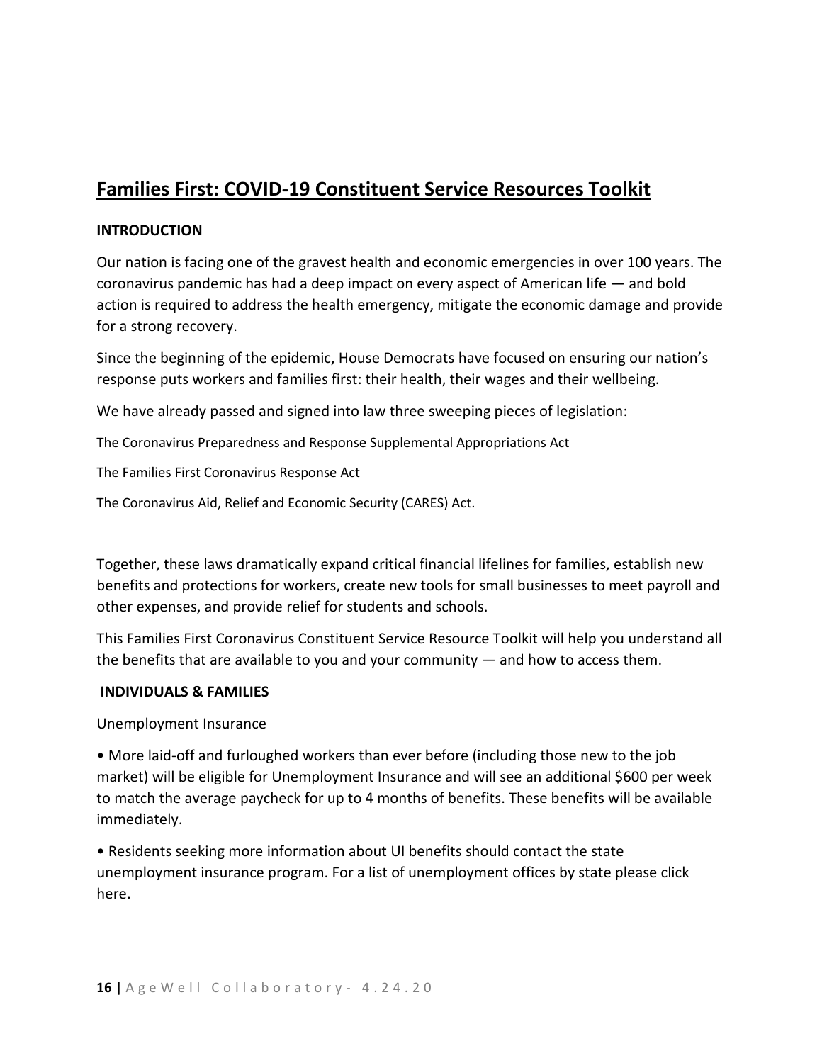# Families First: COVID-19 Constituent Service Resources Toolkit

**INTRODUCTION**

Our nation is facing one of the gravest health and economic emergencies in over 100 years. The coronavirus pandemic has had a deep impact on every aspect of American life — and bold action is required to address the health emergency, mitigate the economic damage and provide for a strong recovery.

Since the beginning of the epidemic, House Democrats have focused on ensuring our nation's response puts workers and families first: their health, their wages and their wellbeing.

We have already passed and signed into law three sweeping pieces of legislation:

The Coronavirus Preparedness and Response Supplemental Appropriations Act

The Families First Coronavirus Response Act

The Coronavirus Aid, Relief and Economic Security (CARES) Act.

Together, these laws dramatically expand critical financial lifelines for families, establish new benefits and protections for workers, create new tools for small businesses to meet payroll and other expenses, and provide relief for students and schools.

This Families First Coronavirus Constituent Service Resource Toolkit will help you understand all the benefits that are available to you and your community — and how to access them.

**INDIVIDUALS & FAMILIES**

Unemployment Insurance

- More laid-off and furloughed workers than ever before (including those new to the job market) will be eligible for Unemployment Insurance and will see an additional $600 per week to match the average paycheck for up to 4 months of benefits. These benefits will be available immediately.
- Residents seeking more information about UI benefits should contact the state unemployment insurance program. For a list of unemployment offices by state please click here.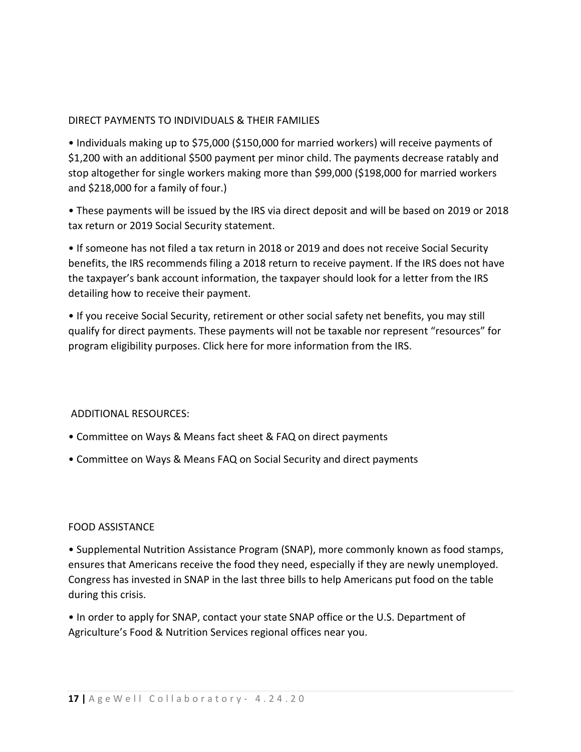## DIRECT PAYMENTS TO INDIVIDUALS & THEIR FAMILIES

- Individuals making up to $75,000 ($150,000 for married workers) will receive payments of $1,200 with an additional $500 payment per minor child. The payments decrease ratably and stop altogether for single workers making more than $99,000 ($198,000 for married workers and $218,000 for a family of four.)
- These payments will be issued by the IRS via direct deposit and will be based on 2019 or 2018 tax return or 2019 Social Security statement.
- If someone has not filed a tax return in 2018 or 2019 and does not receive Social Security benefits, the IRS recommends filing a 2018 return to receive payment. If the IRS does not have the taxpayer's bank account information, the taxpayer should look for a letter from the IRS detailing how to receive their payment.
- If you receive Social Security, retirement or other social safety net benefits, you may still qualify for direct payments. These payments will not be taxable nor represent "resources" for program eligibility purposes. Click here for more information from the IRS.

## ADDITIONAL RESOURCES:

- Committee on Ways & Means fact sheet & FAQ on direct payments
- Committee on Ways & Means FAQ on Social Security and direct payments

## FOOD ASSISTANCE

- Supplemental Nutrition Assistance Program (SNAP), more commonly known as food stamps, ensures that Americans receive the food they need, especially if they are newly unemployed. Congress has invested in SNAP in the last three bills to help Americans put food on the table during this crisis.
- In order to apply for SNAP, contact your state SNAP office or the U.S. Department of Agriculture's Food & Nutrition Services regional offices near you.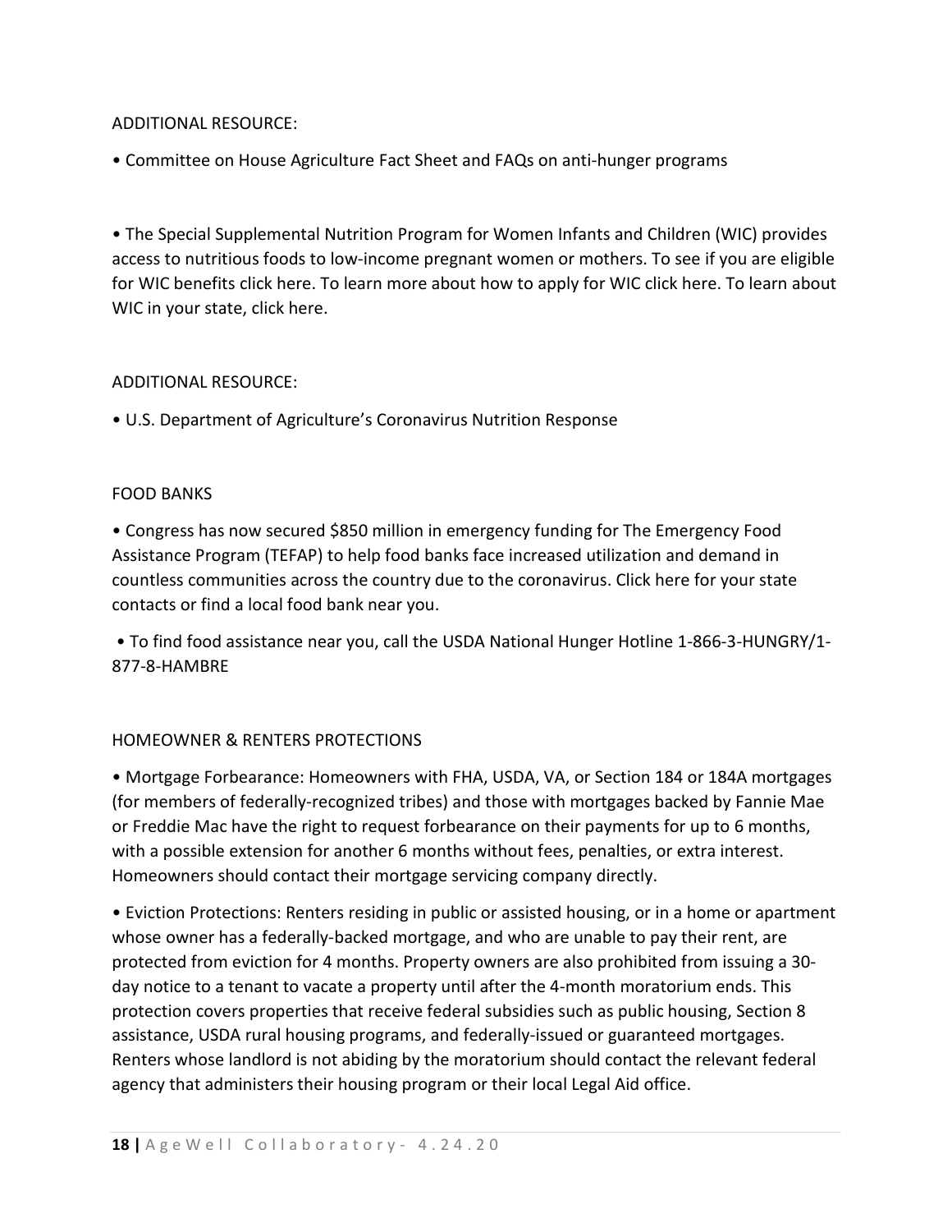ADDITIONAL RESOURCE:

- Committee on House Agriculture Fact Sheet and FAQs on anti-hunger programs

- The Special Supplemental Nutrition Program for Women Infants and Children (WIC) provides access to nutritious foods to low-income pregnant women or mothers. To see if you are eligible for WIC benefits click here. To learn more about how to apply for WIC click here. To learn about WIC in your state, click here.

ADDITIONAL RESOURCE:

- U.S. Department of Agriculture's Coronavirus Nutrition Response

## FOOD BANKS

- Congress has now secured $850 million in emergency funding for The Emergency Food Assistance Program (TEFAP) to help food banks face increased utilization and demand in countless communities across the country due to the coronavirus. Click here for your state contacts or find a local food bank near you.

- To find food assistance near you, call the USDA National Hunger Hotline 1-866-3-HUNGRY/1-877-8-HAMBRE

## HOMEOWNER & RENTERS PROTECTIONS

- Mortgage Forbearance: Homeowners with FHA, USDA, VA, or Section 184 or 184A mortgages (for members of federally-recognized tribes) and those with mortgages backed by Fannie Mae or Freddie Mac have the right to request forbearance on their payments for up to 6 months, with a possible extension for another 6 months without fees, penalties, or extra interest. Homeowners should contact their mortgage servicing company directly.

- Eviction Protections: Renters residing in public or assisted housing, or in a home or apartment whose owner has a federally-backed mortgage, and who are unable to pay their rent, are protected from eviction for 4 months. Property owners are also prohibited from issuing a 30-day notice to a tenant to vacate a property until after the 4-month moratorium ends. This protection covers properties that receive federal subsidies such as public housing, Section 8 assistance, USDA rural housing programs, and federally-issued or guaranteed mortgages. Renters whose landlord is not abiding by the moratorium should contact the relevant federal agency that administers their housing program or their local Legal Aid office.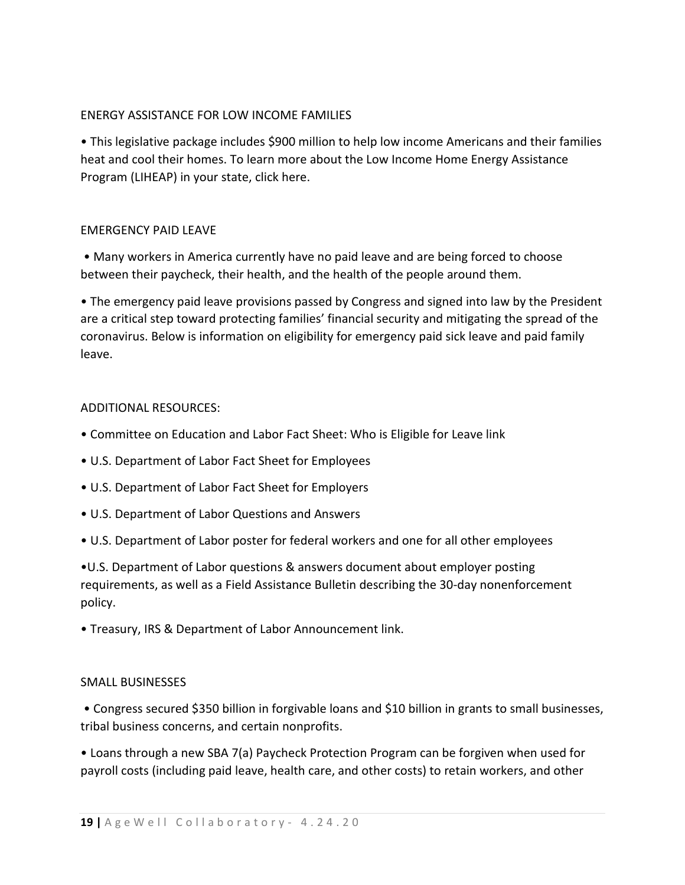## ENERGY ASSISTANCE FOR LOW INCOME FAMILIES

- This legislative package includes $900 million to help low income Americans and their families heat and cool their homes. To learn more about the Low Income Home Energy Assistance Program (LIHEAP) in your state, click here.

## EMERGENCY PAID LEAVE

- Many workers in America currently have no paid leave and are being forced to choose between their paycheck, their health, and the health of the people around them.
- The emergency paid leave provisions passed by Congress and signed into law by the President are a critical step toward protecting families' financial security and mitigating the spread of the coronavirus. Below is information on eligibility for emergency paid sick leave and paid family leave.

## ADDITIONAL RESOURCES:

- Committee on Education and Labor Fact Sheet: Who is Eligible for Leave link
- U.S. Department of Labor Fact Sheet for Employees
- U.S. Department of Labor Fact Sheet for Employers
- U.S. Department of Labor Questions and Answers
- U.S. Department of Labor poster for federal workers and one for all other employees
- U.S. Department of Labor questions & answers document about employer posting requirements, as well as a Field Assistance Bulletin describing the 30-day nonenforcement policy.
- Treasury, IRS & Department of Labor Announcement link.

## SMALL BUSINESSES

- Congress secured $350 billion in forgivable loans and $10 billion in grants to small businesses, tribal business concerns, and certain nonprofits.
- Loans through a new SBA 7(a) Paycheck Protection Program can be forgiven when used for payroll costs (including paid leave, health care, and other costs) to retain workers, and other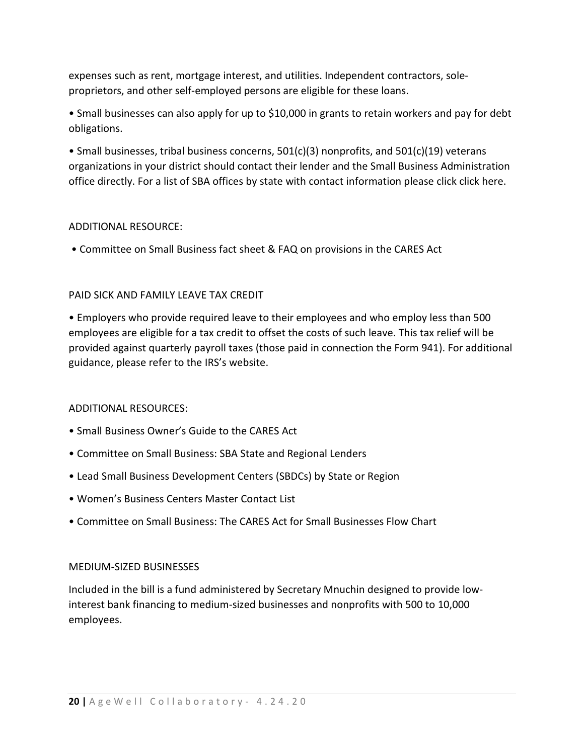expenses such as rent, mortgage interest, and utilities. Independent contractors, sole-proprietors, and other self-employed persons are eligible for these loans.

- Small businesses can also apply for up to $10,000 in grants to retain workers and pay for debt obligations.
- Small businesses, tribal business concerns, 501(c)(3) nonprofits, and 501(c)(19) veterans organizations in your district should contact their lender and the Small Business Administration office directly. For a list of SBA offices by state with contact information please click click here.

ADDITIONAL RESOURCE:

- Committee on Small Business fact sheet & FAQ on provisions in the CARES Act

PAID SICK AND FAMILY LEAVE TAX CREDIT

- Employers who provide required leave to their employees and who employ less than 500 employees are eligible for a tax credit to offset the costs of such leave. This tax relief will be provided against quarterly payroll taxes (those paid in connection the Form 941). For additional guidance, please refer to the IRS's website.

ADDITIONAL RESOURCES:

- Small Business Owner's Guide to the CARES Act
- Committee on Small Business: SBA State and Regional Lenders
- Lead Small Business Development Centers (SBDCs) by State or Region
- Women's Business Centers Master Contact List
- Committee on Small Business: The CARES Act for Small Businesses Flow Chart

MEDIUM-SIZED BUSINESSES

Included in the bill is a fund administered by Secretary Mnuchin designed to provide low-interest bank financing to medium-sized businesses and nonprofits with 500 to 10,000 employees.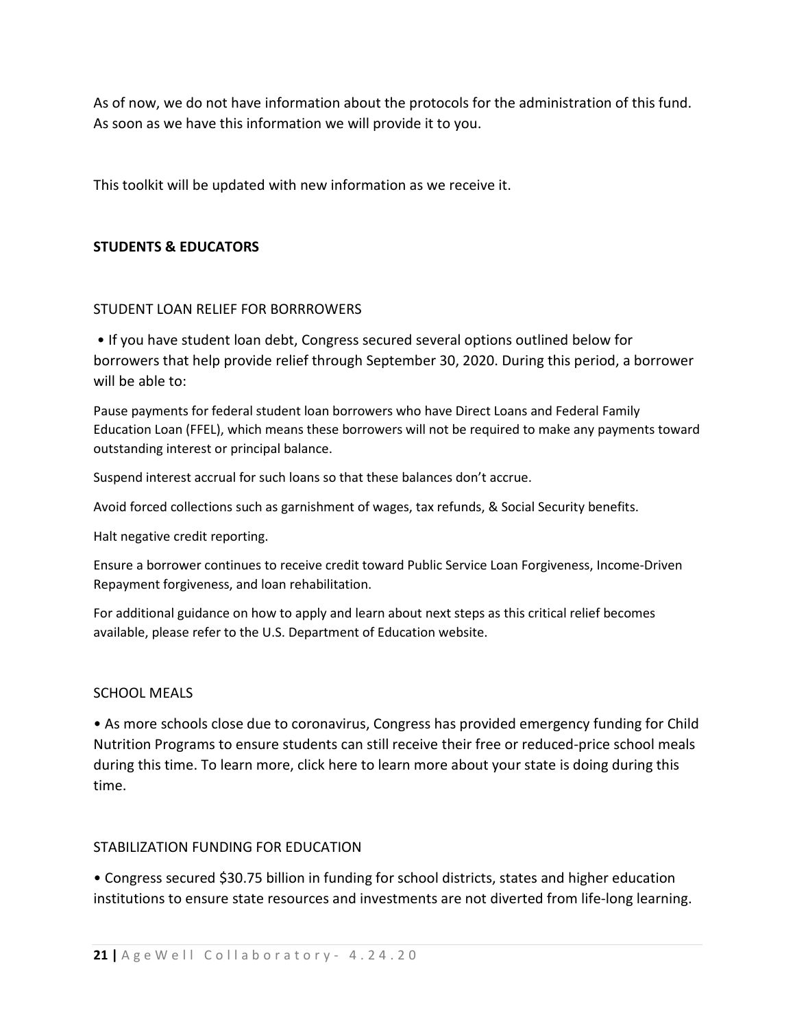As of now, we do not have information about the protocols for the administration of this fund. As soon as we have this information we will provide it to you.

This toolkit will be updated with new information as we receive it.

**STUDENTS & EDUCATORS**

STUDENT LOAN RELIEF FOR BORRROWERS

- If you have student loan debt, Congress secured several options outlined below for borrowers that help provide relief through September 30, 2020. During this period, a borrower will be able to:

Pause payments for federal student loan borrowers who have Direct Loans and Federal Family Education Loan (FFEL), which means these borrowers will not be required to make any payments toward outstanding interest or principal balance.

Suspend interest accrual for such loans so that these balances don't accrue.

Avoid forced collections such as garnishment of wages, tax refunds, & Social Security benefits.

Halt negative credit reporting.

Ensure a borrower continues to receive credit toward Public Service Loan Forgiveness, Income-Driven Repayment forgiveness, and loan rehabilitation.

For additional guidance on how to apply and learn about next steps as this critical relief becomes available, please refer to the U.S. Department of Education website.

SCHOOL MEALS

- As more schools close due to coronavirus, Congress has provided emergency funding for Child Nutrition Programs to ensure students can still receive their free or reduced-price school meals during this time. To learn more, click here to learn more about your state is doing during this time.

STABILIZATION FUNDING FOR EDUCATION

- Congress secured $30.75 billion in funding for school districts, states and higher education institutions to ensure state resources and investments are not diverted from life-long learning.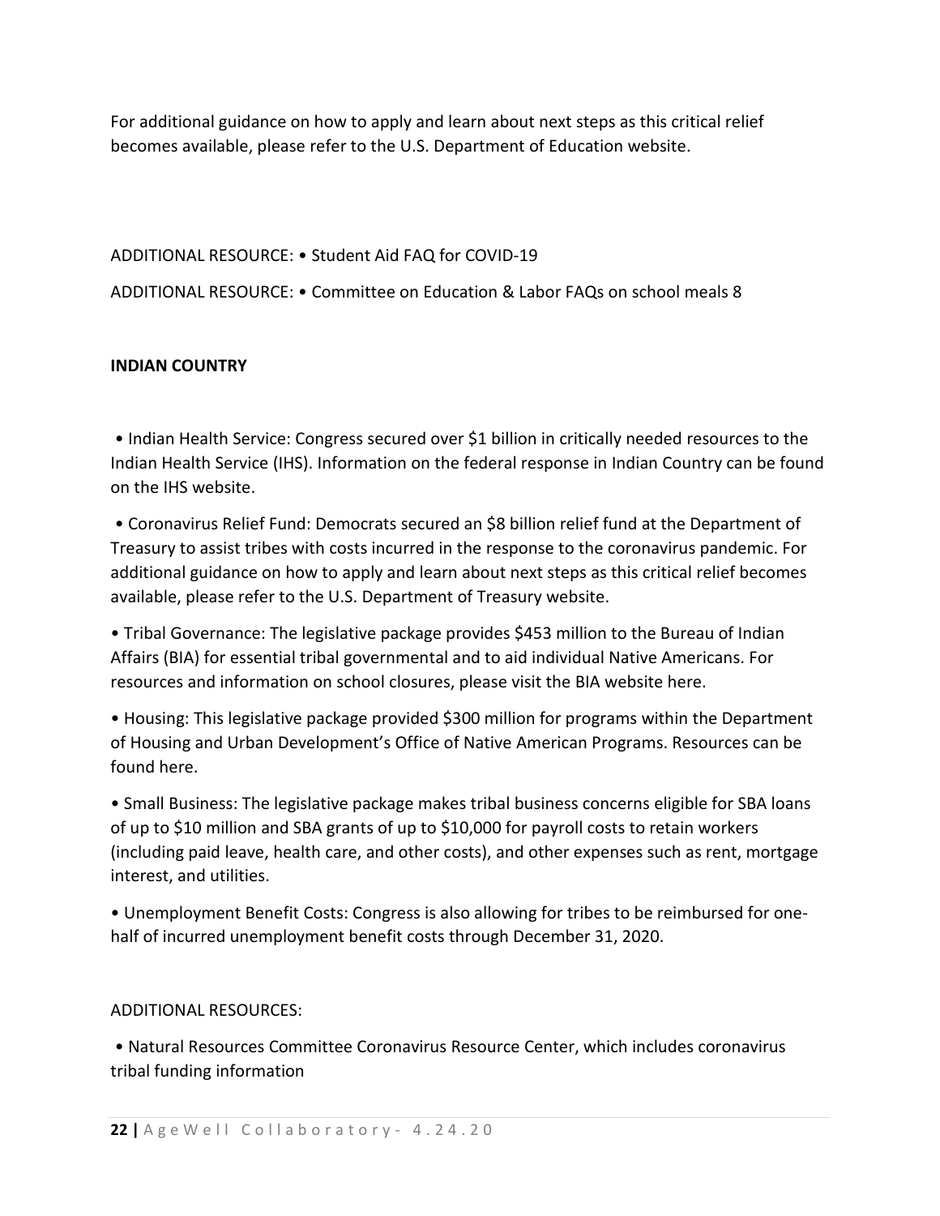For additional guidance on how to apply and learn about next steps as this critical relief becomes available, please refer to the U.S. Department of Education website.

ADDITIONAL RESOURCE: • Student Aid FAQ for COVID-19

ADDITIONAL RESOURCE: • Committee on Education & Labor FAQs on school meals 8

**INDIAN COUNTRY**

• Indian Health Service: Congress secured over $1 billion in critically needed resources to the Indian Health Service (IHS). Information on the federal response in Indian Country can be found on the IHS website.

• Coronavirus Relief Fund: Democrats secured an $8 billion relief fund at the Department of Treasury to assist tribes with costs incurred in the response to the coronavirus pandemic. For additional guidance on how to apply and learn about next steps as this critical relief becomes available, please refer to the U.S. Department of Treasury website.

• Tribal Governance: The legislative package provides $453 million to the Bureau of Indian Affairs (BIA) for essential tribal governmental and to aid individual Native Americans. For resources and information on school closures, please visit the BIA website here.

• Housing: This legislative package provided $300 million for programs within the Department of Housing and Urban Development's Office of Native American Programs. Resources can be found here.

• Small Business: The legislative package makes tribal business concerns eligible for SBA loans of up to $10 million and SBA grants of up to $10,000 for payroll costs to retain workers (including paid leave, health care, and other costs), and other expenses such as rent, mortgage interest, and utilities.

• Unemployment Benefit Costs: Congress is also allowing for tribes to be reimbursed for one-half of incurred unemployment benefit costs through December 31, 2020.

ADDITIONAL RESOURCES:

• Natural Resources Committee Coronavirus Resource Center, which includes coronavirus tribal funding information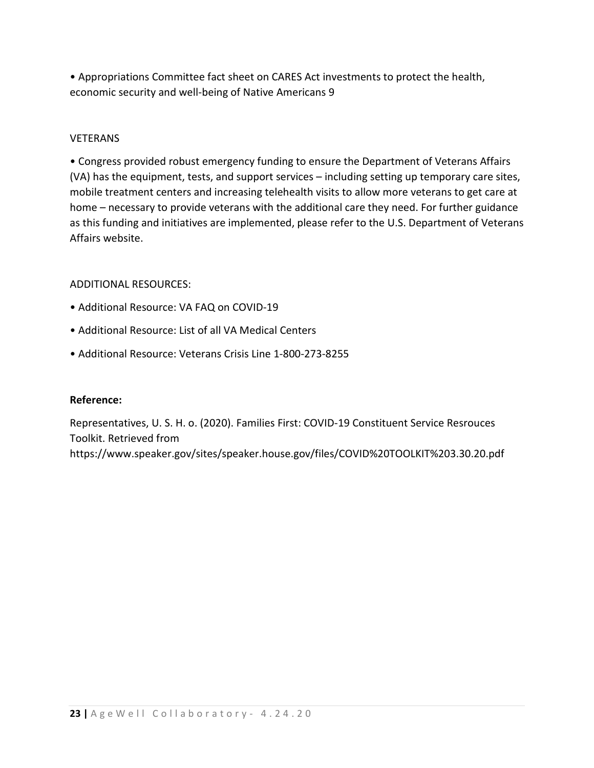• Appropriations Committee fact sheet on CARES Act investments to protect the health, economic security and well-being of Native Americans 9

VETERANS

• Congress provided robust emergency funding to ensure the Department of Veterans Affairs (VA) has the equipment, tests, and support services – including setting up temporary care sites, mobile treatment centers and increasing telehealth visits to allow more veterans to get care at home – necessary to provide veterans with the additional care they need. For further guidance as this funding and initiatives are implemented, please refer to the U.S. Department of Veterans Affairs website.

ADDITIONAL RESOURCES:

• Additional Resource: VA FAQ on COVID-19

• Additional Resource: List of all VA Medical Centers

• Additional Resource: Veterans Crisis Line 1-800-273-8255

**Reference:**

Representatives, U. S. H. o. (2020). Families First: COVID-19 Constituent Service Resrouces Toolkit. Retrieved from https://www.speaker.gov/sites/speaker.house.gov/files/COVID%20TOOLKIT%203.30.20.pdf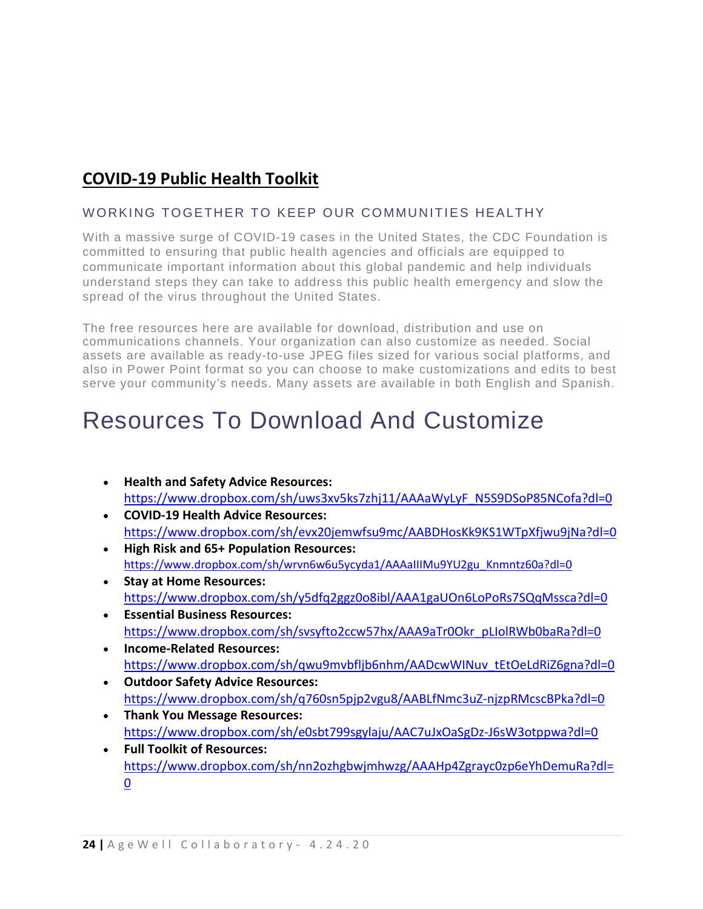## COVID-19 Public Health Toolkit

### WORKING TOGETHER TO KEEP OUR COMMUNITIES HEALTHY

With a massive surge of COVID-19 cases in the United States, the CDC Foundation is committed to ensuring that public health agencies and officials are equipped to communicate important information about this global pandemic and help individuals understand steps they can take to address this public health emergency and slow the spread of the virus throughout the United States.

The free resources here are available for download, distribution and use on communications channels. Your organization can also customize as needed. Social assets are available as ready-to-use JPEG files sized for various social platforms, and also in Power Point format so you can choose to make customizations and edits to best serve your community's needs. Many assets are available in both English and Spanish.

# Resources To Download And Customize

- **Health and Safety Advice Resources:** https://www.dropbox.com/sh/uws3xv5ks7zhj11/AAAaWyLyF_N5S9DSoP85NCofa?dl=0
- **COVID-19 Health Advice Resources:** https://www.dropbox.com/sh/evx20jemwfsu9mc/AABDHosKk9KS1WTpXfjwu9jNa?dl=0
- **High Risk and 65+ Population Resources:** https://www.dropbox.com/sh/wrvn6w6u5ycyda1/AAAaIIIMu9YU2gu_Knmntz60a?dl=0
- **Stay at Home Resources:** https://www.dropbox.com/sh/y5dfq2ggz0o8ibl/AAA1gaUOn6LoPoRs7SQqMssca?dl=0
- **Essential Business Resources:** https://www.dropbox.com/sh/svsyfto2ccw57hx/AAA9aTr0Okr_pLIolRWb0baRa?dl=0
- **Income-Related Resources:** https://www.dropbox.com/sh/qwu9mvbfljb6nhm/AADcwWINuv_tEtOeLdRiZ6gna?dl=0
- **Outdoor Safety Advice Resources:** https://www.dropbox.com/sh/q760sn5pjp2vgu8/AABLfNmc3uZ-njzpRMcscBPka?dl=0
- **Thank You Message Resources:** https://www.dropbox.com/sh/e0sbt799sgylaju/AAC7uJxOaSgDz-J6sW3otppwa?dl=0
- **Full Toolkit of Resources:** https://www.dropbox.com/sh/nn2ozhgbwjmhwzg/AAAHp4Zgrayc0zp6eYhDemuRa?dl=0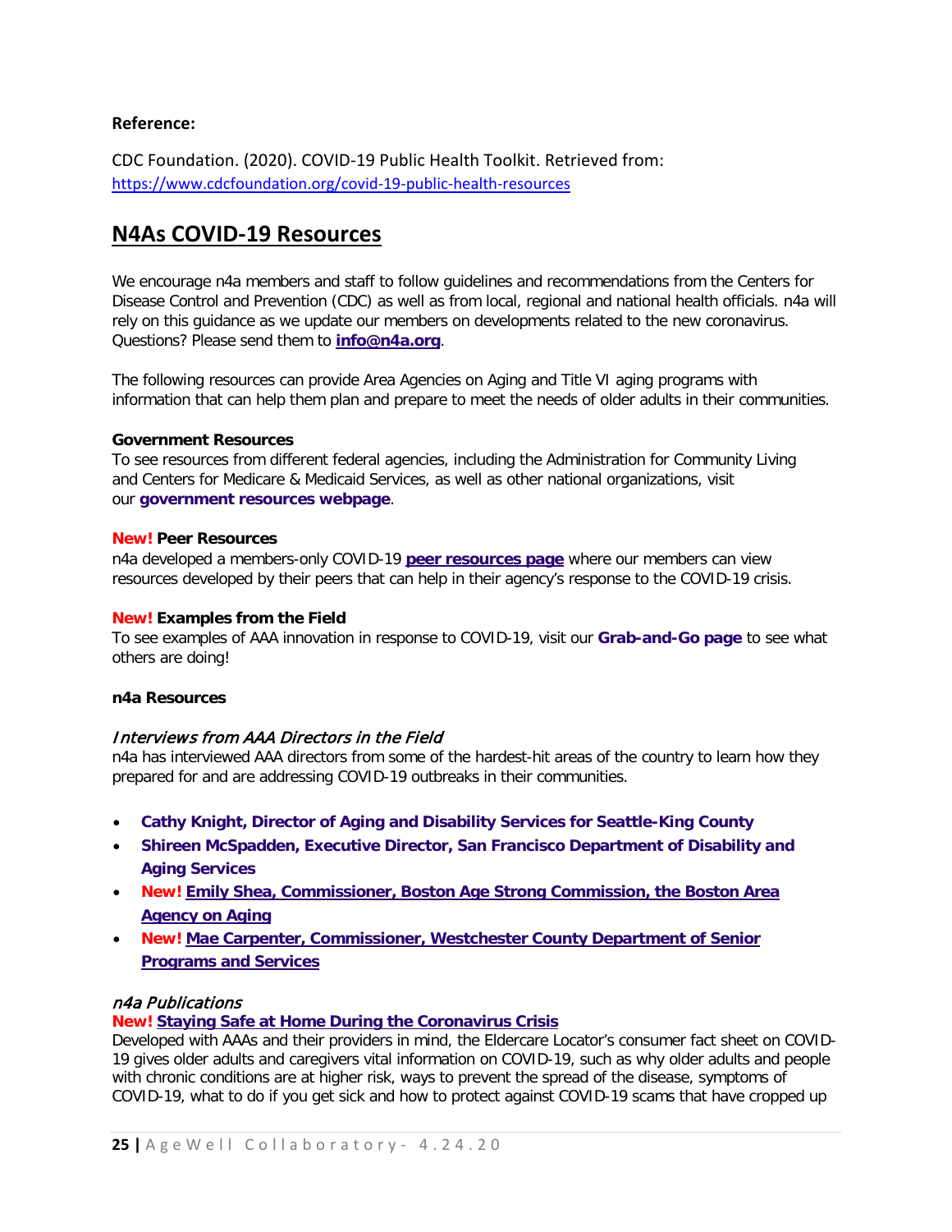**Reference:**

CDC Foundation. (2020). COVID-19 Public Health Toolkit. Retrieved from: https://www.cdcfoundation.org/covid-19-public-health-resources

## N4As COVID-19 Resources

We encourage n4a members and staff to follow guidelines and recommendations from the Centers for Disease Control and Prevention (CDC) as well as from local, regional and national health officials. n4a will rely on this guidance as we update our members on developments related to the new coronavirus. Questions? Please send them to **info@n4a.org**.

The following resources can provide Area Agencies on Aging and Title VI aging programs with information that can help them plan and prepare to meet the needs of older adults in their communities.

**Government Resources**
To see resources from different federal agencies, including the Administration for Community Living and Centers for Medicare & Medicaid Services, as well as other national organizations, visit our **government resources webpage**.

**New! Peer Resources**
n4a developed a members-only COVID-19 **peer resources page** where our members can view resources developed by their peers that can help in their agency's response to the COVID-19 crisis.

**New! Examples from the Field**
To see examples of AAA innovation in response to COVID-19, visit our **Grab-and-Go page** to see what others are doing!

**n4a Resources**

*Interviews from AAA Directors in the Field*
n4a has interviewed AAA directors from some of the hardest-hit areas of the country to learn how they prepared for and are addressing COVID-19 outbreaks in their communities.

- **Cathy Knight, Director of Aging and Disability Services for Seattle-King County**
- **Shireen McSpadden, Executive Director, San Francisco Department of Disability and Aging Services**
- **New! Emily Shea, Commissioner, Boston Age Strong Commission, the Boston Area Agency on Aging**
- **New! Mae Carpenter, Commissioner, Westchester County Department of Senior Programs and Services**

*n4a Publications*
**New! Staying Safe at Home During the Coronavirus Crisis**
Developed with AAAs and their providers in mind, the Eldercare Locator's consumer fact sheet on COVID-19 gives older adults and caregivers vital information on COVID-19, such as why older adults and people with chronic conditions are at higher risk, ways to prevent the spread of the disease, symptoms of COVID-19, what to do if you get sick and how to protect against COVID-19 scams that have cropped up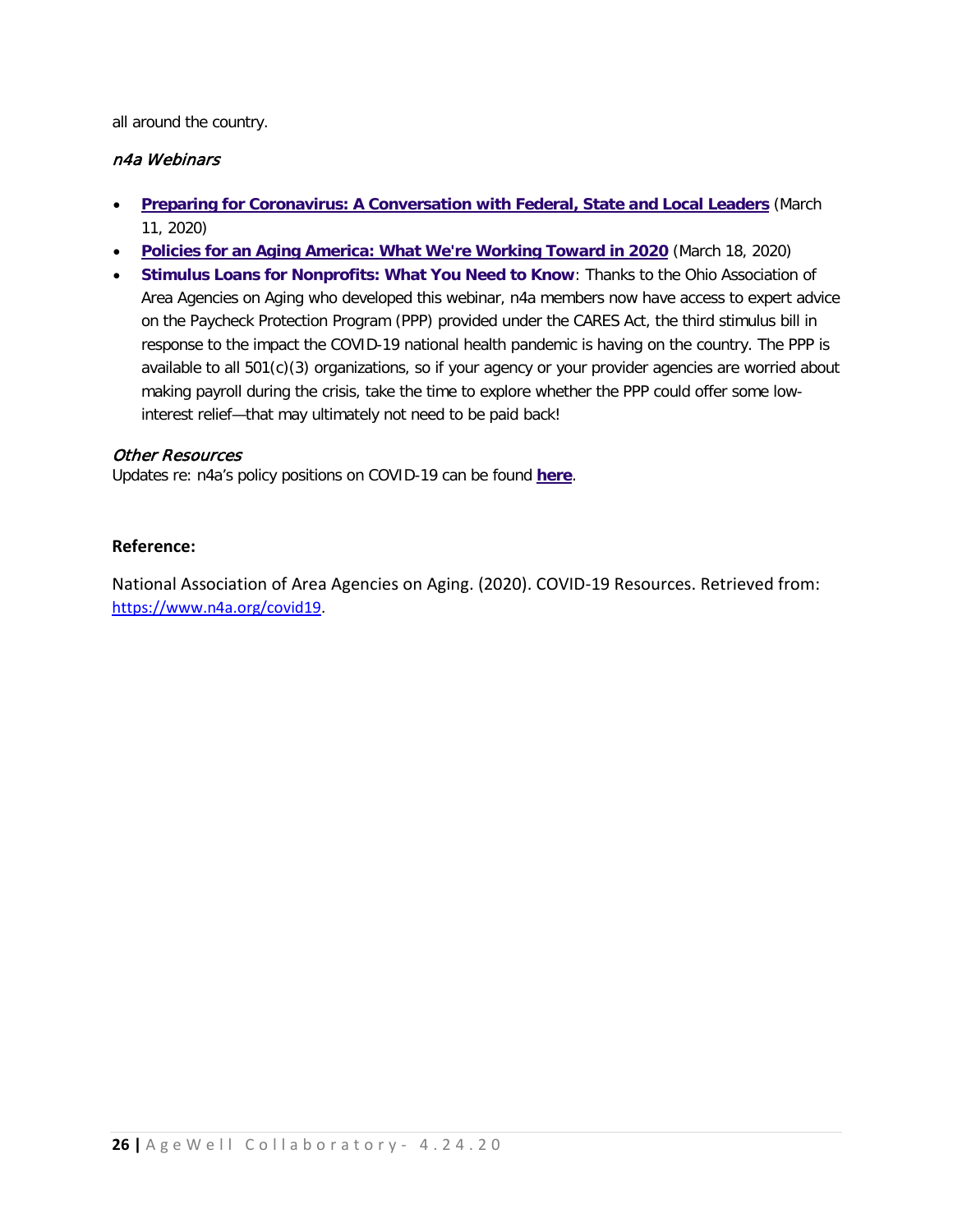all around the country.

*n4a Webinars*

- **Preparing for Coronavirus: A Conversation with Federal, State and Local Leaders** (March 11, 2020)
- **Policies for an Aging America: What We're Working Toward in 2020** (March 18, 2020)
- **Stimulus Loans for Nonprofits: What You Need to Know**: Thanks to the Ohio Association of Area Agencies on Aging who developed this webinar, n4a members now have access to expert advice on the Paycheck Protection Program (PPP) provided under the CARES Act, the third stimulus bill in response to the impact the COVID-19 national health pandemic is having on the country. The PPP is available to all 501(c)(3) organizations, so if your agency or your provider agencies are worried about making payroll during the crisis, take the time to explore whether the PPP could offer some low-interest relief—that may ultimately not need to be paid back!

*Other Resources*

Updates re: n4a's policy positions on COVID-19 can be found **here**.

**Reference:**

National Association of Area Agencies on Aging. (2020). COVID-19 Resources. Retrieved from: https://www.n4a.org/covid19.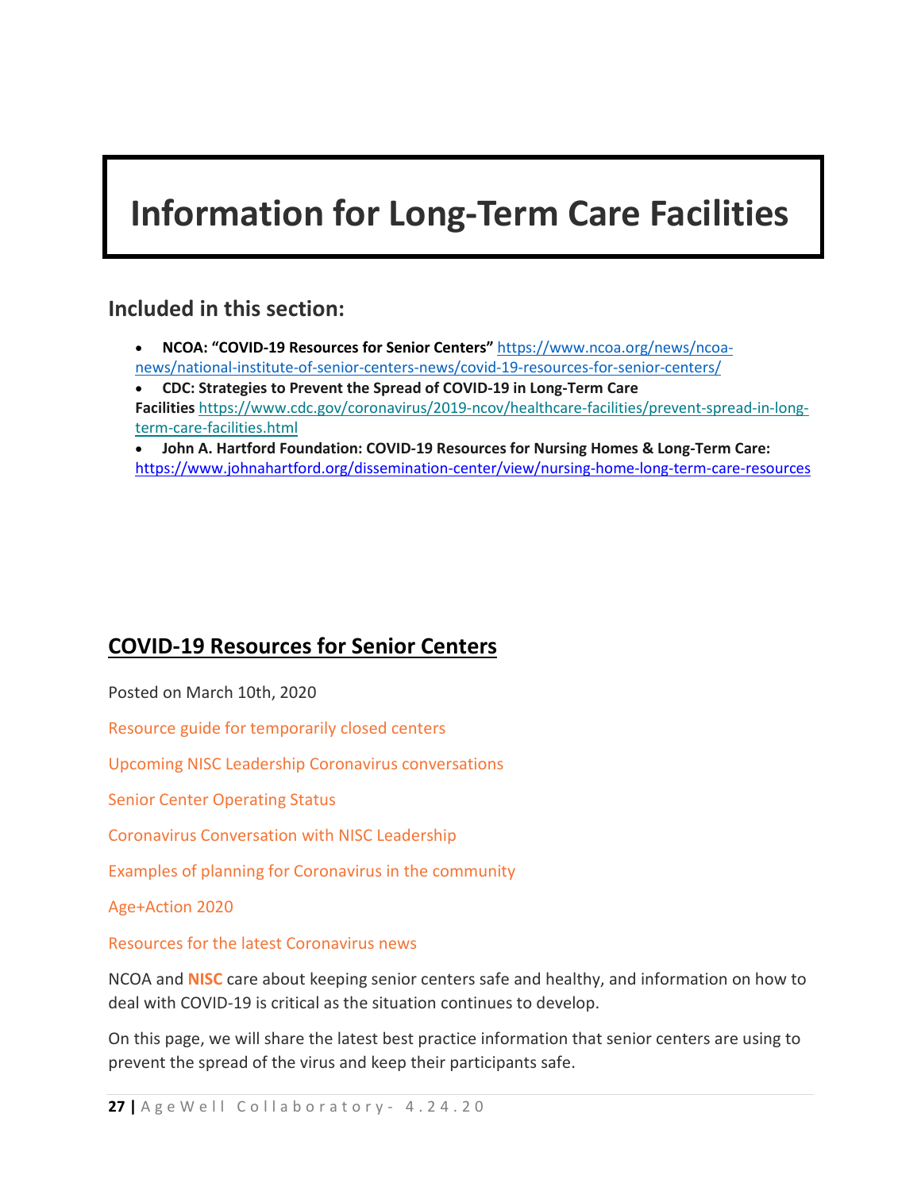# Information for Long-Term Care Facilities

## Included in this section:

- **NCOA: "COVID-19 Resources for Senior Centers"** https://www.ncoa.org/news/ncoa-news/national-institute-of-senior-centers-news/covid-19-resources-for-senior-centers/
- **CDC: Strategies to Prevent the Spread of COVID-19 in Long-Term Care Facilities** https://www.cdc.gov/coronavirus/2019-ncov/healthcare-facilities/prevent-spread-in-long-term-care-facilities.html
- **John A. Hartford Foundation: COVID-19 Resources for Nursing Homes & Long-Term Care:** https://www.johnahartford.org/dissemination-center/view/nursing-home-long-term-care-resources

## COVID-19 Resources for Senior Centers

Posted on March 10th, 2020

Resource guide for temporarily closed centers

Upcoming NISC Leadership Coronavirus conversations

Senior Center Operating Status

Coronavirus Conversation with NISC Leadership

Examples of planning for Coronavirus in the community

Age+Action 2020

Resources for the latest Coronavirus news

NCOA and **NISC** care about keeping senior centers safe and healthy, and information on how to deal with COVID-19 is critical as the situation continues to develop.

On this page, we will share the latest best practice information that senior centers are using to prevent the spread of the virus and keep their participants safe.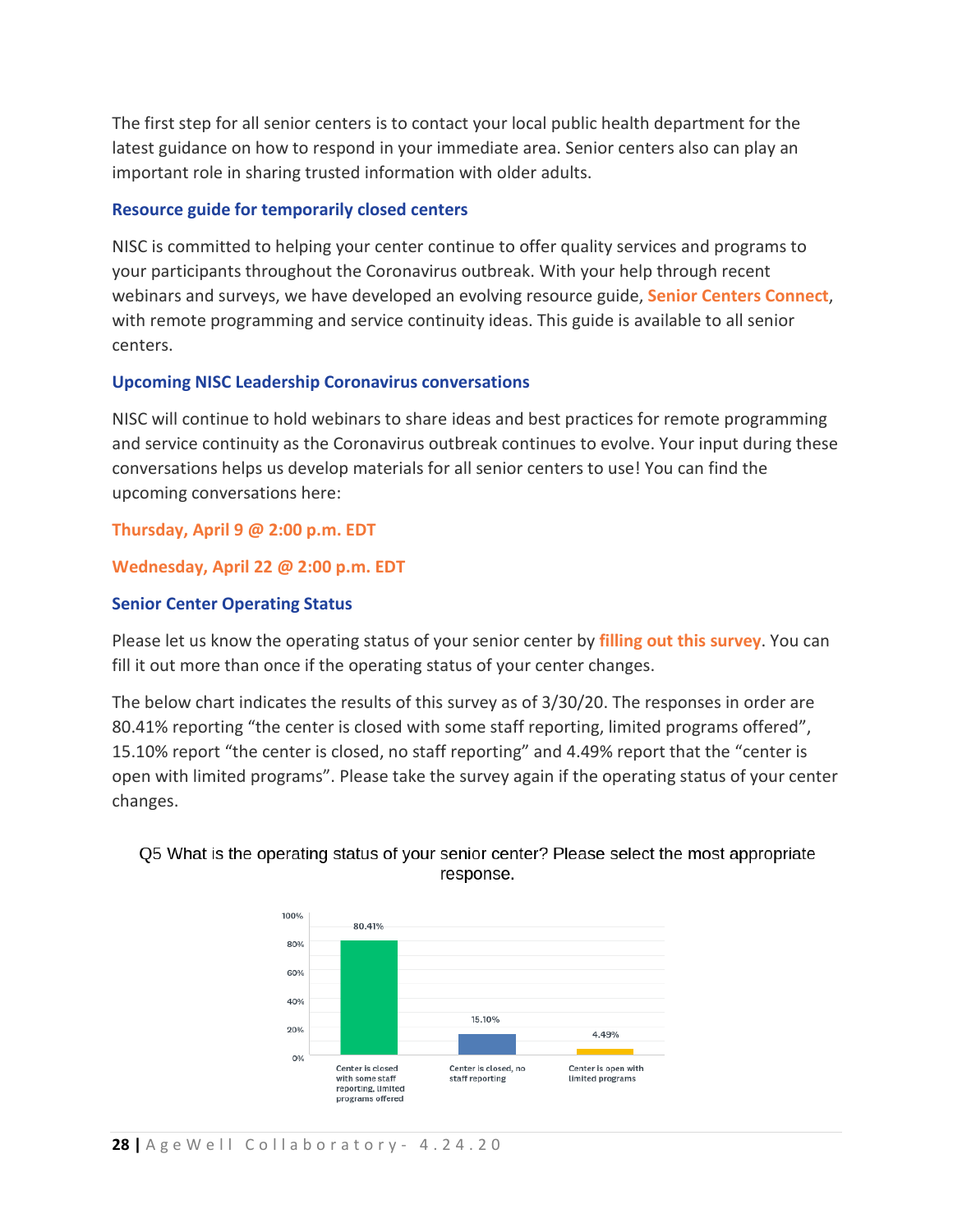The first step for all senior centers is to contact your local public health department for the latest guidance on how to respond in your immediate area. Senior centers also can play an important role in sharing trusted information with older adults.

### Resource guide for temporarily closed centers

NISC is committed to helping your center continue to offer quality services and programs to your participants throughout the Coronavirus outbreak. With your help through recent webinars and surveys, we have developed an evolving resource guide, **Senior Centers Connect**, with remote programming and service continuity ideas. This guide is available to all senior centers.

### Upcoming NISC Leadership Coronavirus conversations

NISC will continue to hold webinars to share ideas and best practices for remote programming and service continuity as the Coronavirus outbreak continues to evolve. Your input during these conversations helps us develop materials for all senior centers to use! You can find the upcoming conversations here:

**Thursday, April 9 @ 2:00 p.m. EDT**

**Wednesday, April 22 @ 2:00 p.m. EDT**

### Senior Center Operating Status

Please let us know the operating status of your senior center by **filling out this survey**. You can fill it out more than once if the operating status of your center changes.

The below chart indicates the results of this survey as of 3/30/20. The responses in order are 80.41% reporting "the center is closed with some staff reporting, limited programs offered", 15.10% report "the center is closed, no staff reporting" and 4.49% report that the "center is open with limited programs". Please take the survey again if the operating status of your center changes.

Q5 What is the operating status of your senior center? Please select the most appropriate response.

| Response | Percentage |
|---|---|
| Center is closed with some staff reporting, limited programs offered | 80.41% |
| Center is closed, no staff reporting | 15.10% |
| Center is open with limited programs | 4.49% |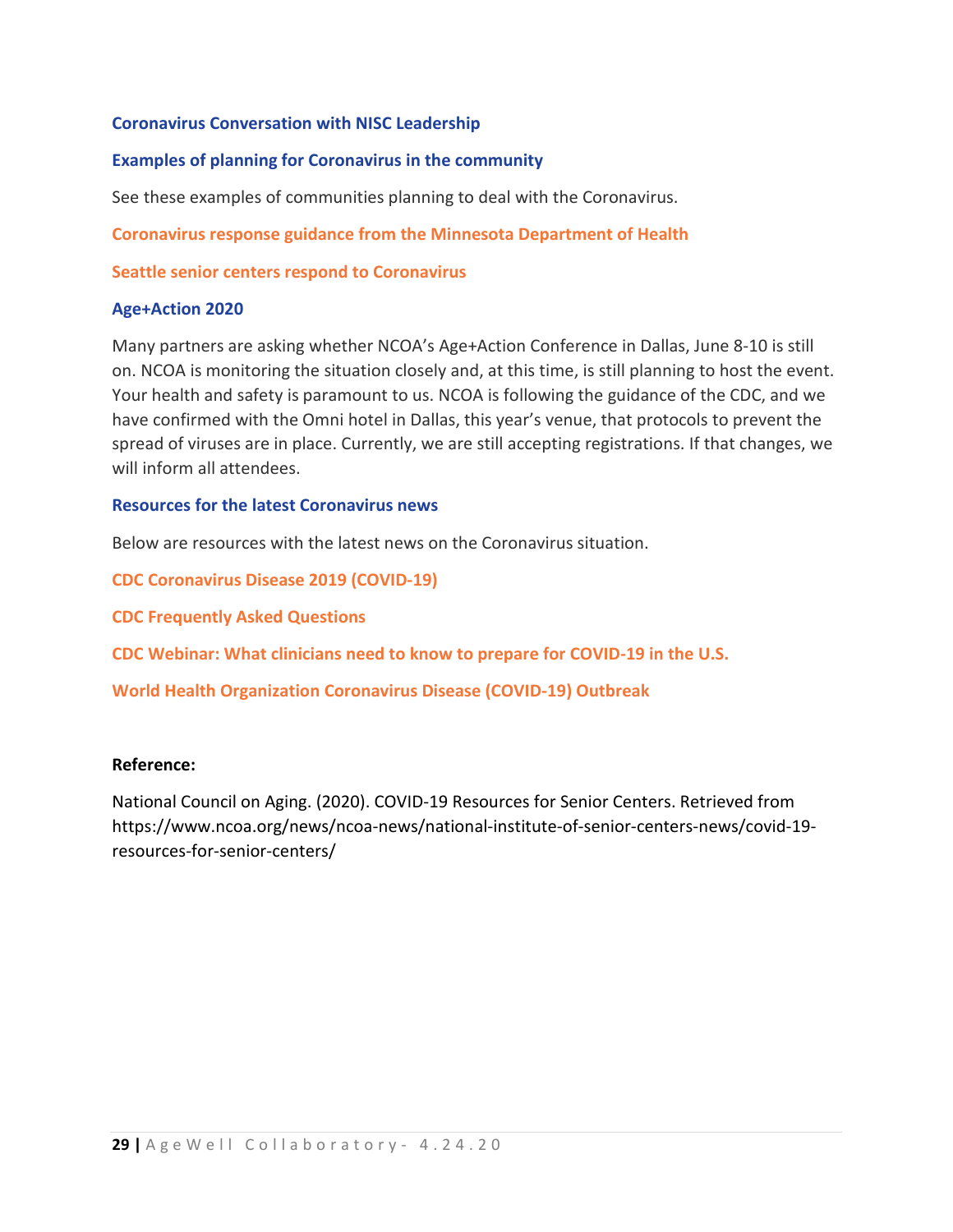**Coronavirus Conversation with NISC Leadership**

**Examples of planning for Coronavirus in the community**

See these examples of communities planning to deal with the Coronavirus.

**Coronavirus response guidance from the Minnesota Department of Health**

**Seattle senior centers respond to Coronavirus**

**Age+Action 2020**

Many partners are asking whether NCOA's Age+Action Conference in Dallas, June 8-10 is still on. NCOA is monitoring the situation closely and, at this time, is still planning to host the event. Your health and safety is paramount to us. NCOA is following the guidance of the CDC, and we have confirmed with the Omni hotel in Dallas, this year's venue, that protocols to prevent the spread of viruses are in place. Currently, we are still accepting registrations. If that changes, we will inform all attendees.

**Resources for the latest Coronavirus news**

Below are resources with the latest news on the Coronavirus situation.

**CDC Coronavirus Disease 2019 (COVID-19)**

**CDC Frequently Asked Questions**

**CDC Webinar: What clinicians need to know to prepare for COVID-19 in the U.S.**

**World Health Organization Coronavirus Disease (COVID-19) Outbreak**

**Reference:**

National Council on Aging. (2020). COVID-19 Resources for Senior Centers. Retrieved from https://www.ncoa.org/news/ncoa-news/national-institute-of-senior-centers-news/covid-19-resources-for-senior-centers/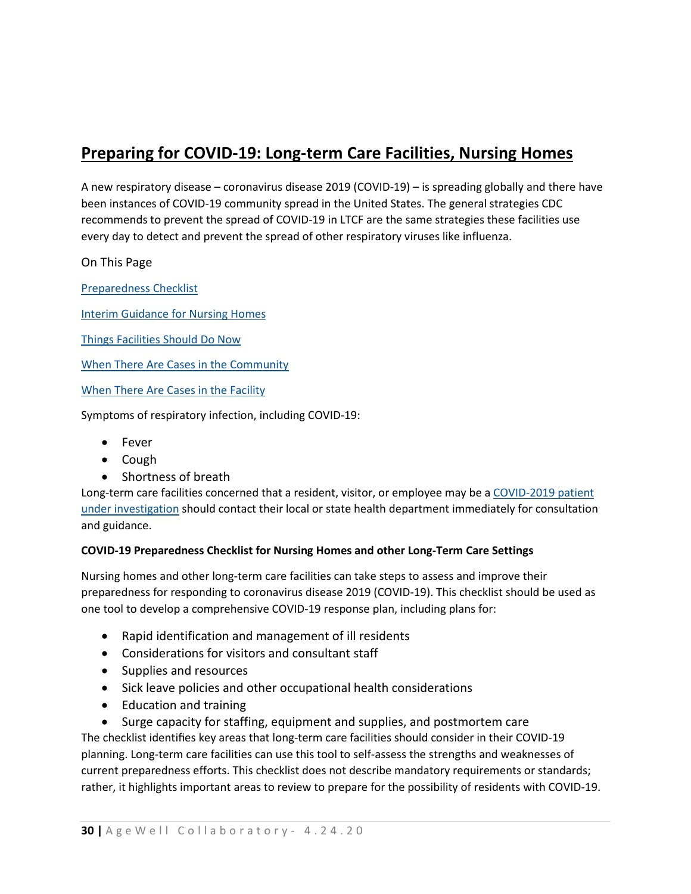# Preparing for COVID-19: Long-term Care Facilities, Nursing Homes

A new respiratory disease – coronavirus disease 2019 (COVID-19) – is spreading globally and there have been instances of COVID-19 community spread in the United States. The general strategies CDC recommends to prevent the spread of COVID-19 in LTCF are the same strategies these facilities use every day to detect and prevent the spread of other respiratory viruses like influenza.

On This Page

Preparedness Checklist

Interim Guidance for Nursing Homes

Things Facilities Should Do Now

When There Are Cases in the Community

When There Are Cases in the Facility

Symptoms of respiratory infection, including COVID-19:

- Fever
- Cough
- Shortness of breath

Long-term care facilities concerned that a resident, visitor, or employee may be a COVID-2019 patient under investigation should contact their local or state health department immediately for consultation and guidance.

**COVID-19 Preparedness Checklist for Nursing Homes and other Long-Term Care Settings**

Nursing homes and other long-term care facilities can take steps to assess and improve their preparedness for responding to coronavirus disease 2019 (COVID-19). This checklist should be used as one tool to develop a comprehensive COVID-19 response plan, including plans for:

- Rapid identification and management of ill residents
- Considerations for visitors and consultant staff
- Supplies and resources
- Sick leave policies and other occupational health considerations
- Education and training
- Surge capacity for staffing, equipment and supplies, and postmortem care

The checklist identifies key areas that long-term care facilities should consider in their COVID-19 planning. Long-term care facilities can use this tool to self-assess the strengths and weaknesses of current preparedness efforts. This checklist does not describe mandatory requirements or standards; rather, it highlights important areas to review to prepare for the possibility of residents with COVID-19.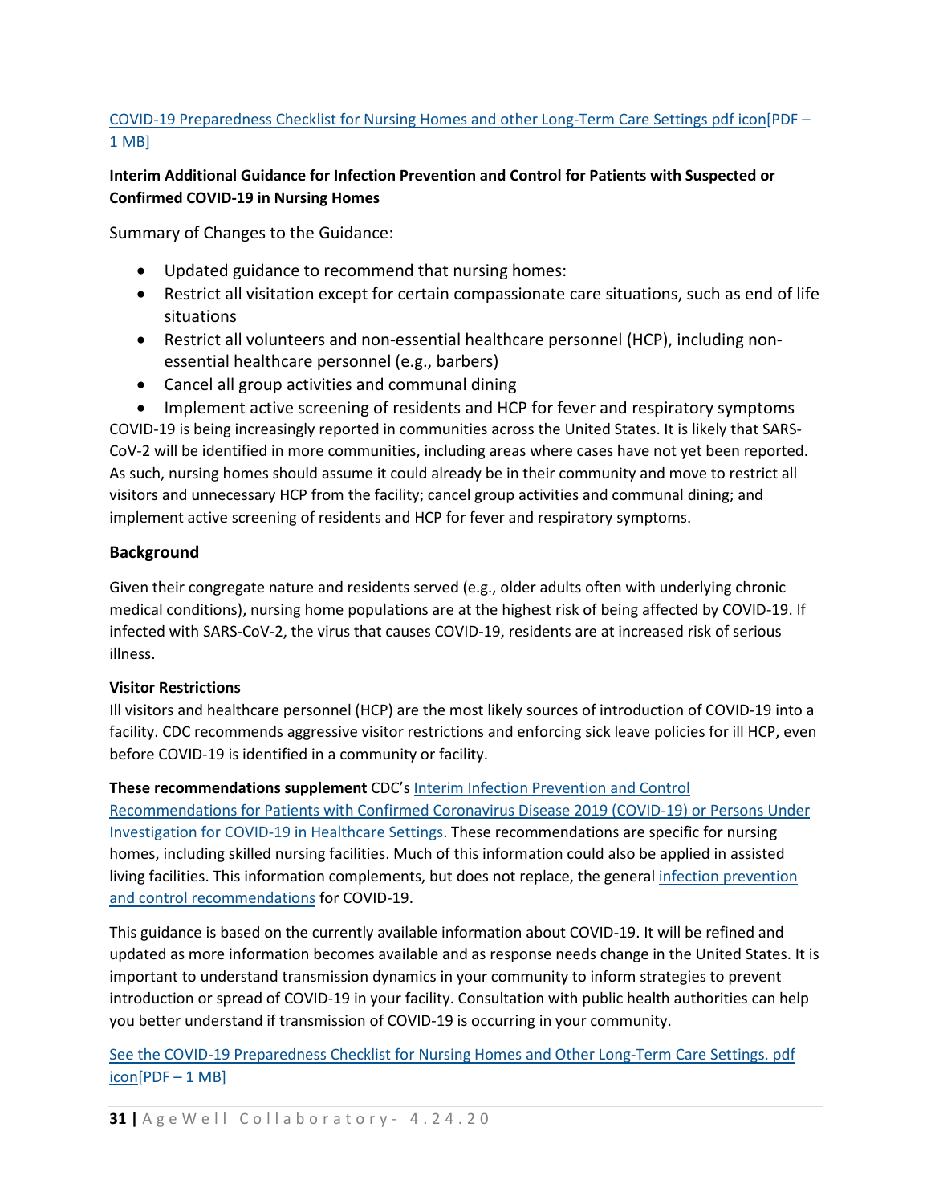[COVID-19 Preparedness Checklist for Nursing Homes and other Long-Term Care Settings pdf icon][PDF – 1 MB]

**Interim Additional Guidance for Infection Prevention and Control for Patients with Suspected or Confirmed COVID-19 in Nursing Homes**

Summary of Changes to the Guidance:

- Updated guidance to recommend that nursing homes:
- Restrict all visitation except for certain compassionate care situations, such as end of life situations
- Restrict all volunteers and non-essential healthcare personnel (HCP), including non-essential healthcare personnel (e.g., barbers)
- Cancel all group activities and communal dining
- Implement active screening of residents and HCP for fever and respiratory symptoms

COVID-19 is being increasingly reported in communities across the United States. It is likely that SARS-CoV-2 will be identified in more communities, including areas where cases have not yet been reported. As such, nursing homes should assume it could already be in their community and move to restrict all visitors and unnecessary HCP from the facility; cancel group activities and communal dining; and implement active screening of residents and HCP for fever and respiratory symptoms.

## Background

Given their congregate nature and residents served (e.g., older adults often with underlying chronic medical conditions), nursing home populations are at the highest risk of being affected by COVID-19. If infected with SARS-CoV-2, the virus that causes COVID-19, residents are at increased risk of serious illness.

**Visitor Restrictions**

Ill visitors and healthcare personnel (HCP) are the most likely sources of introduction of COVID-19 into a facility. CDC recommends aggressive visitor restrictions and enforcing sick leave policies for ill HCP, even before COVID-19 is identified in a community or facility.

**These recommendations supplement** CDC's Interim Infection Prevention and Control Recommendations for Patients with Confirmed Coronavirus Disease 2019 (COVID-19) or Persons Under Investigation for COVID-19 in Healthcare Settings. These recommendations are specific for nursing homes, including skilled nursing facilities. Much of this information could also be applied in assisted living facilities. This information complements, but does not replace, the general infection prevention and control recommendations for COVID-19.

This guidance is based on the currently available information about COVID-19. It will be refined and updated as more information becomes available and as response needs change in the United States. It is important to understand transmission dynamics in your community to inform strategies to prevent introduction or spread of COVID-19 in your facility. Consultation with public health authorities can help you better understand if transmission of COVID-19 is occurring in your community.

See the COVID-19 Preparedness Checklist for Nursing Homes and Other Long-Term Care Settings. pdf icon[PDF – 1 MB]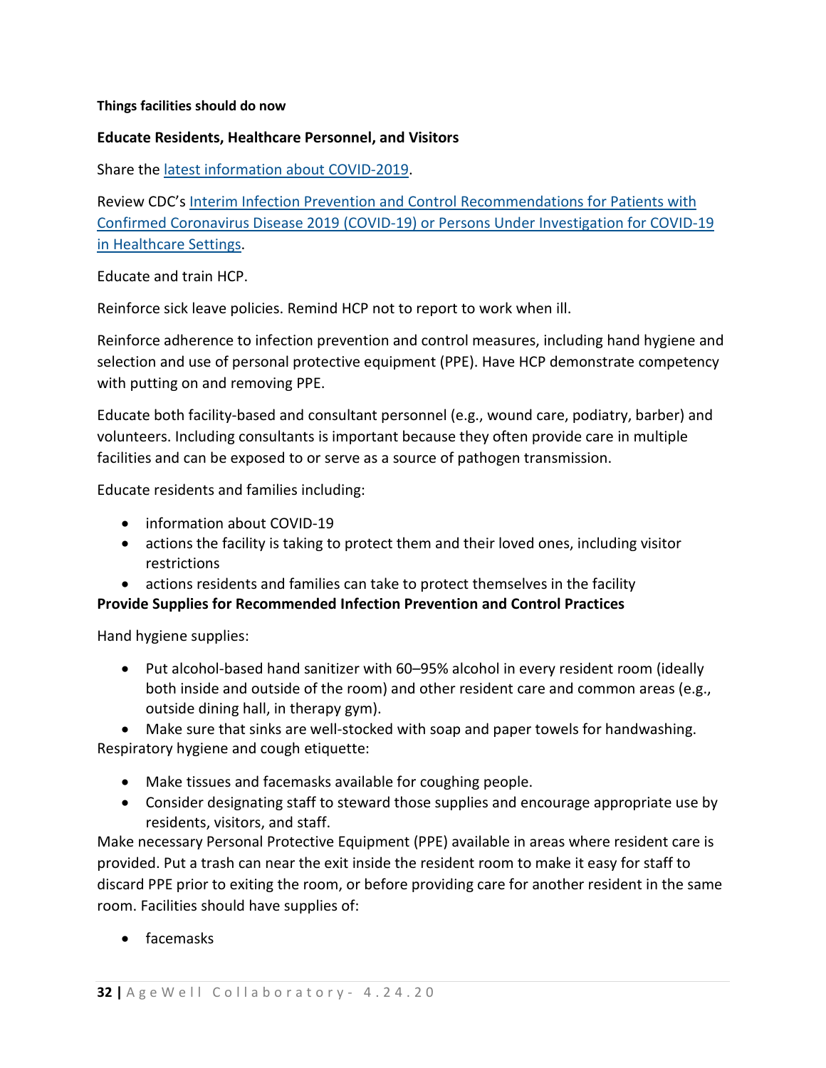**Things facilities should do now**

**Educate Residents, Healthcare Personnel, and Visitors**

Share the [latest information about COVID-2019](#).

Review CDC's [Interim Infection Prevention and Control Recommendations for Patients with Confirmed Coronavirus Disease 2019 (COVID-19) or Persons Under Investigation for COVID-19 in Healthcare Settings](#).

Educate and train HCP.

Reinforce sick leave policies. Remind HCP not to report to work when ill.

Reinforce adherence to infection prevention and control measures, including hand hygiene and selection and use of personal protective equipment (PPE). Have HCP demonstrate competency with putting on and removing PPE.

Educate both facility-based and consultant personnel (e.g., wound care, podiatry, barber) and volunteers. Including consultants is important because they often provide care in multiple facilities and can be exposed to or serve as a source of pathogen transmission.

Educate residents and families including:

- information about COVID-19
- actions the facility is taking to protect them and their loved ones, including visitor restrictions
- actions residents and families can take to protect themselves in the facility

**Provide Supplies for Recommended Infection Prevention and Control Practices**

Hand hygiene supplies:

- Put alcohol-based hand sanitizer with 60–95% alcohol in every resident room (ideally both inside and outside of the room) and other resident care and common areas (e.g., outside dining hall, in therapy gym).
- Make sure that sinks are well-stocked with soap and paper towels for handwashing.

Respiratory hygiene and cough etiquette:

- Make tissues and facemasks available for coughing people.
- Consider designating staff to steward those supplies and encourage appropriate use by residents, visitors, and staff.

Make necessary Personal Protective Equipment (PPE) available in areas where resident care is provided. Put a trash can near the exit inside the resident room to make it easy for staff to discard PPE prior to exiting the room, or before providing care for another resident in the same room. Facilities should have supplies of:

- facemasks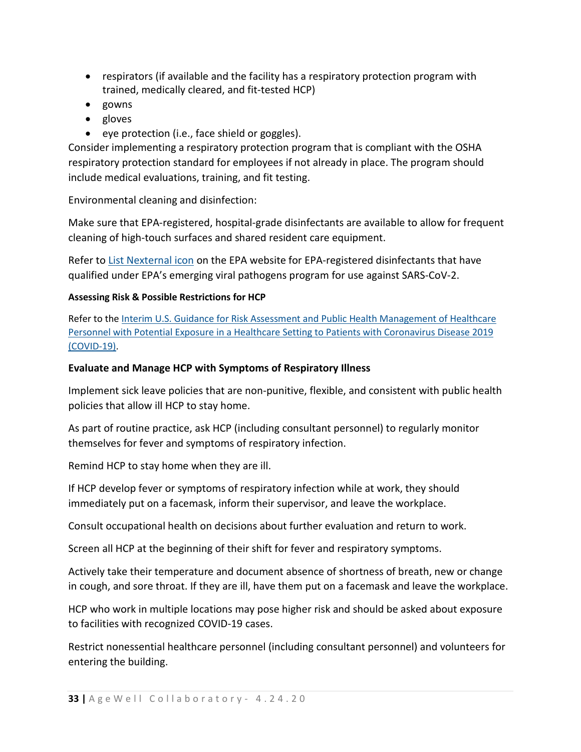- respirators (if available and the facility has a respiratory protection program with trained, medically cleared, and fit-tested HCP)
- gowns
- gloves
- eye protection (i.e., face shield or goggles).

Consider implementing a respiratory protection program that is compliant with the OSHA respiratory protection standard for employees if not already in place. The program should include medical evaluations, training, and fit testing.

Environmental cleaning and disinfection:

Make sure that EPA-registered, hospital-grade disinfectants are available to allow for frequent cleaning of high-touch surfaces and shared resident care equipment.

Refer to List Nexternal icon on the EPA website for EPA-registered disinfectants that have qualified under EPA's emerging viral pathogens program for use against SARS-CoV-2.

#### Assessing Risk & Possible Restrictions for HCP

Refer to the Interim U.S. Guidance for Risk Assessment and Public Health Management of Healthcare Personnel with Potential Exposure in a Healthcare Setting to Patients with Coronavirus Disease 2019 (COVID-19).

### Evaluate and Manage HCP with Symptoms of Respiratory Illness

Implement sick leave policies that are non-punitive, flexible, and consistent with public health policies that allow ill HCP to stay home.

As part of routine practice, ask HCP (including consultant personnel) to regularly monitor themselves for fever and symptoms of respiratory infection.

Remind HCP to stay home when they are ill.

If HCP develop fever or symptoms of respiratory infection while at work, they should immediately put on a facemask, inform their supervisor, and leave the workplace.

Consult occupational health on decisions about further evaluation and return to work.

Screen all HCP at the beginning of their shift for fever and respiratory symptoms.

Actively take their temperature and document absence of shortness of breath, new or change in cough, and sore throat. If they are ill, have them put on a facemask and leave the workplace.

HCP who work in multiple locations may pose higher risk and should be asked about exposure to facilities with recognized COVID-19 cases.

Restrict nonessential healthcare personnel (including consultant personnel) and volunteers for entering the building.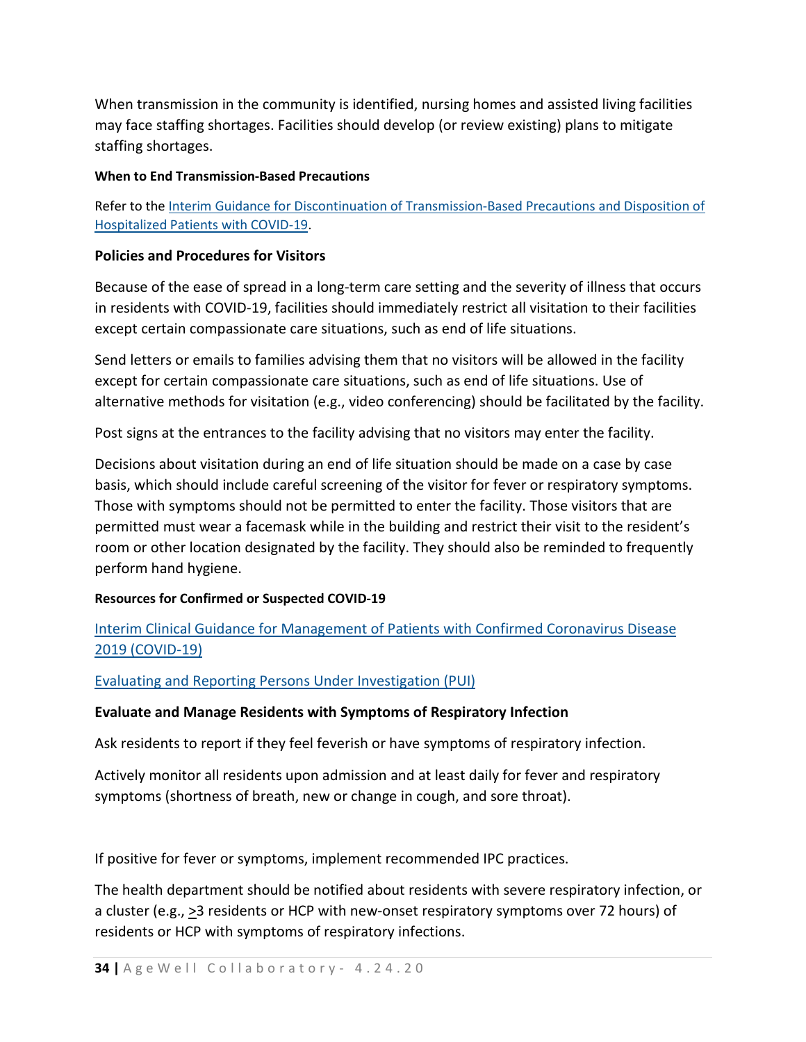When transmission in the community is identified, nursing homes and assisted living facilities may face staffing shortages. Facilities should develop (or review existing) plans to mitigate staffing shortages.

#### When to End Transmission-Based Precautions

Refer to the [Interim Guidance for Discontinuation of Transmission-Based Precautions and Disposition of Hospitalized Patients with COVID-19](#).

### Policies and Procedures for Visitors

Because of the ease of spread in a long-term care setting and the severity of illness that occurs in residents with COVID-19, facilities should immediately restrict all visitation to their facilities except certain compassionate care situations, such as end of life situations.

Send letters or emails to families advising them that no visitors will be allowed in the facility except for certain compassionate care situations, such as end of life situations. Use of alternative methods for visitation (e.g., video conferencing) should be facilitated by the facility.

Post signs at the entrances to the facility advising that no visitors may enter the facility.

Decisions about visitation during an end of life situation should be made on a case by case basis, which should include careful screening of the visitor for fever or respiratory symptoms. Those with symptoms should not be permitted to enter the facility. Those visitors that are permitted must wear a facemask while in the building and restrict their visit to the resident's room or other location designated by the facility. They should also be reminded to frequently perform hand hygiene.

#### Resources for Confirmed or Suspected COVID-19

[Interim Clinical Guidance for Management of Patients with Confirmed Coronavirus Disease 2019 (COVID-19)](#)

[Evaluating and Reporting Persons Under Investigation (PUI)](#)

### Evaluate and Manage Residents with Symptoms of Respiratory Infection

Ask residents to report if they feel feverish or have symptoms of respiratory infection.

Actively monitor all residents upon admission and at least daily for fever and respiratory symptoms (shortness of breath, new or change in cough, and sore throat).

If positive for fever or symptoms, implement recommended IPC practices.

The health department should be notified about residents with severe respiratory infection, or a cluster (e.g., $\geq$3 residents or HCP with new-onset respiratory symptoms over 72 hours) of residents or HCP with symptoms of respiratory infections.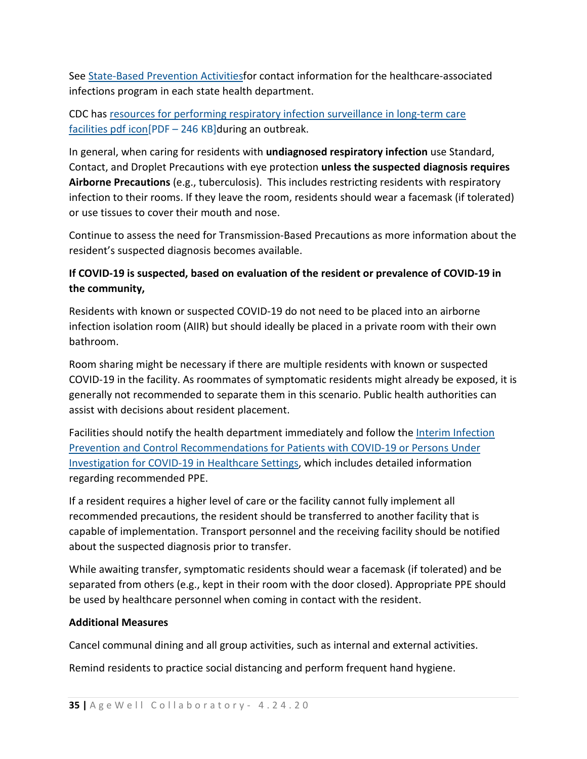See State-Based Prevention Activitiesfor contact information for the healthcare-associated infections program in each state health department.

CDC has resources for performing respiratory infection surveillance in long-term care facilities pdf icon[PDF – 246 KB]during an outbreak.

In general, when caring for residents with **undiagnosed respiratory infection** use Standard, Contact, and Droplet Precautions with eye protection **unless the suspected diagnosis requires Airborne Precautions** (e.g., tuberculosis). This includes restricting residents with respiratory infection to their rooms. If they leave the room, residents should wear a facemask (if tolerated) or use tissues to cover their mouth and nose.

Continue to assess the need for Transmission-Based Precautions as more information about the resident's suspected diagnosis becomes available.

**If COVID-19 is suspected, based on evaluation of the resident or prevalence of COVID-19 in the community,**

Residents with known or suspected COVID-19 do not need to be placed into an airborne infection isolation room (AIIR) but should ideally be placed in a private room with their own bathroom.

Room sharing might be necessary if there are multiple residents with known or suspected COVID-19 in the facility. As roommates of symptomatic residents might already be exposed, it is generally not recommended to separate them in this scenario. Public health authorities can assist with decisions about resident placement.

Facilities should notify the health department immediately and follow the Interim Infection Prevention and Control Recommendations for Patients with COVID-19 or Persons Under Investigation for COVID-19 in Healthcare Settings, which includes detailed information regarding recommended PPE.

If a resident requires a higher level of care or the facility cannot fully implement all recommended precautions, the resident should be transferred to another facility that is capable of implementation. Transport personnel and the receiving facility should be notified about the suspected diagnosis prior to transfer.

While awaiting transfer, symptomatic residents should wear a facemask (if tolerated) and be separated from others (e.g., kept in their room with the door closed). Appropriate PPE should be used by healthcare personnel when coming in contact with the resident.

**Additional Measures**

Cancel communal dining and all group activities, such as internal and external activities.

Remind residents to practice social distancing and perform frequent hand hygiene.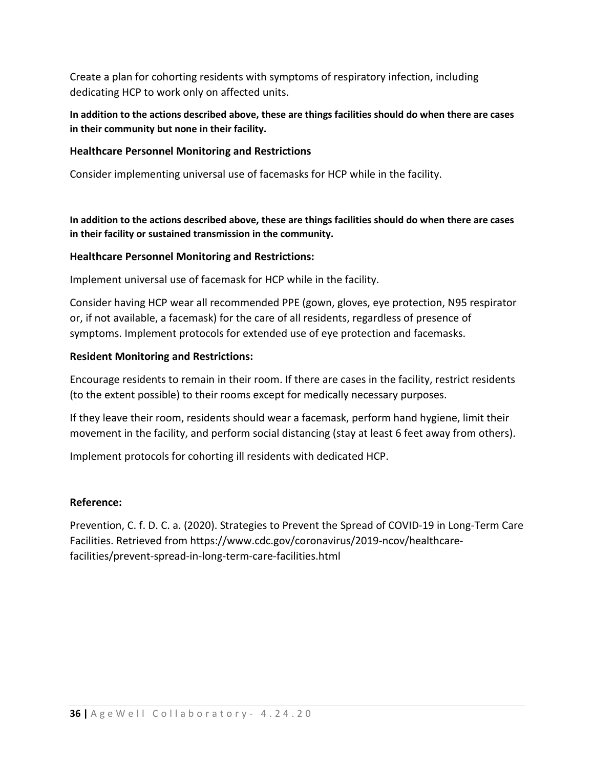Create a plan for cohorting residents with symptoms of respiratory infection, including dedicating HCP to work only on affected units.

**In addition to the actions described above, these are things facilities should do when there are cases in their community but none in their facility.**

### Healthcare Personnel Monitoring and Restrictions

Consider implementing universal use of facemasks for HCP while in the facility.

**In addition to the actions described above, these are things facilities should do when there are cases in their facility or sustained transmission in the community.**

### Healthcare Personnel Monitoring and Restrictions:

Implement universal use of facemask for HCP while in the facility.

Consider having HCP wear all recommended PPE (gown, gloves, eye protection, N95 respirator or, if not available, a facemask) for the care of all residents, regardless of presence of symptoms. Implement protocols for extended use of eye protection and facemasks.

### Resident Monitoring and Restrictions:

Encourage residents to remain in their room. If there are cases in the facility, restrict residents (to the extent possible) to their rooms except for medically necessary purposes.

If they leave their room, residents should wear a facemask, perform hand hygiene, limit their movement in the facility, and perform social distancing (stay at least 6 feet away from others).

Implement protocols for cohorting ill residents with dedicated HCP.

### Reference:

Prevention, C. f. D. C. a. (2020). Strategies to Prevent the Spread of COVID-19 in Long-Term Care Facilities. Retrieved from https://www.cdc.gov/coronavirus/2019-ncov/healthcare-facilities/prevent-spread-in-long-term-care-facilities.html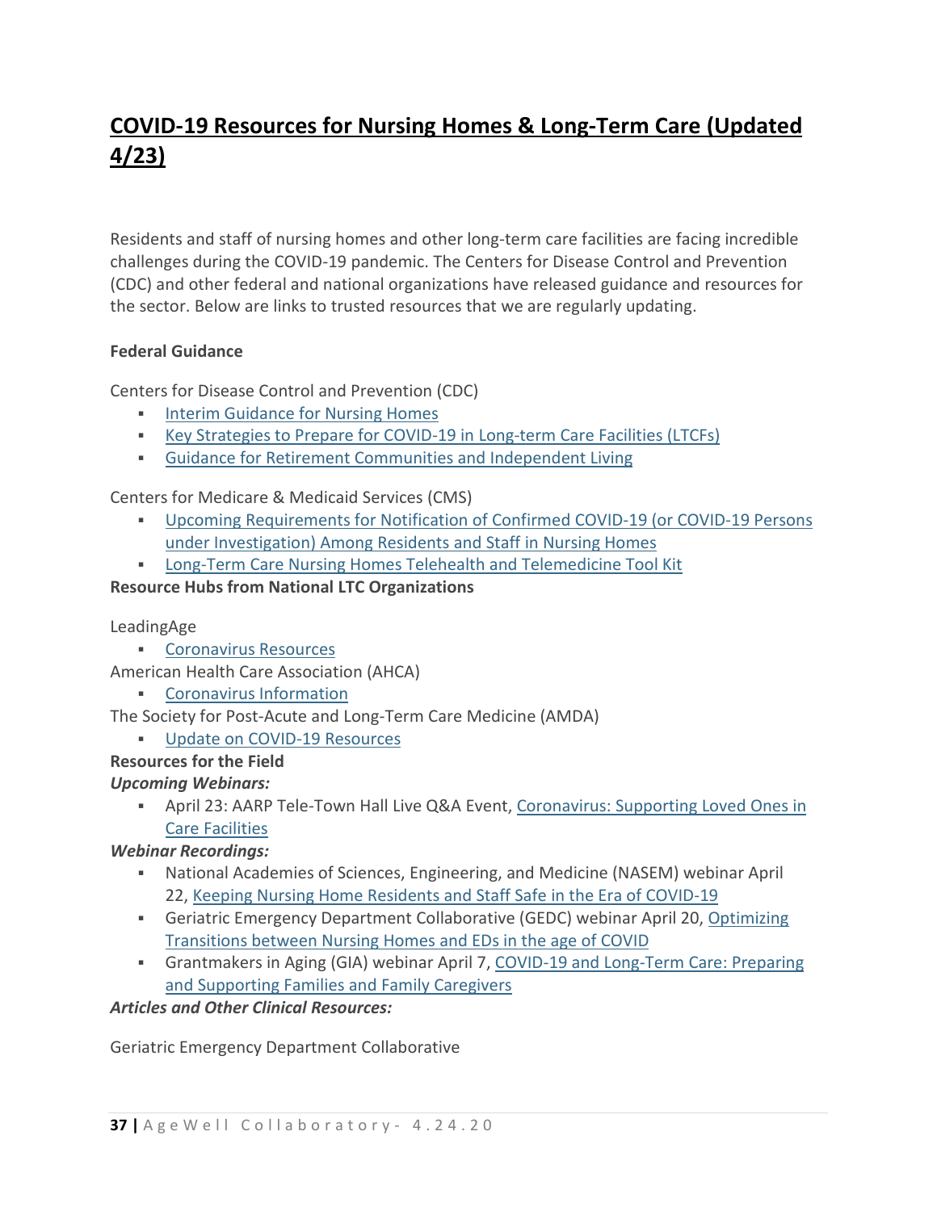## COVID-19 Resources for Nursing Homes & Long-Term Care (Updated 4/23)

Residents and staff of nursing homes and other long-term care facilities are facing incredible challenges during the COVID-19 pandemic. The Centers for Disease Control and Prevention (CDC) and other federal and national organizations have released guidance and resources for the sector. Below are links to trusted resources that we are regularly updating.

**Federal Guidance**

Centers for Disease Control and Prevention (CDC)

- Interim Guidance for Nursing Homes
- Key Strategies to Prepare for COVID-19 in Long-term Care Facilities (LTCFs)
- Guidance for Retirement Communities and Independent Living

Centers for Medicare & Medicaid Services (CMS)

- Upcoming Requirements for Notification of Confirmed COVID-19 (or COVID-19 Persons under Investigation) Among Residents and Staff in Nursing Homes
- Long-Term Care Nursing Homes Telehealth and Telemedicine Tool Kit

**Resource Hubs from National LTC Organizations**

LeadingAge

- Coronavirus Resources

American Health Care Association (AHCA)

- Coronavirus Information

The Society for Post-Acute and Long-Term Care Medicine (AMDA)

- Update on COVID-19 Resources

**Resources for the Field**

***Upcoming Webinars:***

- April 23: AARP Tele-Town Hall Live Q&A Event, Coronavirus: Supporting Loved Ones in Care Facilities

***Webinar Recordings:***

- National Academies of Sciences, Engineering, and Medicine (NASEM) webinar April 22, Keeping Nursing Home Residents and Staff Safe in the Era of COVID-19
- Geriatric Emergency Department Collaborative (GEDC) webinar April 20, Optimizing Transitions between Nursing Homes and EDs in the age of COVID
- Grantmakers in Aging (GIA) webinar April 7, COVID-19 and Long-Term Care: Preparing and Supporting Families and Family Caregivers

***Articles and Other Clinical Resources:***

Geriatric Emergency Department Collaborative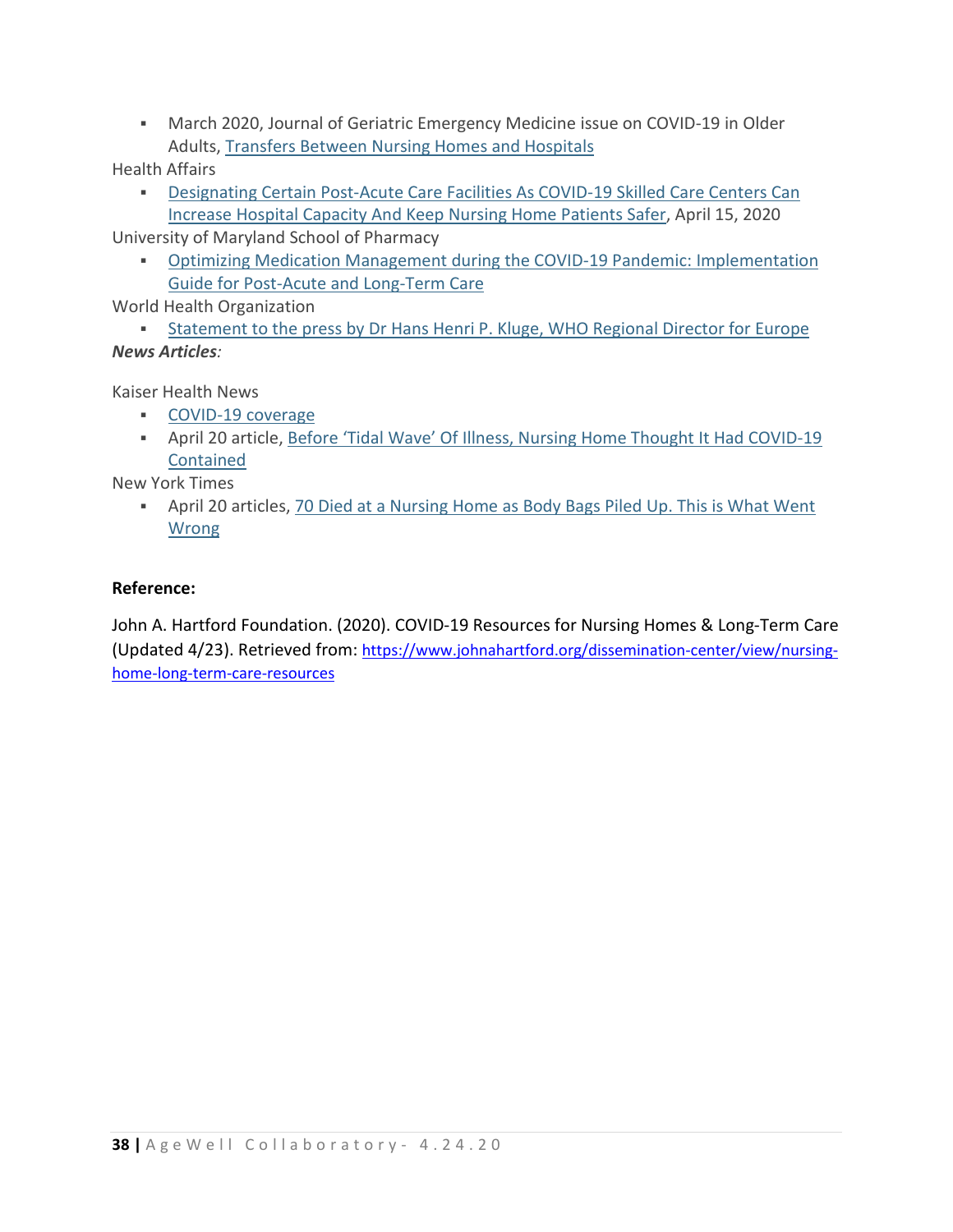- March 2020, Journal of Geriatric Emergency Medicine issue on COVID-19 in Older Adults, Transfers Between Nursing Homes and Hospitals

Health Affairs

- Designating Certain Post-Acute Care Facilities As COVID-19 Skilled Care Centers Can Increase Hospital Capacity And Keep Nursing Home Patients Safer, April 15, 2020

University of Maryland School of Pharmacy

- Optimizing Medication Management during the COVID-19 Pandemic: Implementation Guide for Post-Acute and Long-Term Care

World Health Organization

- Statement to the press by Dr Hans Henri P. Kluge, WHO Regional Director for Europe

***News Articles**:*

Kaiser Health News

- COVID-19 coverage
- April 20 article, Before 'Tidal Wave' Of Illness, Nursing Home Thought It Had COVID-19 Contained

New York Times

- April 20 articles, 70 Died at a Nursing Home as Body Bags Piled Up. This is What Went Wrong

**Reference:**

John A. Hartford Foundation. (2020). COVID-19 Resources for Nursing Homes & Long-Term Care (Updated 4/23). Retrieved from: https://www.johnahartford.org/dissemination-center/view/nursing-home-long-term-care-resources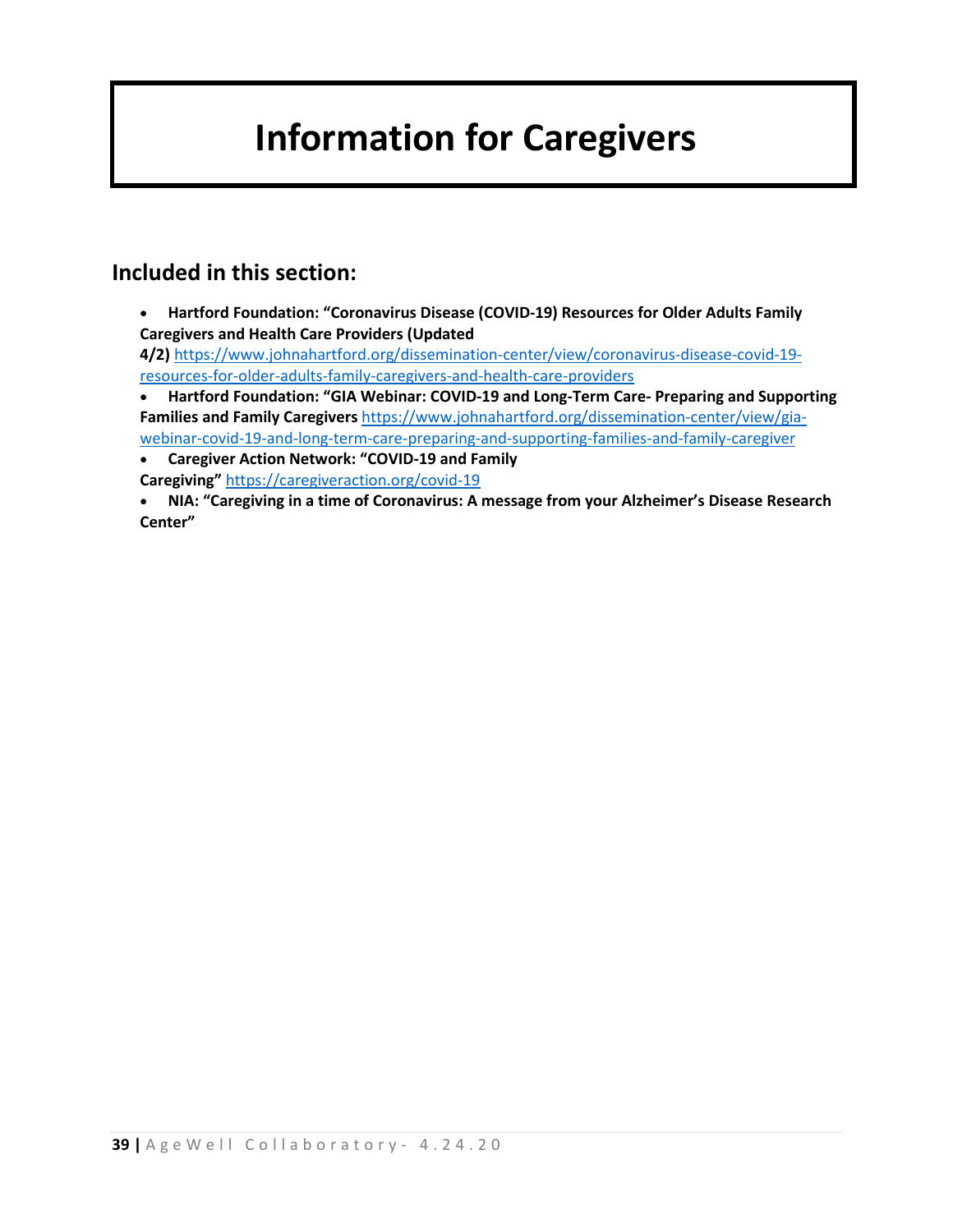# Information for Caregivers

## Included in this section:

- **Hartford Foundation: "Coronavirus Disease (COVID-19) Resources for Older Adults Family Caregivers and Health Care Providers (Updated 4/2)** https://www.johnahartford.org/dissemination-center/view/coronavirus-disease-covid-19-resources-for-older-adults-family-caregivers-and-health-care-providers
- **Hartford Foundation: "GIA Webinar: COVID-19 and Long-Term Care- Preparing and Supporting Families and Family Caregivers** https://www.johnahartford.org/dissemination-center/view/gia-webinar-covid-19-and-long-term-care-preparing-and-supporting-families-and-family-caregiver
- **Caregiver Action Network: "COVID-19 and Family Caregiving"** https://caregiveraction.org/covid-19
- **NIA: "Caregiving in a time of Coronavirus: A message from your Alzheimer's Disease Research Center"**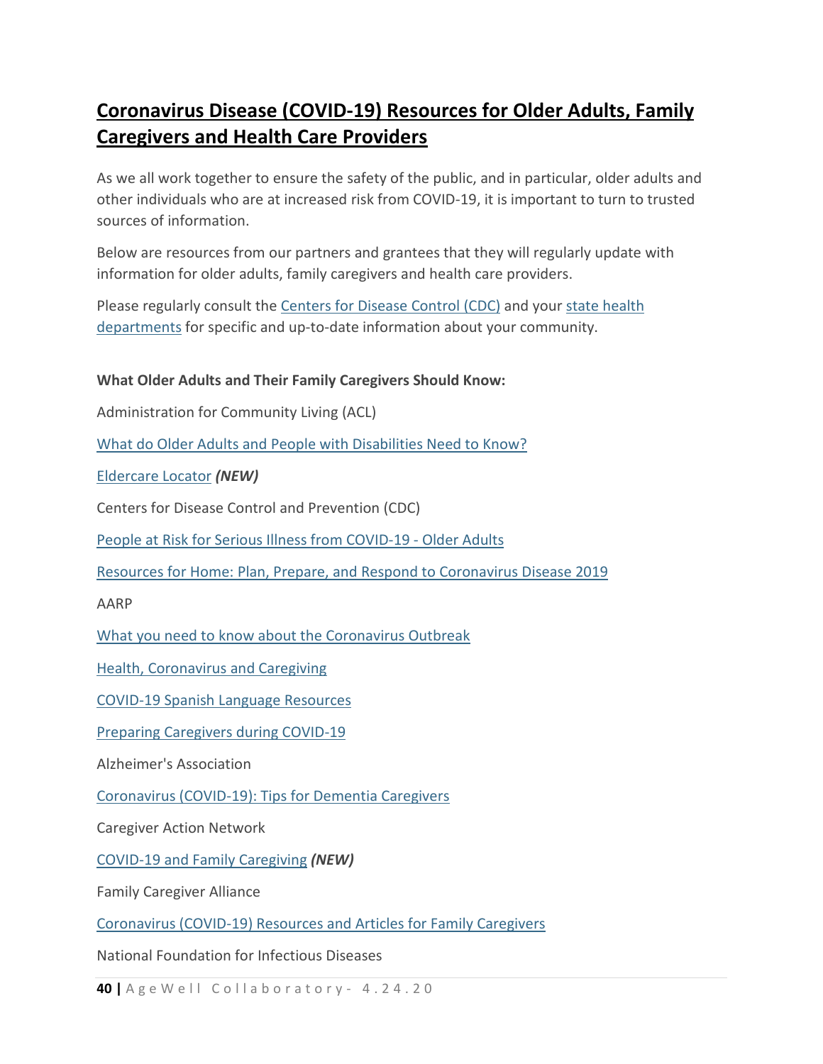## Coronavirus Disease (COVID-19) Resources for Older Adults, Family Caregivers and Health Care Providers

As we all work together to ensure the safety of the public, and in particular, older adults and other individuals who are at increased risk from COVID-19, it is important to turn to trusted sources of information.

Below are resources from our partners and grantees that they will regularly update with information for older adults, family caregivers and health care providers.

Please regularly consult the Centers for Disease Control (CDC) and your state health departments for specific and up-to-date information about your community.

**What Older Adults and Their Family Caregivers Should Know:**

Administration for Community Living (ACL)

What do Older Adults and People with Disabilities Need to Know?

Eldercare Locator ***(NEW)***

Centers for Disease Control and Prevention (CDC)

People at Risk for Serious Illness from COVID-19 - Older Adults

Resources for Home: Plan, Prepare, and Respond to Coronavirus Disease 2019

AARP

What you need to know about the Coronavirus Outbreak

Health, Coronavirus and Caregiving

COVID-19 Spanish Language Resources

Preparing Caregivers during COVID-19

Alzheimer's Association

Coronavirus (COVID-19): Tips for Dementia Caregivers

Caregiver Action Network

COVID-19 and Family Caregiving ***(NEW)***

Family Caregiver Alliance

Coronavirus (COVID-19) Resources and Articles for Family Caregivers

National Foundation for Infectious Diseases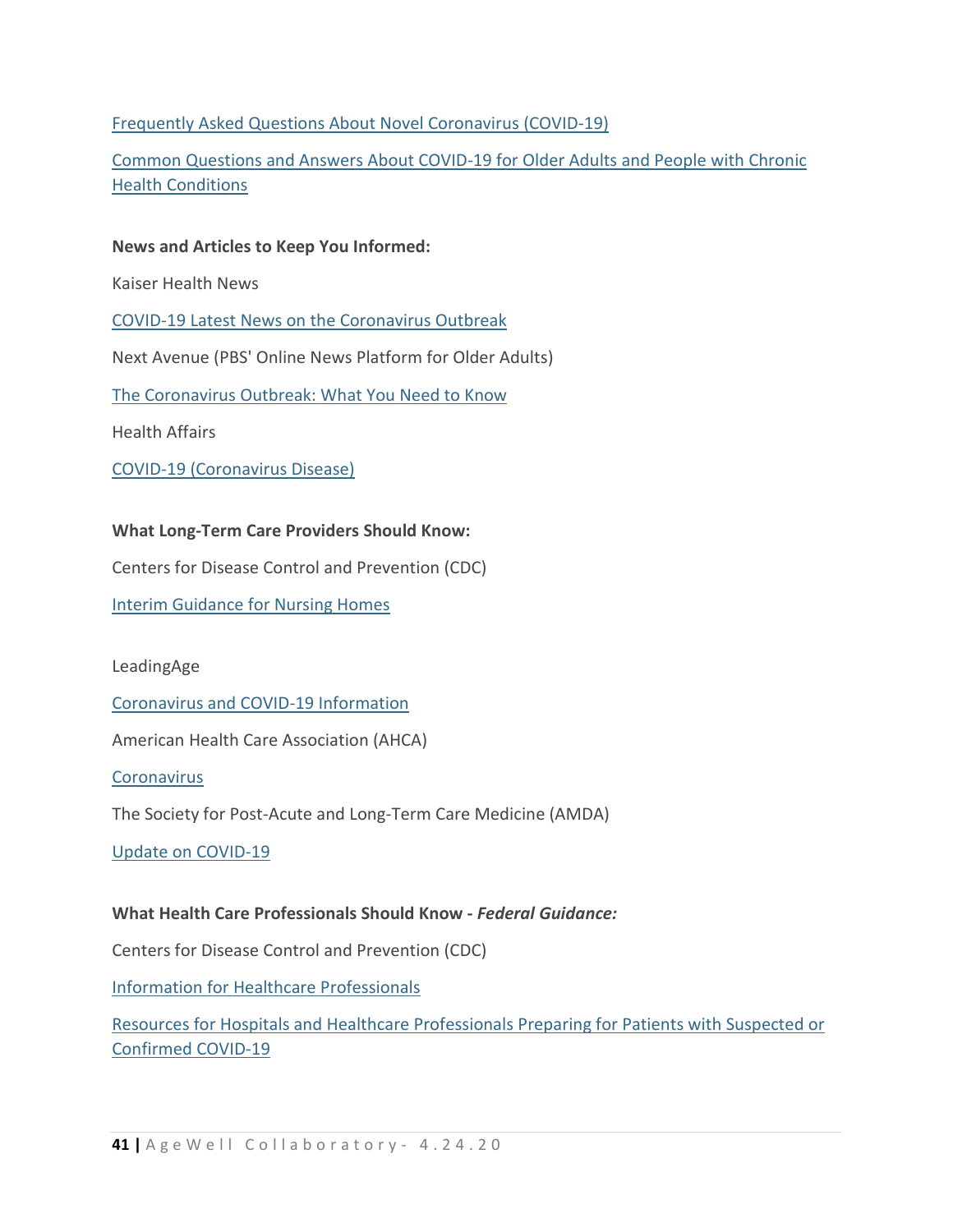Frequently Asked Questions About Novel Coronavirus (COVID-19)

Common Questions and Answers About COVID-19 for Older Adults and People with Chronic Health Conditions

**News and Articles to Keep You Informed:**

Kaiser Health News

COVID-19 Latest News on the Coronavirus Outbreak

Next Avenue (PBS' Online News Platform for Older Adults)

The Coronavirus Outbreak: What You Need to Know

Health Affairs

COVID-19 (Coronavirus Disease)

**What Long-Term Care Providers Should Know:**

Centers for Disease Control and Prevention (CDC)

Interim Guidance for Nursing Homes

LeadingAge

Coronavirus and COVID-19 Information

American Health Care Association (AHCA)

Coronavirus

The Society for Post-Acute and Long-Term Care Medicine (AMDA)

Update on COVID-19

**What Health Care Professionals Should Know - *Federal Guidance:***

Centers for Disease Control and Prevention (CDC)

Information for Healthcare Professionals

Resources for Hospitals and Healthcare Professionals Preparing for Patients with Suspected or Confirmed COVID-19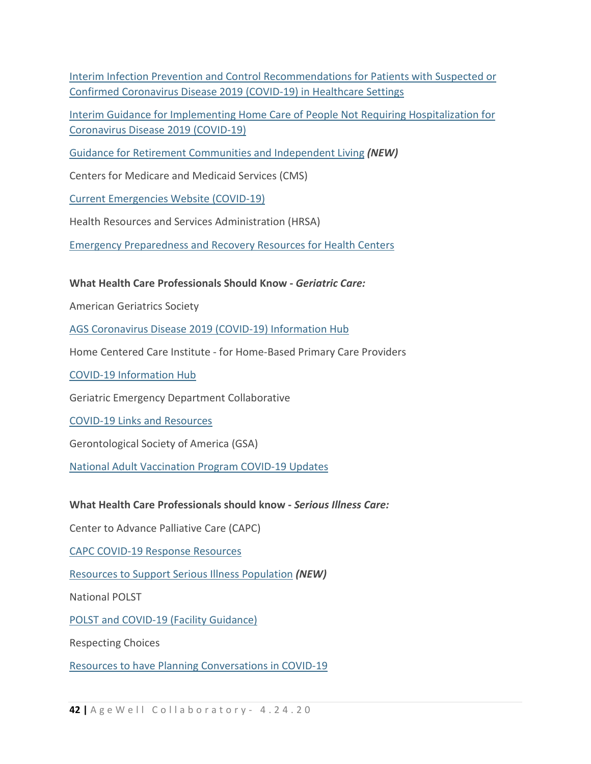Interim Infection Prevention and Control Recommendations for Patients with Suspected or Confirmed Coronavirus Disease 2019 (COVID-19) in Healthcare Settings

Interim Guidance for Implementing Home Care of People Not Requiring Hospitalization for Coronavirus Disease 2019 (COVID-19)

Guidance for Retirement Communities and Independent Living ***(NEW)***

Centers for Medicare and Medicaid Services (CMS)

Current Emergencies Website (COVID-19)

Health Resources and Services Administration (HRSA)

Emergency Preparedness and Recovery Resources for Health Centers

**What Health Care Professionals Should Know - *Geriatric Care:***

American Geriatrics Society

AGS Coronavirus Disease 2019 (COVID-19) Information Hub

Home Centered Care Institute - for Home-Based Primary Care Providers

COVID-19 Information Hub

Geriatric Emergency Department Collaborative

COVID-19 Links and Resources

Gerontological Society of America (GSA)

National Adult Vaccination Program COVID-19 Updates

**What Health Care Professionals should know - *Serious Illness Care:***

Center to Advance Palliative Care (CAPC)

CAPC COVID-19 Response Resources

Resources to Support Serious Illness Population ***(NEW)***

National POLST

POLST and COVID-19 (Facility Guidance)

Respecting Choices

Resources to have Planning Conversations in COVID-19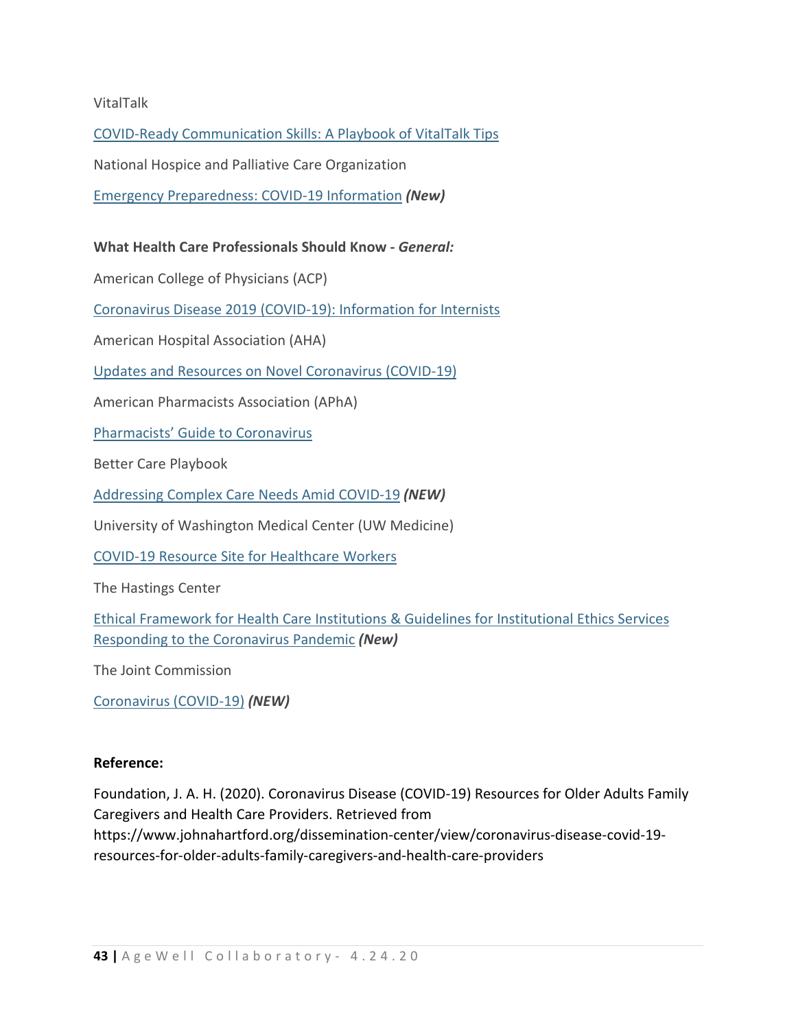VitalTalk

COVID-Ready Communication Skills: A Playbook of VitalTalk Tips

National Hospice and Palliative Care Organization

Emergency Preparedness: COVID-19 Information ***(New)***

**What Health Care Professionals Should Know -** ***General:***

American College of Physicians (ACP)

Coronavirus Disease 2019 (COVID-19): Information for Internists

American Hospital Association (AHA)

Updates and Resources on Novel Coronavirus (COVID-19)

American Pharmacists Association (APhA)

Pharmacists' Guide to Coronavirus

Better Care Playbook

Addressing Complex Care Needs Amid COVID-19 ***(NEW)***

University of Washington Medical Center (UW Medicine)

COVID-19 Resource Site for Healthcare Workers

The Hastings Center

Ethical Framework for Health Care Institutions & Guidelines for Institutional Ethics Services Responding to the Coronavirus Pandemic ***(New)***

The Joint Commission

Coronavirus (COVID-19) ***(NEW)***

**Reference:**

Foundation, J. A. H. (2020). Coronavirus Disease (COVID-19) Resources for Older Adults Family Caregivers and Health Care Providers. Retrieved from https://www.johnahartford.org/dissemination-center/view/coronavirus-disease-covid-19-resources-for-older-adults-family-caregivers-and-health-care-providers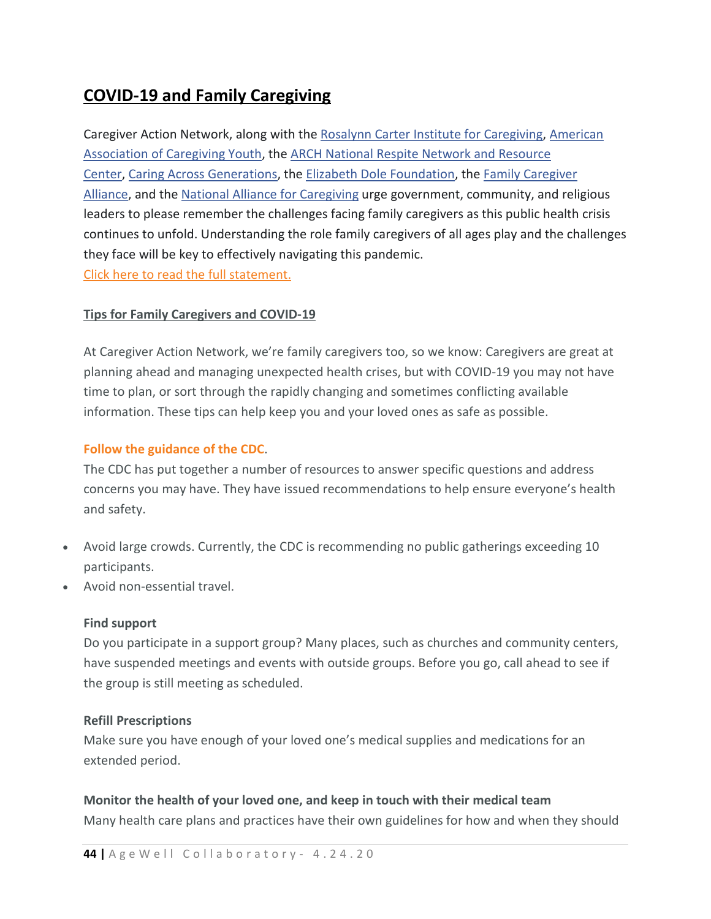## COVID-19 and Family Caregiving

Caregiver Action Network, along with the Rosalynn Carter Institute for Caregiving, American Association of Caregiving Youth, the ARCH National Respite Network and Resource Center, Caring Across Generations, the Elizabeth Dole Foundation, the Family Caregiver Alliance, and the National Alliance for Caregiving urge government, community, and religious leaders to please remember the challenges facing family caregivers as this public health crisis continues to unfold. Understanding the role family caregivers of all ages play and the challenges they face will be key to effectively navigating this pandemic.
Click here to read the full statement.

### Tips for Family Caregivers and COVID-19

At Caregiver Action Network, we're family caregivers too, so we know: Caregivers are great at planning ahead and managing unexpected health crises, but with COVID-19 you may not have time to plan, or sort through the rapidly changing and sometimes conflicting available information. These tips can help keep you and your loved ones as safe as possible.

**Follow the guidance of the CDC**.
The CDC has put together a number of resources to answer specific questions and address concerns you may have. They have issued recommendations to help ensure everyone's health and safety.

- Avoid large crowds. Currently, the CDC is recommending no public gatherings exceeding 10 participants.
- Avoid non-essential travel.

**Find support**
Do you participate in a support group? Many places, such as churches and community centers, have suspended meetings and events with outside groups. Before you go, call ahead to see if the group is still meeting as scheduled.

**Refill Prescriptions**
Make sure you have enough of your loved one's medical supplies and medications for an extended period.

**Monitor the health of your loved one, and keep in touch with their medical team**
Many health care plans and practices have their own guidelines for how and when they should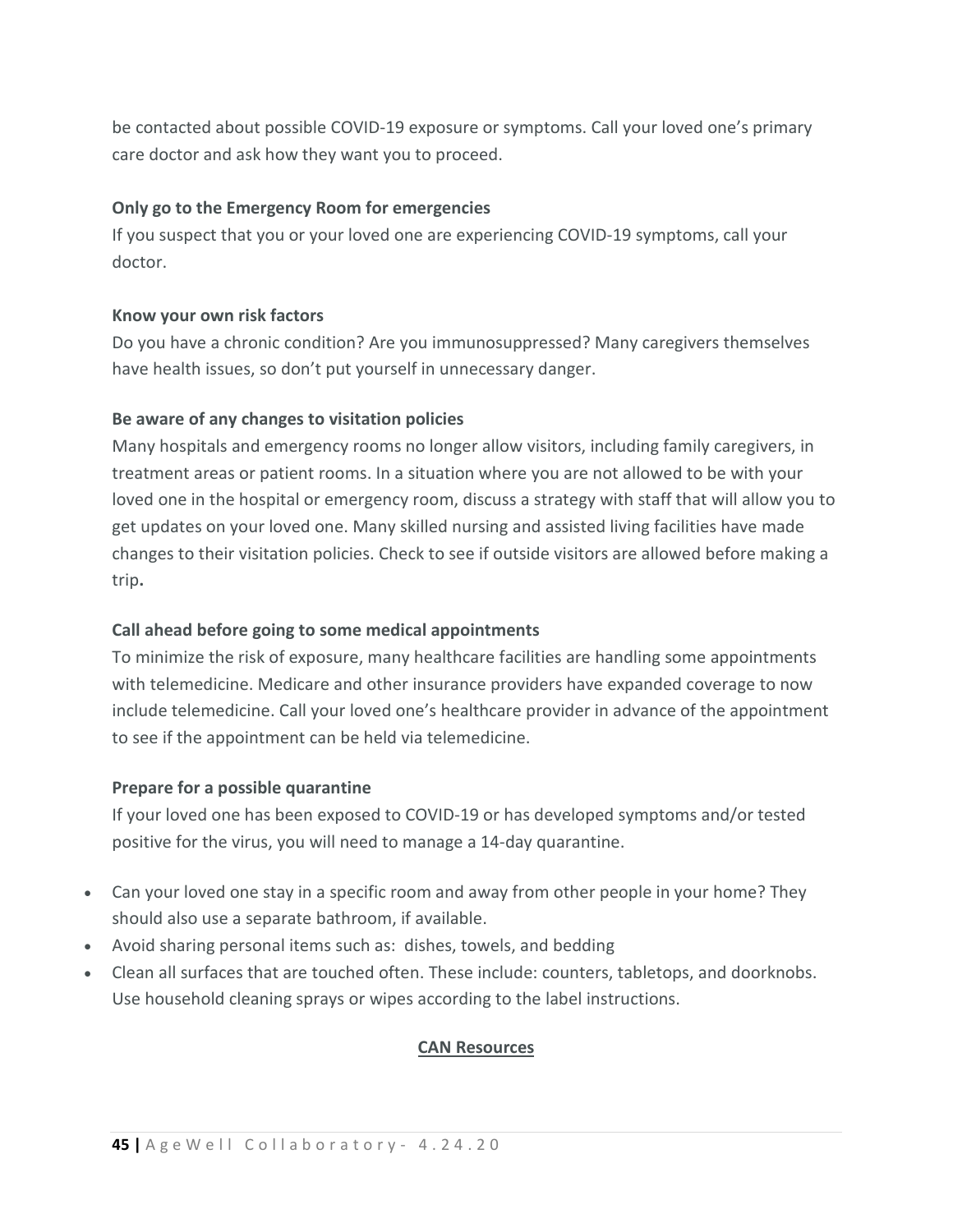be contacted about possible COVID-19 exposure or symptoms. Call your loved one's primary care doctor and ask how they want you to proceed.

**Only go to the Emergency Room for emergencies**

If you suspect that you or your loved one are experiencing COVID-19 symptoms, call your doctor.

**Know your own risk factors**

Do you have a chronic condition? Are you immunosuppressed? Many caregivers themselves have health issues, so don't put yourself in unnecessary danger.

**Be aware of any changes to visitation policies**

Many hospitals and emergency rooms no longer allow visitors, including family caregivers, in treatment areas or patient rooms. In a situation where you are not allowed to be with your loved one in the hospital or emergency room, discuss a strategy with staff that will allow you to get updates on your loved one. Many skilled nursing and assisted living facilities have made changes to their visitation policies. Check to see if outside visitors are allowed before making a trip**.**

**Call ahead before going to some medical appointments**

To minimize the risk of exposure, many healthcare facilities are handling some appointments with telemedicine. Medicare and other insurance providers have expanded coverage to now include telemedicine. Call your loved one's healthcare provider in advance of the appointment to see if the appointment can be held via telemedicine.

**Prepare for a possible quarantine**

If your loved one has been exposed to COVID-19 or has developed symptoms and/or tested positive for the virus, you will need to manage a 14-day quarantine.

- Can your loved one stay in a specific room and away from other people in your home? They should also use a separate bathroom, if available.
- Avoid sharing personal items such as: dishes, towels, and bedding
- Clean all surfaces that are touched often. These include: counters, tabletops, and doorknobs. Use household cleaning sprays or wipes according to the label instructions.

**CAN Resources**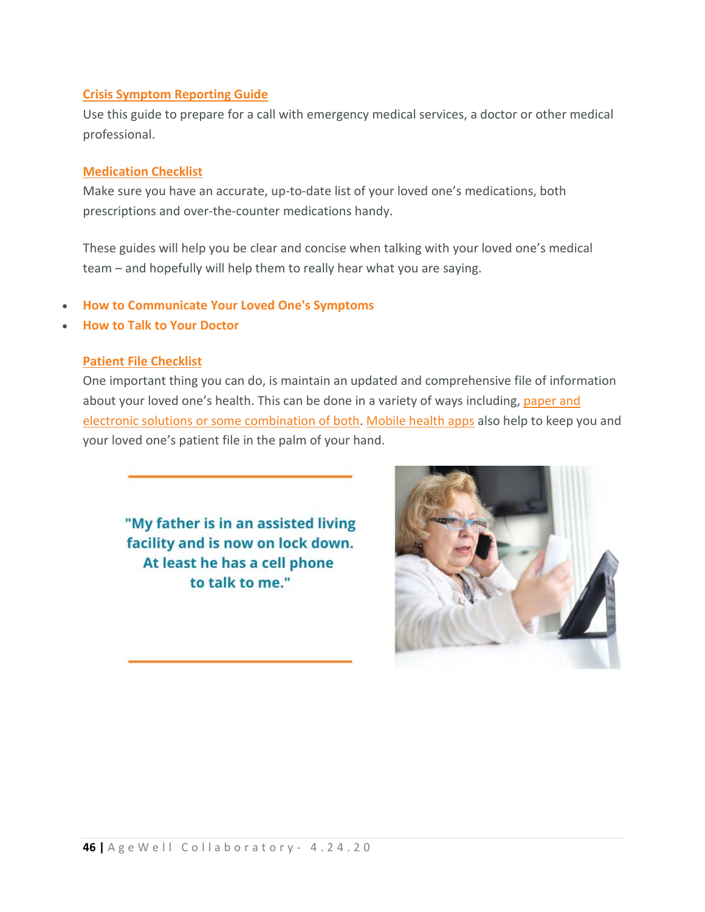**Crisis Symptom Reporting Guide**

Use this guide to prepare for a call with emergency medical services, a doctor or other medical professional.

**Medication Checklist**

Make sure you have an accurate, up-to-date list of your loved one's medications, both prescriptions and over-the-counter medications handy.

These guides will help you be clear and concise when talking with your loved one's medical team – and hopefully will help them to really hear what you are saying.

- **How to Communicate Your Loved One's Symptoms**
- **How to Talk to Your Doctor**

**Patient File Checklist**

One important thing you can do, is maintain an updated and comprehensive file of information about your loved one's health. This can be done in a variety of ways including, paper and electronic solutions or some combination of both. Mobile health apps also help to keep you and your loved one's patient file in the palm of your hand.

**"My father is in an assisted living facility and is now on lock down. At least he has a cell phone to talk to me."**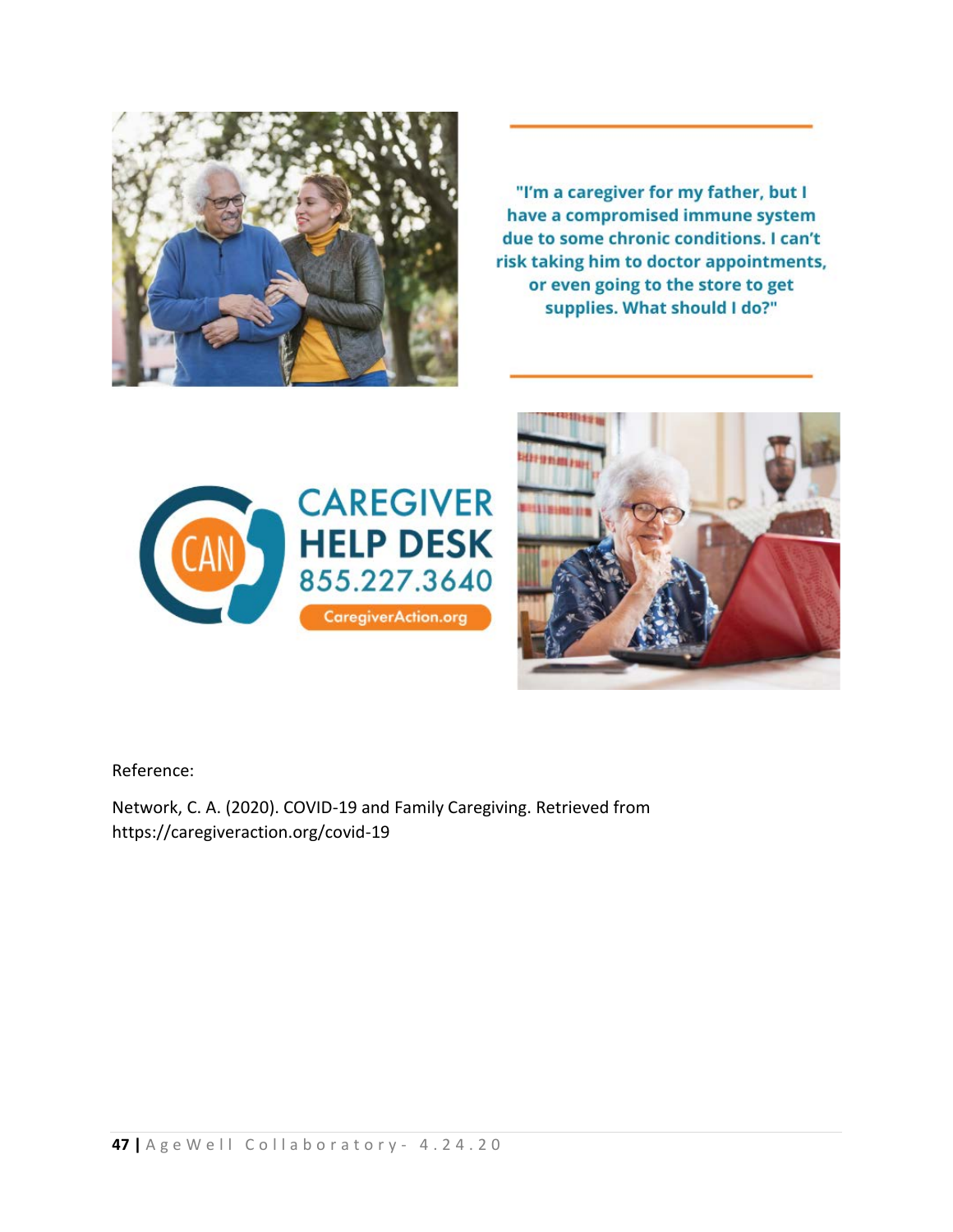"I'm a caregiver for my father, but I have a compromised immune system due to some chronic conditions. I can't risk taking him to doctor appointments, or even going to the store to get supplies. What should I do?"

CAN

CAREGIVER HELP DESK 855.227.3640

CaregiverAction.org

Reference:

Network, C. A. (2020). COVID-19 and Family Caregiving. Retrieved from https://caregiveraction.org/covid-19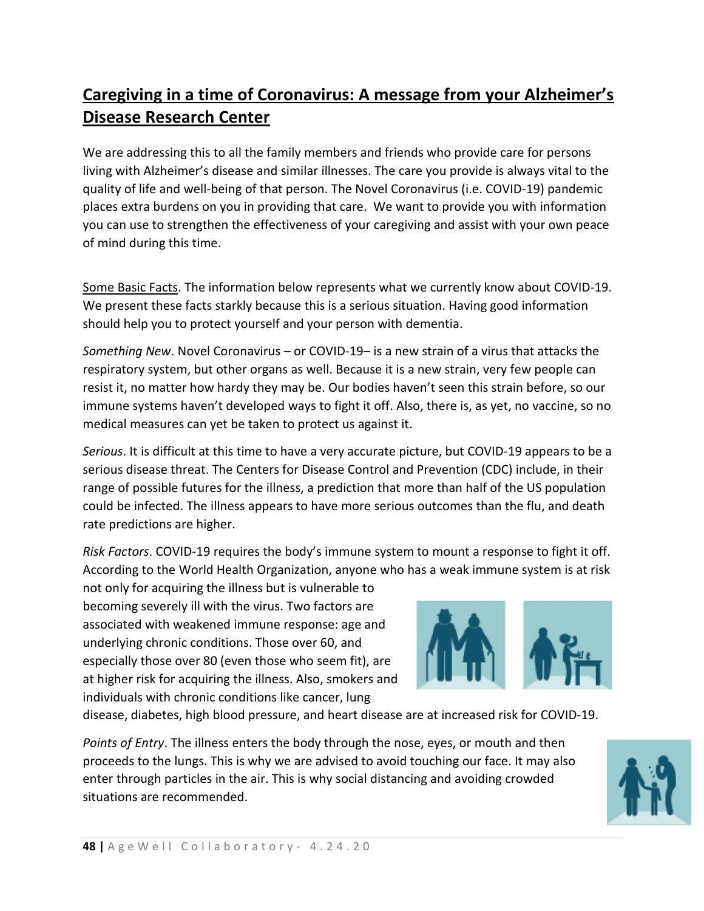## Caregiving in a time of Coronavirus: A message from your Alzheimer's Disease Research Center

We are addressing this to all the family members and friends who provide care for persons living with Alzheimer's disease and similar illnesses. The care you provide is always vital to the quality of life and well-being of that person. The Novel Coronavirus (i.e. COVID-19) pandemic places extra burdens on you in providing that care. We want to provide you with information you can use to strengthen the effectiveness of your caregiving and assist with your own peace of mind during this time.

Some Basic Facts. The information below represents what we currently know about COVID-19. We present these facts starkly because this is a serious situation. Having good information should help you to protect yourself and your person with dementia.

*Something New*. Novel Coronavirus – or COVID-19– is a new strain of a virus that attacks the respiratory system, but other organs as well. Because it is a new strain, very few people can resist it, no matter how hardy they may be. Our bodies haven't seen this strain before, so our immune systems haven't developed ways to fight it off. Also, there is, as yet, no vaccine, so no medical measures can yet be taken to protect us against it.

*Serious*. It is difficult at this time to have a very accurate picture, but COVID-19 appears to be a serious disease threat. The Centers for Disease Control and Prevention (CDC) include, in their range of possible futures for the illness, a prediction that more than half of the US population could be infected. The illness appears to have more serious outcomes than the flu, and death rate predictions are higher.

*Risk Factors*. COVID-19 requires the body's immune system to mount a response to fight it off. According to the World Health Organization, anyone who has a weak immune system is at risk not only for acquiring the illness but is vulnerable to becoming severely ill with the virus. Two factors are associated with weakened immune response: age and underlying chronic conditions. Those over 60, and especially those over 80 (even those who seem fit), are at higher risk for acquiring the illness. Also, smokers and individuals with chronic conditions like cancer, lung disease, diabetes, high blood pressure, and heart disease are at increased risk for COVID-19.

*Points of Entry*. The illness enters the body through the nose, eyes, or mouth and then proceeds to the lungs. This is why we are advised to avoid touching our face. It may also enter through particles in the air. This is why social distancing and avoiding crowded situations are recommended.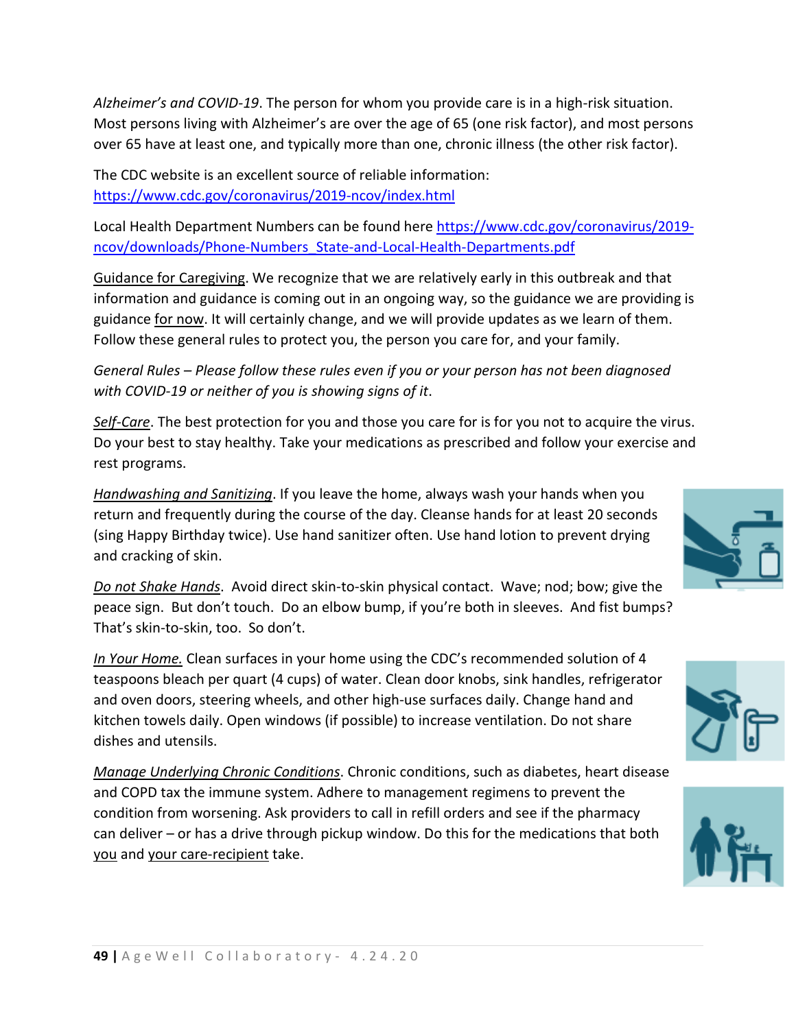*Alzheimer's and COVID-19*. The person for whom you provide care is in a high-risk situation. Most persons living with Alzheimer's are over the age of 65 (one risk factor), and most persons over 65 have at least one, and typically more than one, chronic illness (the other risk factor).

The CDC website is an excellent source of reliable information: https://www.cdc.gov/coronavirus/2019-ncov/index.html

Local Health Department Numbers can be found here https://www.cdc.gov/coronavirus/2019-ncov/downloads/Phone-Numbers_State-and-Local-Health-Departments.pdf

Guidance for Caregiving. We recognize that we are relatively early in this outbreak and that information and guidance is coming out in an ongoing way, so the guidance we are providing is guidance for now. It will certainly change, and we will provide updates as we learn of them. Follow these general rules to protect you, the person you care for, and your family.

*General Rules – Please follow these rules even if you or your person has not been diagnosed with COVID-19 or neither of you is showing signs of it*.

*Self-Care*. The best protection for you and those you care for is for you not to acquire the virus. Do your best to stay healthy. Take your medications as prescribed and follow your exercise and rest programs.

*Handwashing and Sanitizing*. If you leave the home, always wash your hands when you return and frequently during the course of the day. Cleanse hands for at least 20 seconds (sing Happy Birthday twice). Use hand sanitizer often. Use hand lotion to prevent drying and cracking of skin.

*Do not Shake Hands*. Avoid direct skin-to-skin physical contact. Wave; nod; bow; give the peace sign. But don't touch. Do an elbow bump, if you're both in sleeves. And fist bumps? That's skin-to-skin, too. So don't.

*In Your Home.* Clean surfaces in your home using the CDC's recommended solution of 4 teaspoons bleach per quart (4 cups) of water. Clean door knobs, sink handles, refrigerator and oven doors, steering wheels, and other high-use surfaces daily. Change hand and kitchen towels daily. Open windows (if possible) to increase ventilation. Do not share dishes and utensils.

*Manage Underlying Chronic Conditions*. Chronic conditions, such as diabetes, heart disease and COPD tax the immune system. Adhere to management regimens to prevent the condition from worsening. Ask providers to call in refill orders and see if the pharmacy can deliver – or has a drive through pickup window. Do this for the medications that both you and your care-recipient take.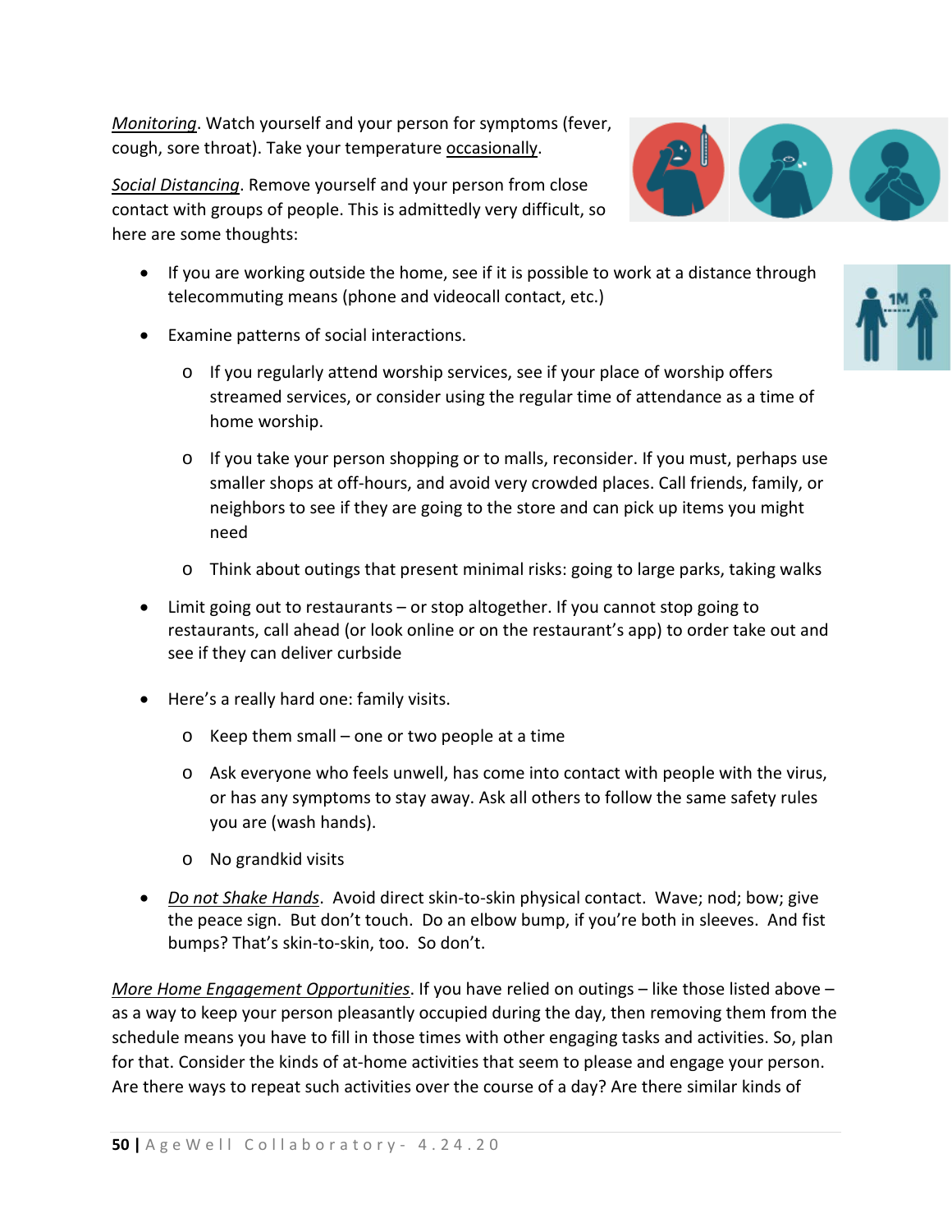*Monitoring*. Watch yourself and your person for symptoms (fever, cough, sore throat). Take your temperature occasionally.

*Social Distancing*. Remove yourself and your person from close contact with groups of people. This is admittedly very difficult, so here are some thoughts:

- If you are working outside the home, see if it is possible to work at a distance through telecommuting means (phone and videocall contact, etc.)
- Examine patterns of social interactions.
  - If you regularly attend worship services, see if your place of worship offers streamed services, or consider using the regular time of attendance as a time of home worship.
  - If you take your person shopping or to malls, reconsider. If you must, perhaps use smaller shops at off-hours, and avoid very crowded places. Call friends, family, or neighbors to see if they are going to the store and can pick up items you might need
  - Think about outings that present minimal risks: going to large parks, taking walks
- Limit going out to restaurants – or stop altogether. If you cannot stop going to restaurants, call ahead (or look online or on the restaurant's app) to order take out and see if they can deliver curbside
- Here's a really hard one: family visits.
  - Keep them small – one or two people at a time
  - Ask everyone who feels unwell, has come into contact with people with the virus, or has any symptoms to stay away. Ask all others to follow the same safety rules you are (wash hands).
  - No grandkid visits
- *Do not Shake Hands*. Avoid direct skin-to-skin physical contact. Wave; nod; bow; give the peace sign. But don't touch. Do an elbow bump, if you're both in sleeves. And fist bumps? That's skin-to-skin, too. So don't.

*More Home Engagement Opportunities*. If you have relied on outings – like those listed above – as a way to keep your person pleasantly occupied during the day, then removing them from the schedule means you have to fill in those times with other engaging tasks and activities. So, plan for that. Consider the kinds of at-home activities that seem to please and engage your person. Are there ways to repeat such activities over the course of a day? Are there similar kinds of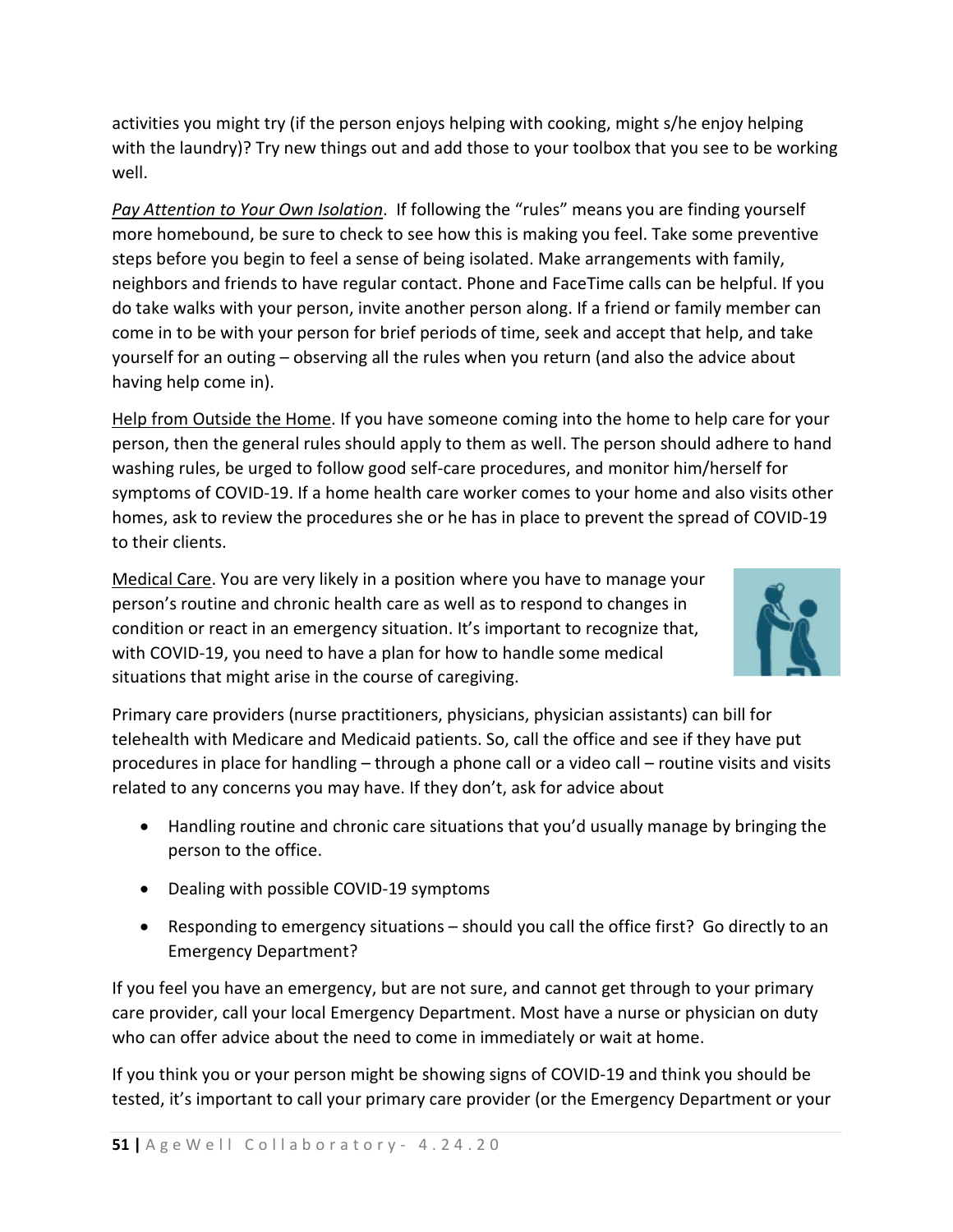activities you might try (if the person enjoys helping with cooking, might s/he enjoy helping with the laundry)? Try new things out and add those to your toolbox that you see to be working well.

*Pay Attention to Your Own Isolation*. If following the "rules" means you are finding yourself more homebound, be sure to check to see how this is making you feel. Take some preventive steps before you begin to feel a sense of being isolated. Make arrangements with family, neighbors and friends to have regular contact. Phone and FaceTime calls can be helpful. If you do take walks with your person, invite another person along. If a friend or family member can come in to be with your person for brief periods of time, seek and accept that help, and take yourself for an outing – observing all the rules when you return (and also the advice about having help come in).

Help from Outside the Home. If you have someone coming into the home to help care for your person, then the general rules should apply to them as well. The person should adhere to hand washing rules, be urged to follow good self-care procedures, and monitor him/herself for symptoms of COVID-19. If a home health care worker comes to your home and also visits other homes, ask to review the procedures she or he has in place to prevent the spread of COVID-19 to their clients.

Medical Care. You are very likely in a position where you have to manage your person's routine and chronic health care as well as to respond to changes in condition or react in an emergency situation. It's important to recognize that, with COVID-19, you need to have a plan for how to handle some medical situations that might arise in the course of caregiving.

Primary care providers (nurse practitioners, physicians, physician assistants) can bill for telehealth with Medicare and Medicaid patients. So, call the office and see if they have put procedures in place for handling – through a phone call or a video call – routine visits and visits related to any concerns you may have. If they don't, ask for advice about

- Handling routine and chronic care situations that you'd usually manage by bringing the person to the office.
- Dealing with possible COVID-19 symptoms
- Responding to emergency situations – should you call the office first? Go directly to an Emergency Department?

If you feel you have an emergency, but are not sure, and cannot get through to your primary care provider, call your local Emergency Department. Most have a nurse or physician on duty who can offer advice about the need to come in immediately or wait at home.

If you think you or your person might be showing signs of COVID-19 and think you should be tested, it's important to call your primary care provider (or the Emergency Department or your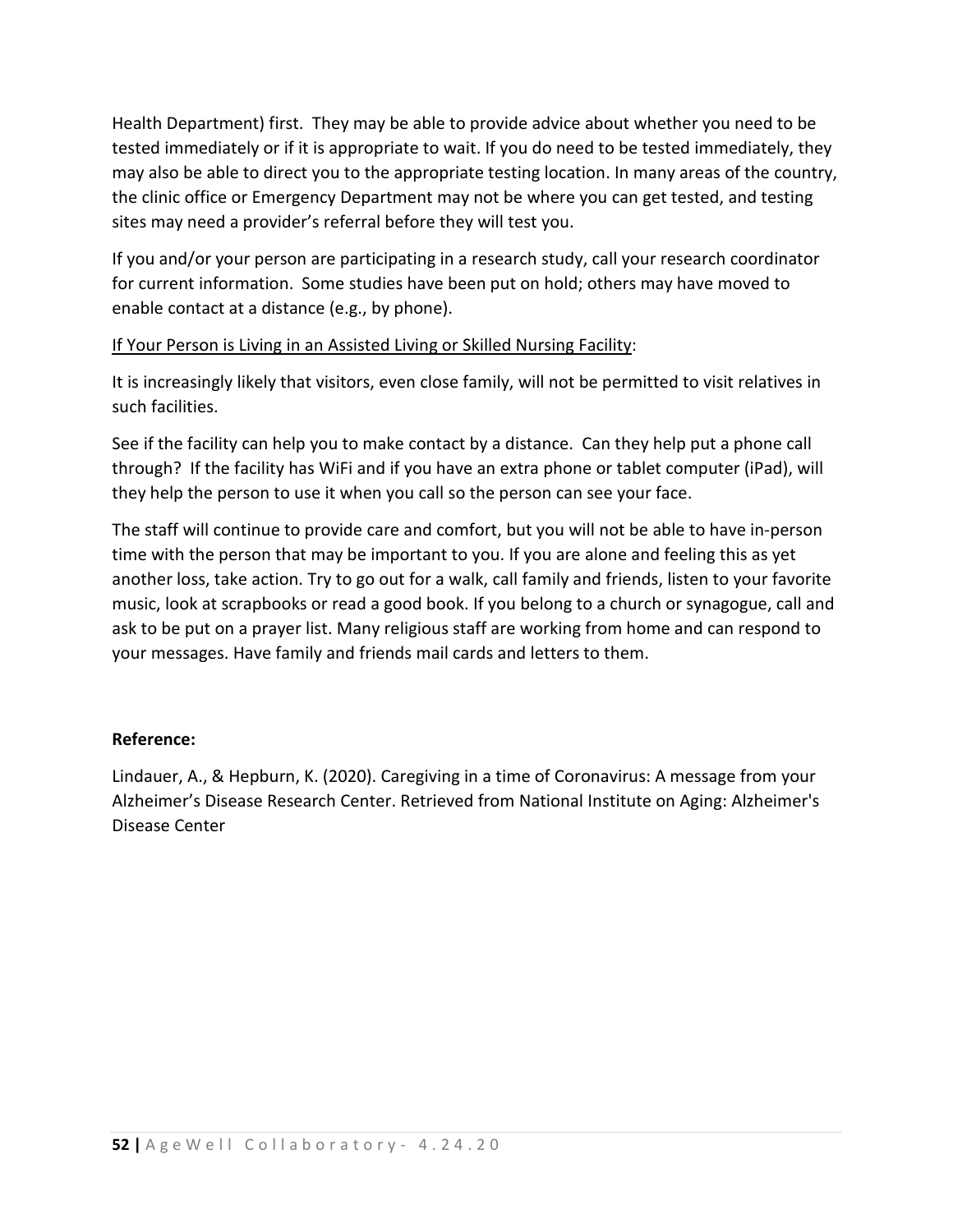Health Department) first. They may be able to provide advice about whether you need to be tested immediately or if it is appropriate to wait. If you do need to be tested immediately, they may also be able to direct you to the appropriate testing location. In many areas of the country, the clinic office or Emergency Department may not be where you can get tested, and testing sites may need a provider's referral before they will test you.

If you and/or your person are participating in a research study, call your research coordinator for current information. Some studies have been put on hold; others may have moved to enable contact at a distance (e.g., by phone).

<u>If Your Person is Living in an Assisted Living or Skilled Nursing Facility</u>:

It is increasingly likely that visitors, even close family, will not be permitted to visit relatives in such facilities.

See if the facility can help you to make contact by a distance. Can they help put a phone call through? If the facility has WiFi and if you have an extra phone or tablet computer (iPad), will they help the person to use it when you call so the person can see your face.

The staff will continue to provide care and comfort, but you will not be able to have in-person time with the person that may be important to you. If you are alone and feeling this as yet another loss, take action. Try to go out for a walk, call family and friends, listen to your favorite music, look at scrapbooks or read a good book. If you belong to a church or synagogue, call and ask to be put on a prayer list. Many religious staff are working from home and can respond to your messages. Have family and friends mail cards and letters to them.

**Reference:**

Lindauer, A., & Hepburn, K. (2020). Caregiving in a time of Coronavirus: A message from your Alzheimer's Disease Research Center. Retrieved from National Institute on Aging: Alzheimer's Disease Center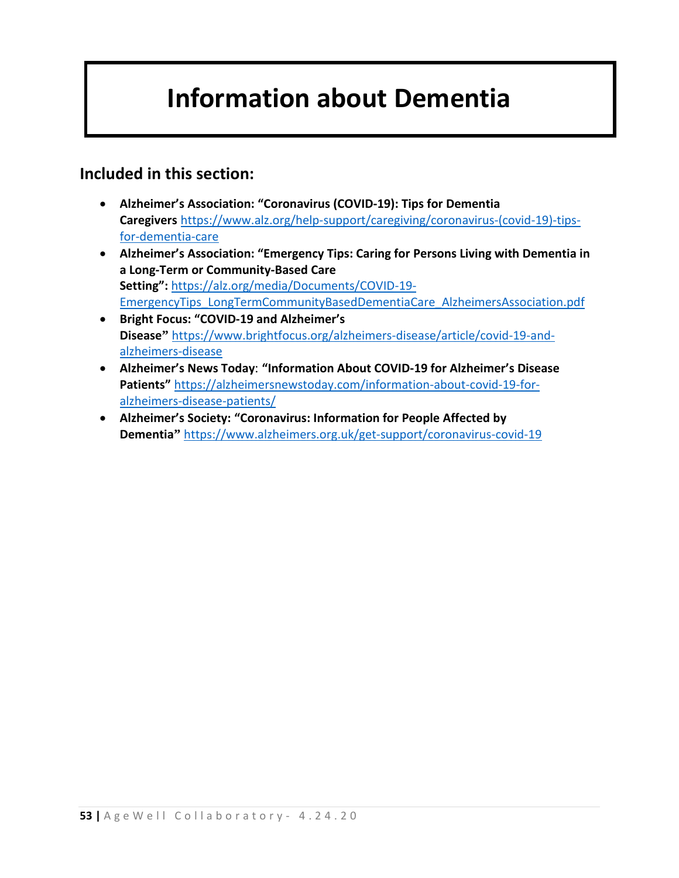# Information about Dementia

## Included in this section:

- **Alzheimer's Association: "Coronavirus (COVID-19): Tips for Dementia Caregivers** https://www.alz.org/help-support/caregiving/coronavirus-(covid-19)-tips-for-dementia-care
- **Alzheimer's Association: "Emergency Tips: Caring for Persons Living with Dementia in a Long-Term or Community-Based Care Setting":** https://alz.org/media/Documents/COVID-19-EmergencyTips_LongTermCommunityBasedDementiaCare_AlzheimersAssociation.pdf
- **Bright Focus: "COVID-19 and Alzheimer's Disease"** https://www.brightfocus.org/alzheimers-disease/article/covid-19-and-alzheimers-disease
- **Alzheimer's News Today**: **"Information About COVID-19 for Alzheimer's Disease Patients"** https://alzheimersnewstoday.com/information-about-covid-19-for-alzheimers-disease-patients/
- **Alzheimer's Society: "Coronavirus: Information for People Affected by Dementia"** https://www.alzheimers.org.uk/get-support/coronavirus-covid-19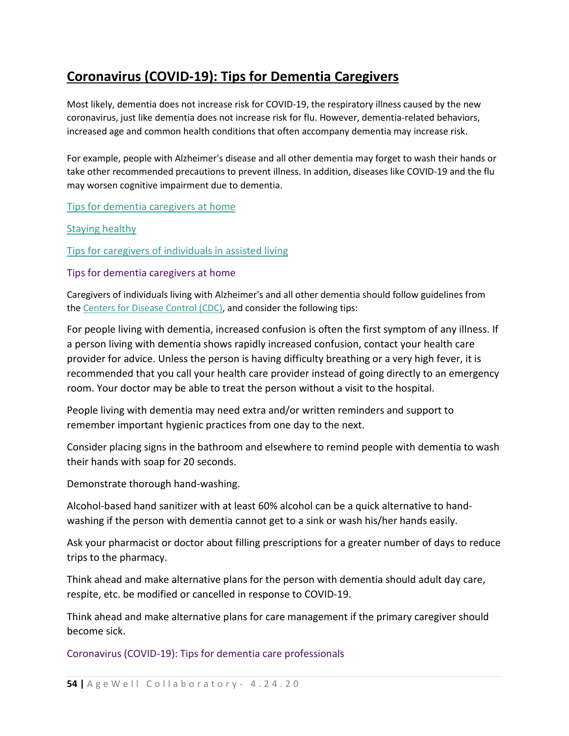## Coronavirus (COVID-19): Tips for Dementia Caregivers

Most likely, dementia does not increase risk for COVID-19, the respiratory illness caused by the new coronavirus, just like dementia does not increase risk for flu. However, dementia-related behaviors, increased age and common health conditions that often accompany dementia may increase risk.

For example, people with Alzheimer's disease and all other dementia may forget to wash their hands or take other recommended precautions to prevent illness. In addition, diseases like COVID-19 and the flu may worsen cognitive impairment due to dementia.

Tips for dementia caregivers at home

Staying healthy

Tips for caregivers of individuals in assisted living

### Tips for dementia caregivers at home

Caregivers of individuals living with Alzheimer's and all other dementia should follow guidelines from the Centers for Disease Control (CDC), and consider the following tips:

For people living with dementia, increased confusion is often the first symptom of any illness. If a person living with dementia shows rapidly increased confusion, contact your health care provider for advice. Unless the person is having difficulty breathing or a very high fever, it is recommended that you call your health care provider instead of going directly to an emergency room. Your doctor may be able to treat the person without a visit to the hospital.

People living with dementia may need extra and/or written reminders and support to remember important hygienic practices from one day to the next.

Consider placing signs in the bathroom and elsewhere to remind people with dementia to wash their hands with soap for 20 seconds.

Demonstrate thorough hand-washing.

Alcohol-based hand sanitizer with at least 60% alcohol can be a quick alternative to hand-washing if the person with dementia cannot get to a sink or wash his/her hands easily.

Ask your pharmacist or doctor about filling prescriptions for a greater number of days to reduce trips to the pharmacy.

Think ahead and make alternative plans for the person with dementia should adult day care, respite, etc. be modified or cancelled in response to COVID-19.

Think ahead and make alternative plans for care management if the primary caregiver should become sick.

### Coronavirus (COVID-19): Tips for dementia care professionals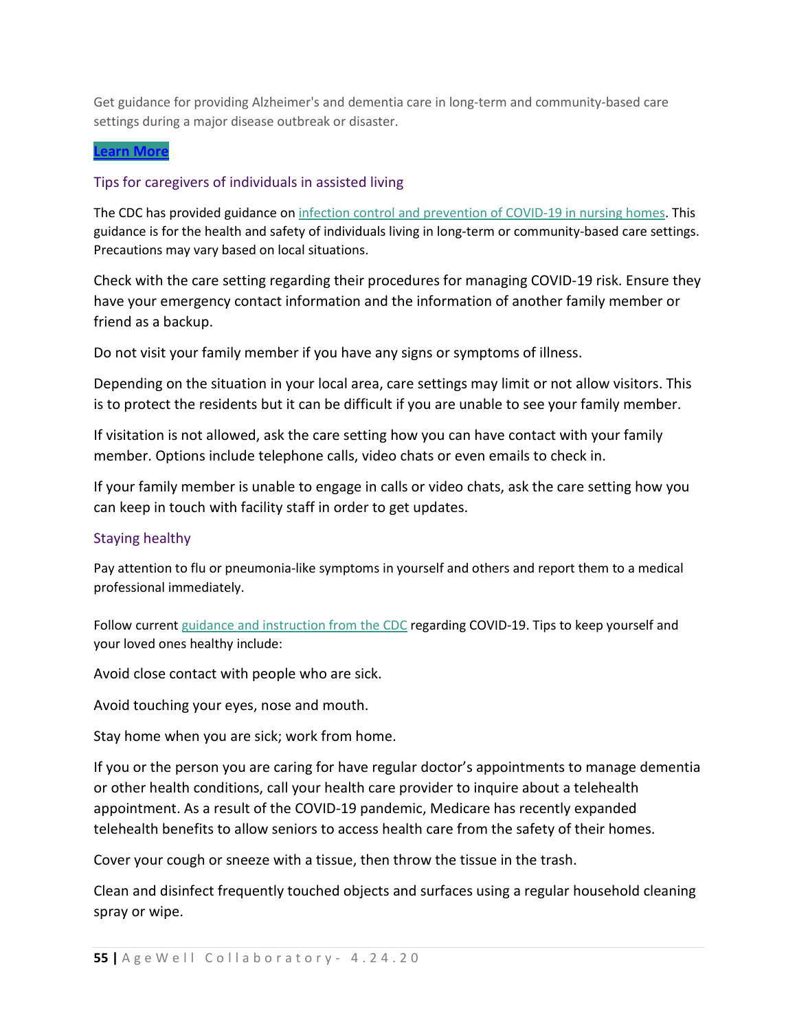Get guidance for providing Alzheimer's and dementia care in long-term and community-based care settings during a major disease outbreak or disaster.

**Learn More**

### Tips for caregivers of individuals in assisted living

The CDC has provided guidance on infection control and prevention of COVID-19 in nursing homes. This guidance is for the health and safety of individuals living in long-term or community-based care settings. Precautions may vary based on local situations.

Check with the care setting regarding their procedures for managing COVID-19 risk. Ensure they have your emergency contact information and the information of another family member or friend as a backup.

Do not visit your family member if you have any signs or symptoms of illness.

Depending on the situation in your local area, care settings may limit or not allow visitors. This is to protect the residents but it can be difficult if you are unable to see your family member.

If visitation is not allowed, ask the care setting how you can have contact with your family member. Options include telephone calls, video chats or even emails to check in.

If your family member is unable to engage in calls or video chats, ask the care setting how you can keep in touch with facility staff in order to get updates.

### Staying healthy

Pay attention to flu or pneumonia-like symptoms in yourself and others and report them to a medical professional immediately.

Follow current guidance and instruction from the CDC regarding COVID-19. Tips to keep yourself and your loved ones healthy include:

Avoid close contact with people who are sick.

Avoid touching your eyes, nose and mouth.

Stay home when you are sick; work from home.

If you or the person you are caring for have regular doctor's appointments to manage dementia or other health conditions, call your health care provider to inquire about a telehealth appointment. As a result of the COVID-19 pandemic, Medicare has recently expanded telehealth benefits to allow seniors to access health care from the safety of their homes.

Cover your cough or sneeze with a tissue, then throw the tissue in the trash.

Clean and disinfect frequently touched objects and surfaces using a regular household cleaning spray or wipe.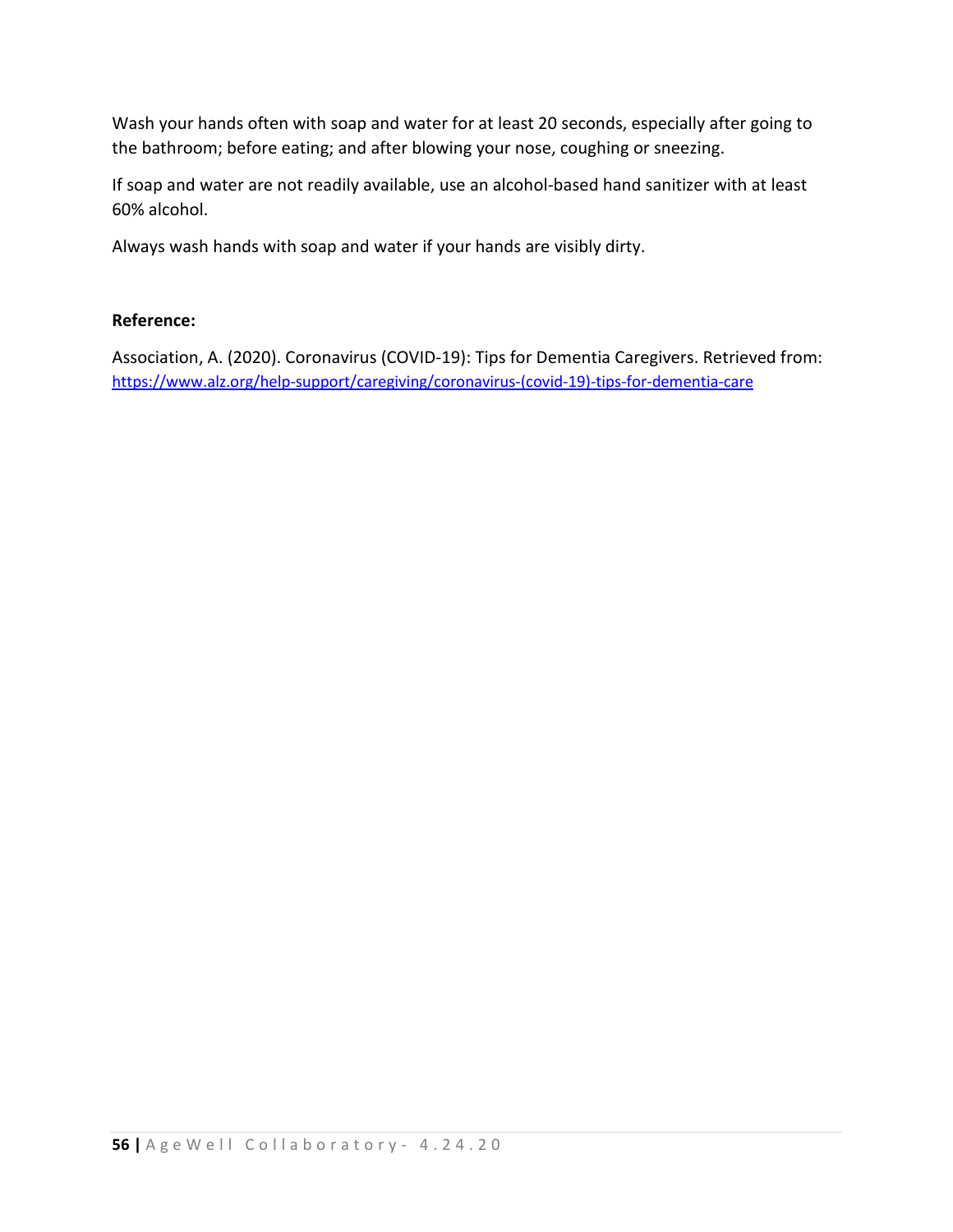Wash your hands often with soap and water for at least 20 seconds, especially after going to the bathroom; before eating; and after blowing your nose, coughing or sneezing.

If soap and water are not readily available, use an alcohol-based hand sanitizer with at least 60% alcohol.

Always wash hands with soap and water if your hands are visibly dirty.

**Reference:**

Association, A. (2020). Coronavirus (COVID-19): Tips for Dementia Caregivers. Retrieved from: https://www.alz.org/help-support/caregiving/coronavirus-(covid-19)-tips-for-dementia-care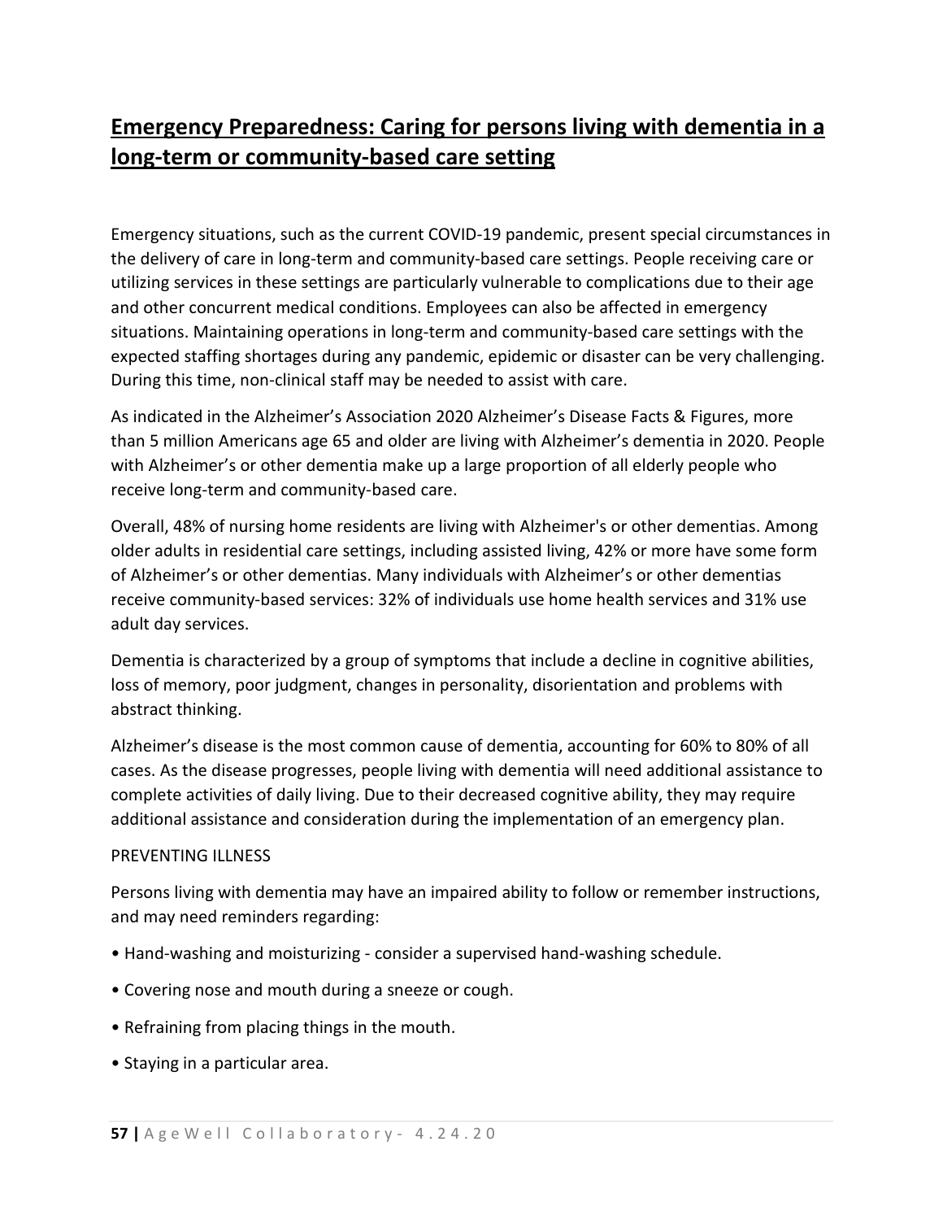## Emergency Preparedness: Caring for persons living with dementia in a long-term or community-based care setting

Emergency situations, such as the current COVID-19 pandemic, present special circumstances in the delivery of care in long-term and community-based care settings. People receiving care or utilizing services in these settings are particularly vulnerable to complications due to their age and other concurrent medical conditions. Employees can also be affected in emergency situations. Maintaining operations in long-term and community-based care settings with the expected staffing shortages during any pandemic, epidemic or disaster can be very challenging. During this time, non-clinical staff may be needed to assist with care.

As indicated in the Alzheimer's Association 2020 Alzheimer's Disease Facts & Figures, more than 5 million Americans age 65 and older are living with Alzheimer's dementia in 2020. People with Alzheimer's or other dementia make up a large proportion of all elderly people who receive long-term and community-based care.

Overall, 48% of nursing home residents are living with Alzheimer's or other dementias. Among older adults in residential care settings, including assisted living, 42% or more have some form of Alzheimer's or other dementias. Many individuals with Alzheimer's or other dementias receive community-based services: 32% of individuals use home health services and 31% use adult day services.

Dementia is characterized by a group of symptoms that include a decline in cognitive abilities, loss of memory, poor judgment, changes in personality, disorientation and problems with abstract thinking.

Alzheimer's disease is the most common cause of dementia, accounting for 60% to 80% of all cases. As the disease progresses, people living with dementia will need additional assistance to complete activities of daily living. Due to their decreased cognitive ability, they may require additional assistance and consideration during the implementation of an emergency plan.

PREVENTING ILLNESS

Persons living with dementia may have an impaired ability to follow or remember instructions, and may need reminders regarding:

- Hand-washing and moisturizing - consider a supervised hand-washing schedule.
- Covering nose and mouth during a sneeze or cough.
- Refraining from placing things in the mouth.
- Staying in a particular area.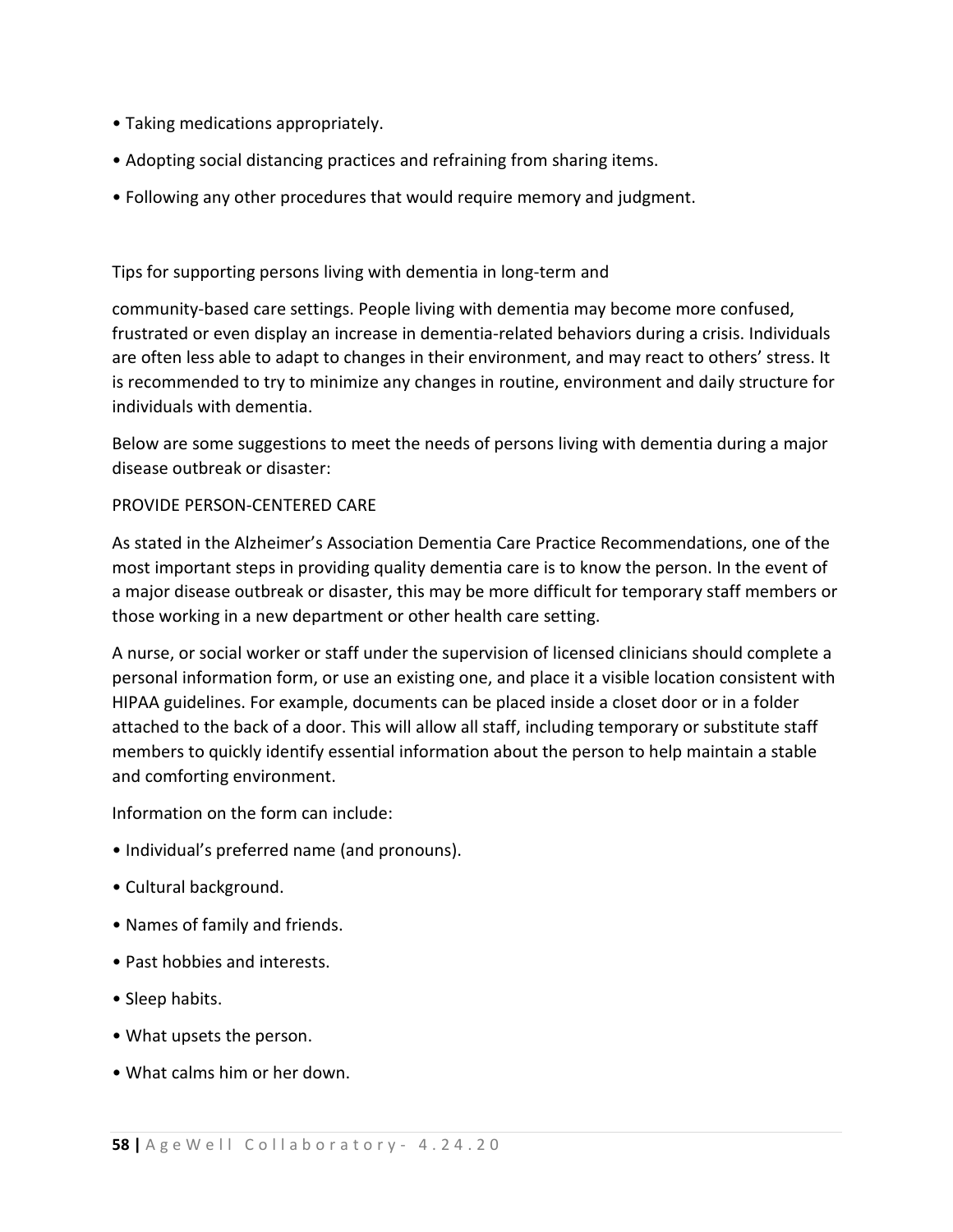- Taking medications appropriately.
- Adopting social distancing practices and refraining from sharing items.
- Following any other procedures that would require memory and judgment.

Tips for supporting persons living with dementia in long-term and

community-based care settings. People living with dementia may become more confused, frustrated or even display an increase in dementia-related behaviors during a crisis. Individuals are often less able to adapt to changes in their environment, and may react to others' stress. It is recommended to try to minimize any changes in routine, environment and daily structure for individuals with dementia.

Below are some suggestions to meet the needs of persons living with dementia during a major disease outbreak or disaster:

PROVIDE PERSON-CENTERED CARE

As stated in the Alzheimer's Association Dementia Care Practice Recommendations, one of the most important steps in providing quality dementia care is to know the person. In the event of a major disease outbreak or disaster, this may be more difficult for temporary staff members or those working in a new department or other health care setting.

A nurse, or social worker or staff under the supervision of licensed clinicians should complete a personal information form, or use an existing one, and place it a visible location consistent with HIPAA guidelines. For example, documents can be placed inside a closet door or in a folder attached to the back of a door. This will allow all staff, including temporary or substitute staff members to quickly identify essential information about the person to help maintain a stable and comforting environment.

Information on the form can include:

- Individual's preferred name (and pronouns).
- Cultural background.
- Names of family and friends.
- Past hobbies and interests.
- Sleep habits.
- What upsets the person.
- What calms him or her down.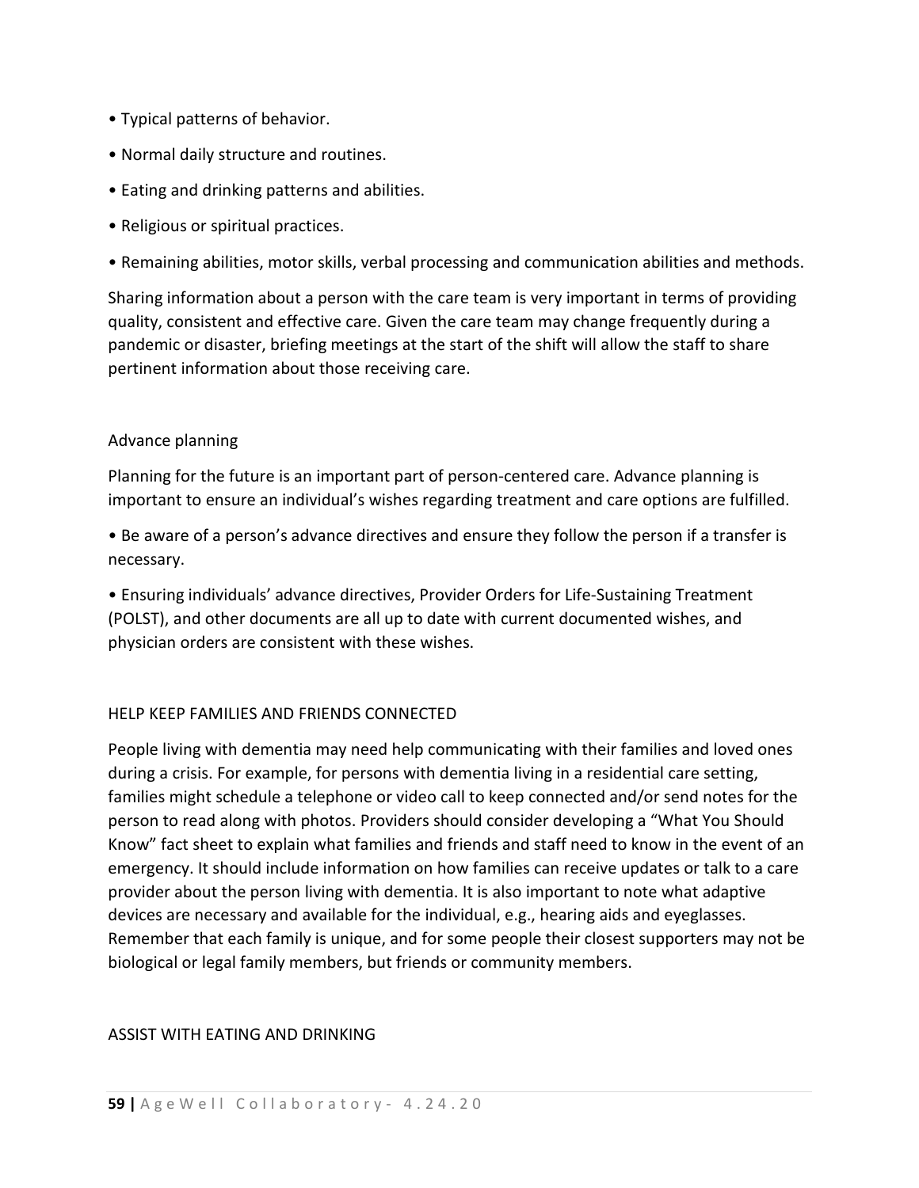- Typical patterns of behavior.
- Normal daily structure and routines.
- Eating and drinking patterns and abilities.
- Religious or spiritual practices.
- Remaining abilities, motor skills, verbal processing and communication abilities and methods.

Sharing information about a person with the care team is very important in terms of providing quality, consistent and effective care. Given the care team may change frequently during a pandemic or disaster, briefing meetings at the start of the shift will allow the staff to share pertinent information about those receiving care.

### Advance planning

Planning for the future is an important part of person-centered care. Advance planning is important to ensure an individual's wishes regarding treatment and care options are fulfilled.

- Be aware of a person's advance directives and ensure they follow the person if a transfer is necessary.
- Ensuring individuals' advance directives, Provider Orders for Life-Sustaining Treatment (POLST), and other documents are all up to date with current documented wishes, and physician orders are consistent with these wishes.

## HELP KEEP FAMILIES AND FRIENDS CONNECTED

People living with dementia may need help communicating with their families and loved ones during a crisis. For example, for persons with dementia living in a residential care setting, families might schedule a telephone or video call to keep connected and/or send notes for the person to read along with photos. Providers should consider developing a "What You Should Know" fact sheet to explain what families and friends and staff need to know in the event of an emergency. It should include information on how families can receive updates or talk to a care provider about the person living with dementia. It is also important to note what adaptive devices are necessary and available for the individual, e.g., hearing aids and eyeglasses. Remember that each family is unique, and for some people their closest supporters may not be biological or legal family members, but friends or community members.

## ASSIST WITH EATING AND DRINKING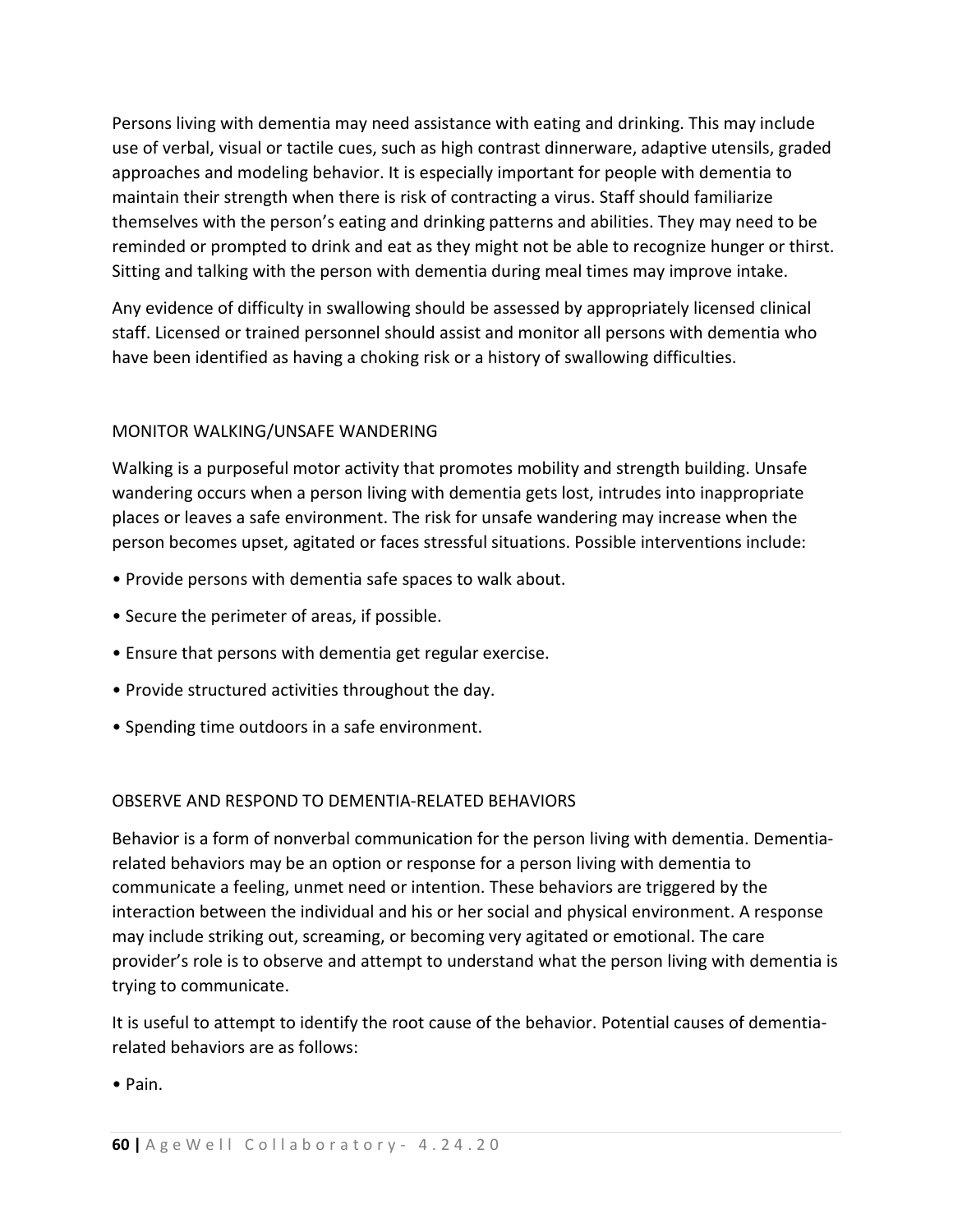Persons living with dementia may need assistance with eating and drinking. This may include use of verbal, visual or tactile cues, such as high contrast dinnerware, adaptive utensils, graded approaches and modeling behavior. It is especially important for people with dementia to maintain their strength when there is risk of contracting a virus. Staff should familiarize themselves with the person's eating and drinking patterns and abilities. They may need to be reminded or prompted to drink and eat as they might not be able to recognize hunger or thirst. Sitting and talking with the person with dementia during meal times may improve intake.

Any evidence of difficulty in swallowing should be assessed by appropriately licensed clinical staff. Licensed or trained personnel should assist and monitor all persons with dementia who have been identified as having a choking risk or a history of swallowing difficulties.

### MONITOR WALKING/UNSAFE WANDERING

Walking is a purposeful motor activity that promotes mobility and strength building. Unsafe wandering occurs when a person living with dementia gets lost, intrudes into inappropriate places or leaves a safe environment. The risk for unsafe wandering may increase when the person becomes upset, agitated or faces stressful situations. Possible interventions include:

- Provide persons with dementia safe spaces to walk about.
- Secure the perimeter of areas, if possible.
- Ensure that persons with dementia get regular exercise.
- Provide structured activities throughout the day.
- Spending time outdoors in a safe environment.

### OBSERVE AND RESPOND TO DEMENTIA-RELATED BEHAVIORS

Behavior is a form of nonverbal communication for the person living with dementia. Dementia-related behaviors may be an option or response for a person living with dementia to communicate a feeling, unmet need or intention. These behaviors are triggered by the interaction between the individual and his or her social and physical environment. A response may include striking out, screaming, or becoming very agitated or emotional. The care provider's role is to observe and attempt to understand what the person living with dementia is trying to communicate.

It is useful to attempt to identify the root cause of the behavior. Potential causes of dementia-related behaviors are as follows:

- Pain.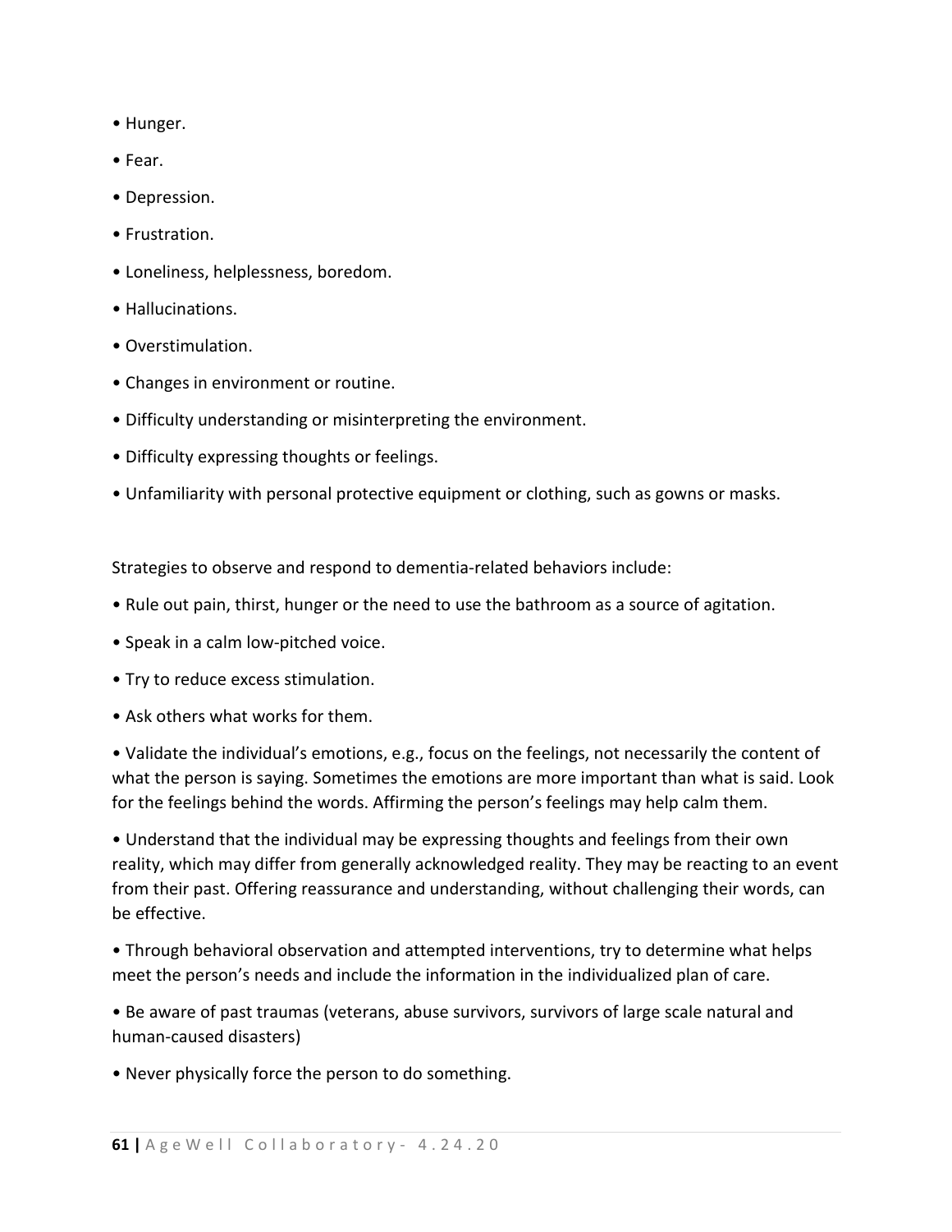- Hunger.
- Fear.
- Depression.
- Frustration.
- Loneliness, helplessness, boredom.
- Hallucinations.
- Overstimulation.
- Changes in environment or routine.
- Difficulty understanding or misinterpreting the environment.
- Difficulty expressing thoughts or feelings.
- Unfamiliarity with personal protective equipment or clothing, such as gowns or masks.

Strategies to observe and respond to dementia-related behaviors include:

- Rule out pain, thirst, hunger or the need to use the bathroom as a source of agitation.
- Speak in a calm low-pitched voice.
- Try to reduce excess stimulation.
- Ask others what works for them.
- Validate the individual's emotions, e.g., focus on the feelings, not necessarily the content of what the person is saying. Sometimes the emotions are more important than what is said. Look for the feelings behind the words. Affirming the person's feelings may help calm them.
- Understand that the individual may be expressing thoughts and feelings from their own reality, which may differ from generally acknowledged reality. They may be reacting to an event from their past. Offering reassurance and understanding, without challenging their words, can be effective.
- Through behavioral observation and attempted interventions, try to determine what helps meet the person's needs and include the information in the individualized plan of care.
- Be aware of past traumas (veterans, abuse survivors, survivors of large scale natural and human-caused disasters)
- Never physically force the person to do something.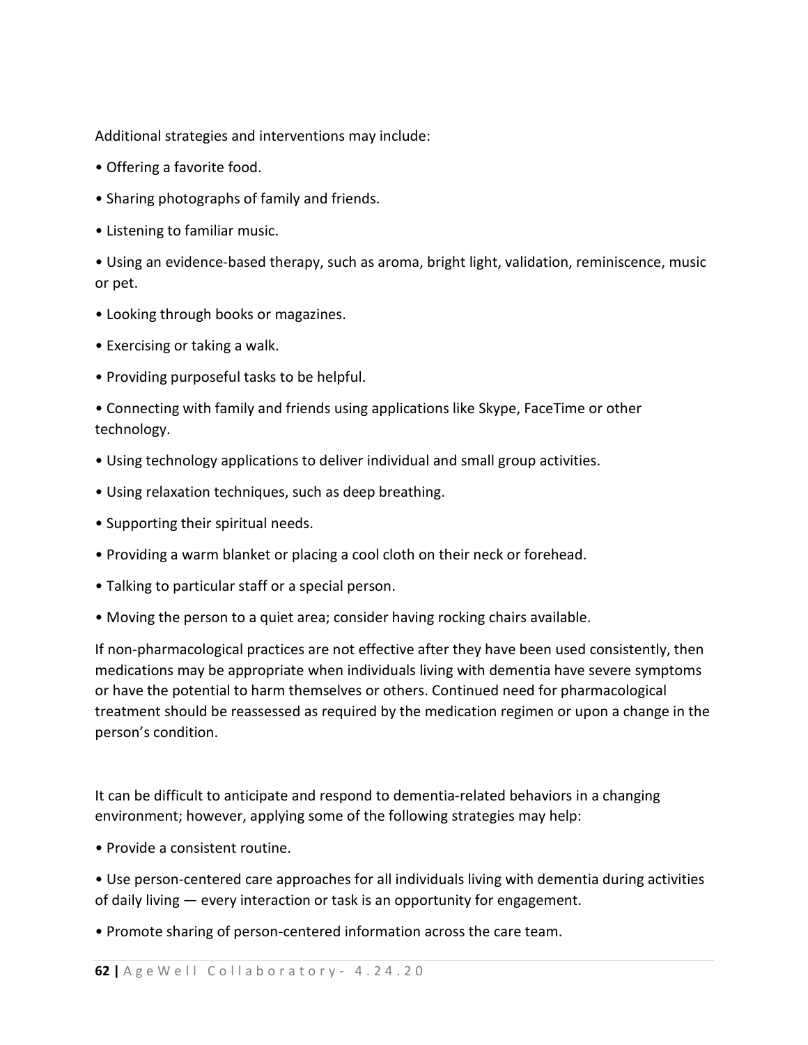Additional strategies and interventions may include:

- Offering a favorite food.
- Sharing photographs of family and friends.
- Listening to familiar music.
- Using an evidence-based therapy, such as aroma, bright light, validation, reminiscence, music or pet.
- Looking through books or magazines.
- Exercising or taking a walk.
- Providing purposeful tasks to be helpful.
- Connecting with family and friends using applications like Skype, FaceTime or other technology.
- Using technology applications to deliver individual and small group activities.
- Using relaxation techniques, such as deep breathing.
- Supporting their spiritual needs.
- Providing a warm blanket or placing a cool cloth on their neck or forehead.
- Talking to particular staff or a special person.
- Moving the person to a quiet area; consider having rocking chairs available.

If non-pharmacological practices are not effective after they have been used consistently, then medications may be appropriate when individuals living with dementia have severe symptoms or have the potential to harm themselves or others. Continued need for pharmacological treatment should be reassessed as required by the medication regimen or upon a change in the person's condition.

It can be difficult to anticipate and respond to dementia-related behaviors in a changing environment; however, applying some of the following strategies may help:

- Provide a consistent routine.
- Use person-centered care approaches for all individuals living with dementia during activities of daily living — every interaction or task is an opportunity for engagement.
- Promote sharing of person-centered information across the care team.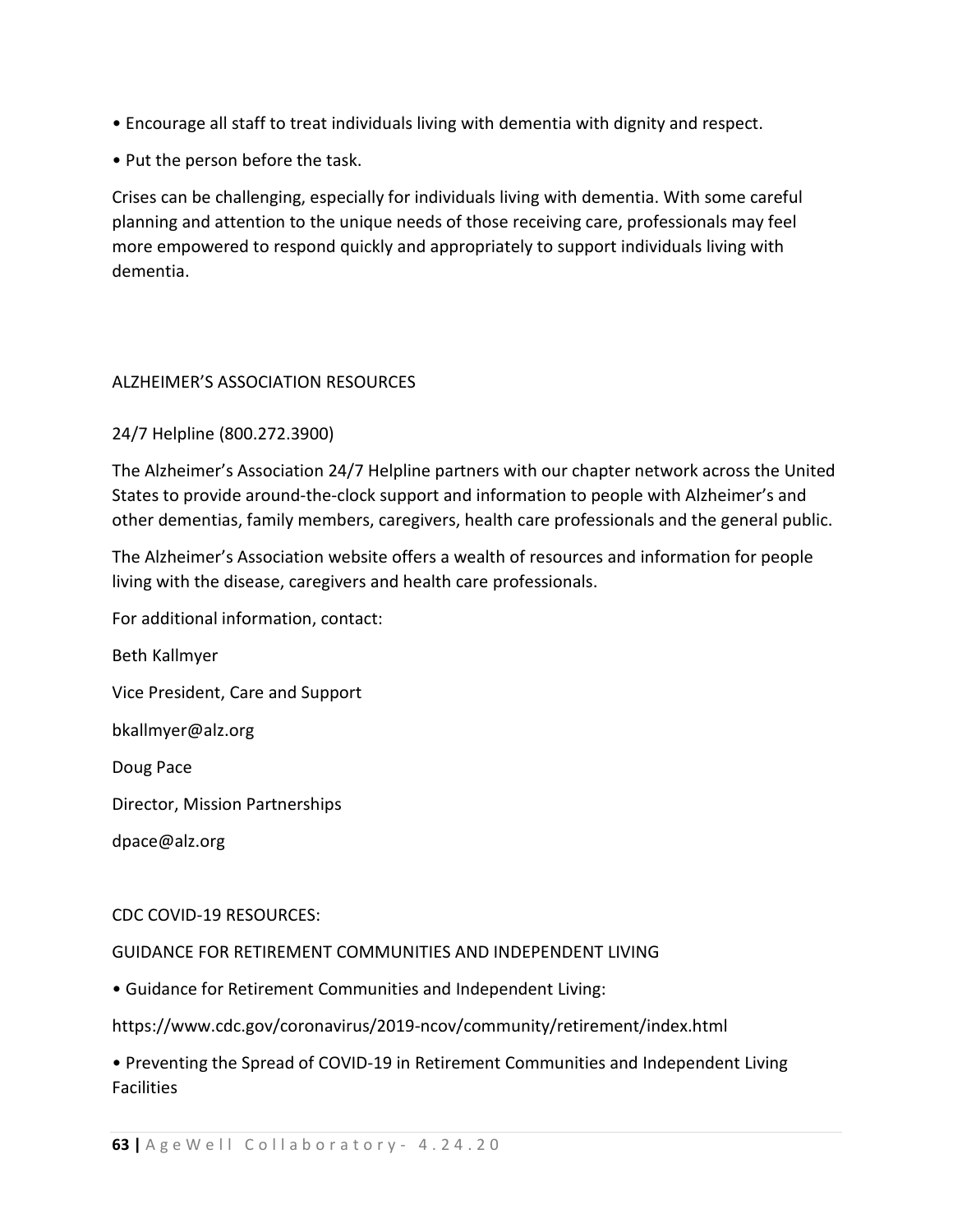- Encourage all staff to treat individuals living with dementia with dignity and respect.
- Put the person before the task.

Crises can be challenging, especially for individuals living with dementia. With some careful planning and attention to the unique needs of those receiving care, professionals may feel more empowered to respond quickly and appropriately to support individuals living with dementia.

## ALZHEIMER'S ASSOCIATION RESOURCES

24/7 Helpline (800.272.3900)

The Alzheimer's Association 24/7 Helpline partners with our chapter network across the United States to provide around-the-clock support and information to people with Alzheimer's and other dementias, family members, caregivers, health care professionals and the general public.

The Alzheimer's Association website offers a wealth of resources and information for people living with the disease, caregivers and health care professionals.

For additional information, contact:

Beth Kallmyer

Vice President, Care and Support

bkallmyer@alz.org

Doug Pace

Director, Mission Partnerships

dpace@alz.org

## CDC COVID-19 RESOURCES:

### GUIDANCE FOR RETIREMENT COMMUNITIES AND INDEPENDENT LIVING

- Guidance for Retirement Communities and Independent Living:

https://www.cdc.gov/coronavirus/2019-ncov/community/retirement/index.html

- Preventing the Spread of COVID-19 in Retirement Communities and Independent Living Facilities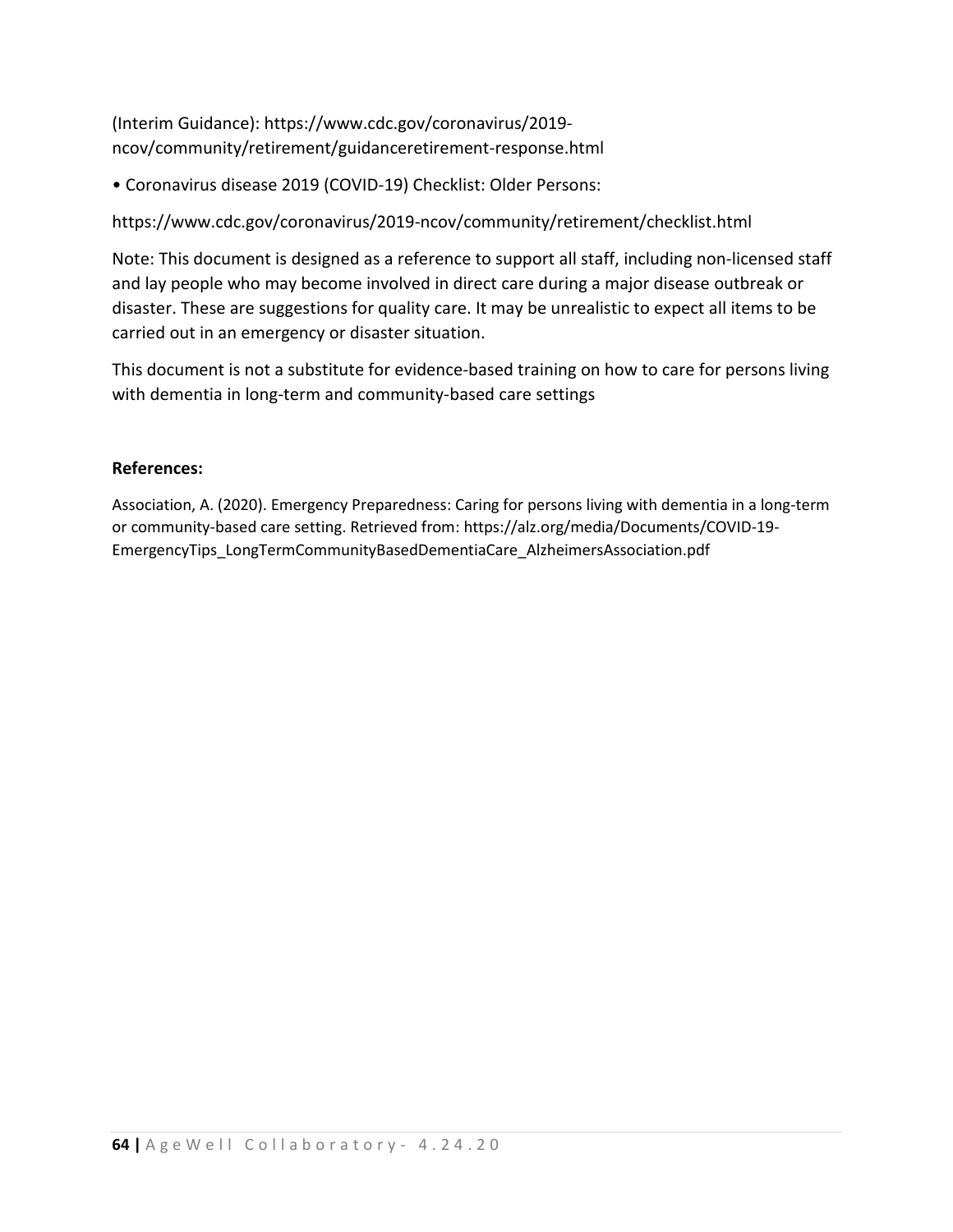(Interim Guidance): https://www.cdc.gov/coronavirus/2019-ncov/community/retirement/guidanceretirement-response.html

• Coronavirus disease 2019 (COVID-19) Checklist: Older Persons:

https://www.cdc.gov/coronavirus/2019-ncov/community/retirement/checklist.html

Note: This document is designed as a reference to support all staff, including non-licensed staff and lay people who may become involved in direct care during a major disease outbreak or disaster. These are suggestions for quality care. It may be unrealistic to expect all items to be carried out in an emergency or disaster situation.

This document is not a substitute for evidence-based training on how to care for persons living with dementia in long-term and community-based care settings

**References:**

Association, A. (2020). Emergency Preparedness: Caring for persons living with dementia in a long-term or community-based care setting. Retrieved from: https://alz.org/media/Documents/COVID-19-EmergencyTips_LongTermCommunityBasedDementiaCare_AlzheimersAssociation.pdf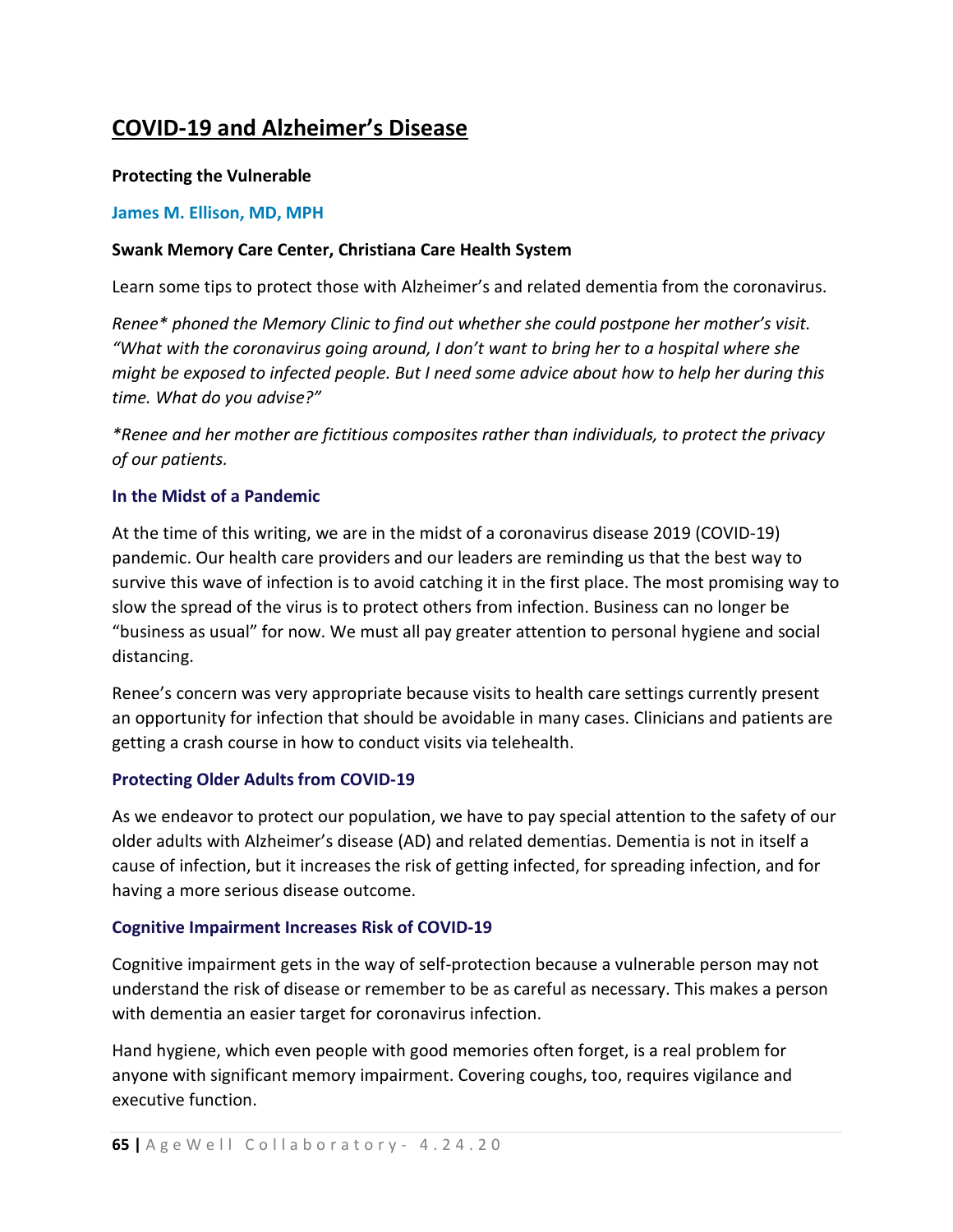## COVID-19 and Alzheimer's Disease

**Protecting the Vulnerable**

**James M. Ellison, MD, MPH**

**Swank Memory Care Center, Christiana Care Health System**

Learn some tips to protect those with Alzheimer's and related dementia from the coronavirus.

*Renee* phoned the Memory Clinic to find out whether she could postpone her mother's visit. "What with the coronavirus going around, I don't want to bring her to a hospital where she might be exposed to infected people. But I need some advice about how to help her during this time. What do you advise?"*

**Renee and her mother are fictitious composites rather than individuals, to protect the privacy of our patients.*

### In the Midst of a Pandemic

At the time of this writing, we are in the midst of a coronavirus disease 2019 (COVID-19) pandemic. Our health care providers and our leaders are reminding us that the best way to survive this wave of infection is to avoid catching it in the first place. The most promising way to slow the spread of the virus is to protect others from infection. Business can no longer be "business as usual" for now. We must all pay greater attention to personal hygiene and social distancing.

Renee's concern was very appropriate because visits to health care settings currently present an opportunity for infection that should be avoidable in many cases. Clinicians and patients are getting a crash course in how to conduct visits via telehealth.

### Protecting Older Adults from COVID-19

As we endeavor to protect our population, we have to pay special attention to the safety of our older adults with Alzheimer's disease (AD) and related dementias. Dementia is not in itself a cause of infection, but it increases the risk of getting infected, for spreading infection, and for having a more serious disease outcome.

### Cognitive Impairment Increases Risk of COVID-19

Cognitive impairment gets in the way of self-protection because a vulnerable person may not understand the risk of disease or remember to be as careful as necessary. This makes a person with dementia an easier target for coronavirus infection.

Hand hygiene, which even people with good memories often forget, is a real problem for anyone with significant memory impairment. Covering coughs, too, requires vigilance and executive function.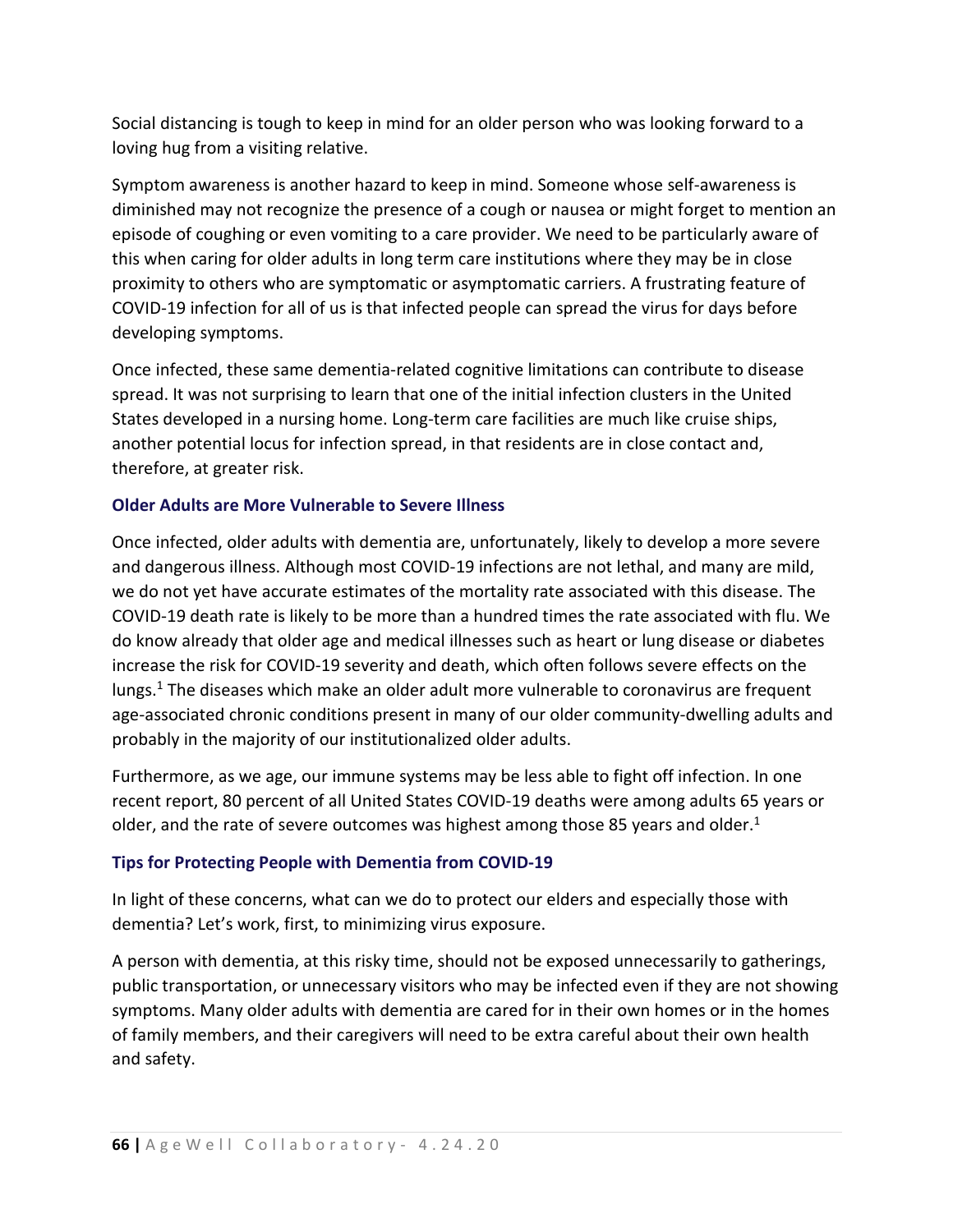Social distancing is tough to keep in mind for an older person who was looking forward to a loving hug from a visiting relative.

Symptom awareness is another hazard to keep in mind. Someone whose self-awareness is diminished may not recognize the presence of a cough or nausea or might forget to mention an episode of coughing or even vomiting to a care provider. We need to be particularly aware of this when caring for older adults in long term care institutions where they may be in close proximity to others who are symptomatic or asymptomatic carriers. A frustrating feature of COVID-19 infection for all of us is that infected people can spread the virus for days before developing symptoms.

Once infected, these same dementia-related cognitive limitations can contribute to disease spread. It was not surprising to learn that one of the initial infection clusters in the United States developed in a nursing home. Long-term care facilities are much like cruise ships, another potential locus for infection spread, in that residents are in close contact and, therefore, at greater risk.

### Older Adults are More Vulnerable to Severe Illness

Once infected, older adults with dementia are, unfortunately, likely to develop a more severe and dangerous illness. Although most COVID-19 infections are not lethal, and many are mild, we do not yet have accurate estimates of the mortality rate associated with this disease. The COVID-19 death rate is likely to be more than a hundred times the rate associated with flu. We do know already that older age and medical illnesses such as heart or lung disease or diabetes increase the risk for COVID-19 severity and death, which often follows severe effects on the lungs.[1] The diseases which make an older adult more vulnerable to coronavirus are frequent age-associated chronic conditions present in many of our older community-dwelling adults and probably in the majority of our institutionalized older adults.

Furthermore, as we age, our immune systems may be less able to fight off infection. In one recent report, 80 percent of all United States COVID-19 deaths were among adults 65 years or older, and the rate of severe outcomes was highest among those 85 years and older.[1]

### Tips for Protecting People with Dementia from COVID-19

In light of these concerns, what can we do to protect our elders and especially those with dementia? Let's work, first, to minimizing virus exposure.

A person with dementia, at this risky time, should not be exposed unnecessarily to gatherings, public transportation, or unnecessary visitors who may be infected even if they are not showing symptoms. Many older adults with dementia are cared for in their own homes or in the homes of family members, and their caregivers will need to be extra careful about their own health and safety.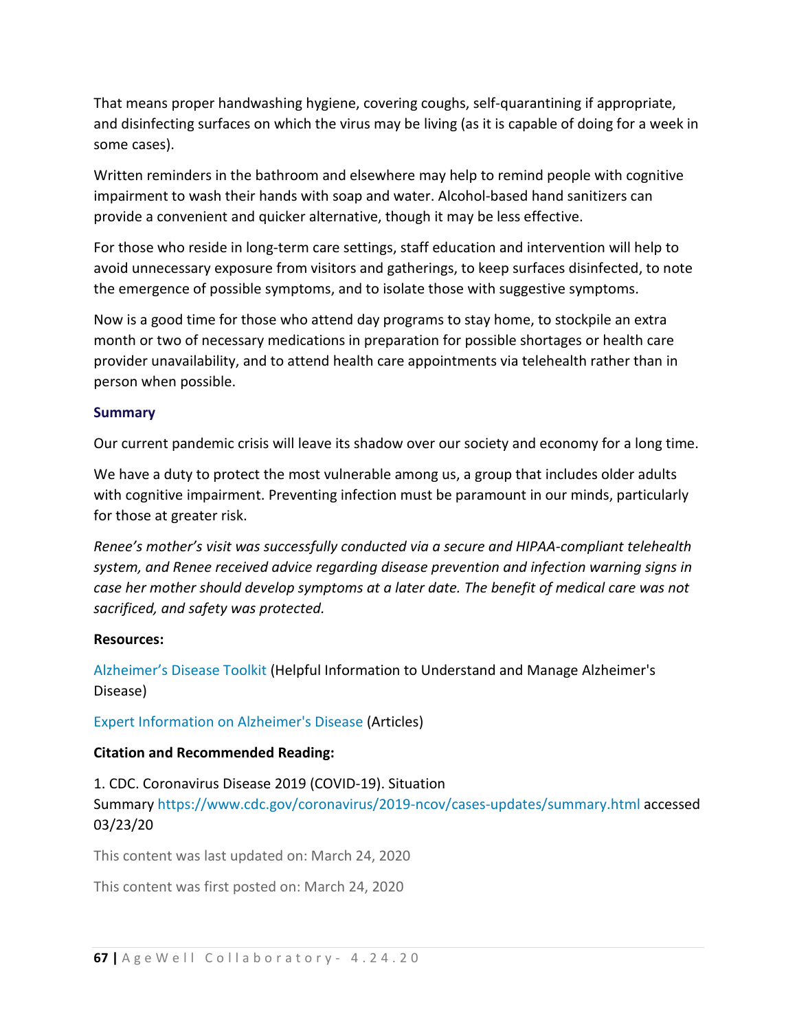That means proper handwashing hygiene, covering coughs, self-quarantining if appropriate, and disinfecting surfaces on which the virus may be living (as it is capable of doing for a week in some cases).

Written reminders in the bathroom and elsewhere may help to remind people with cognitive impairment to wash their hands with soap and water. Alcohol-based hand sanitizers can provide a convenient and quicker alternative, though it may be less effective.

For those who reside in long-term care settings, staff education and intervention will help to avoid unnecessary exposure from visitors and gatherings, to keep surfaces disinfected, to note the emergence of possible symptoms, and to isolate those with suggestive symptoms.

Now is a good time for those who attend day programs to stay home, to stockpile an extra month or two of necessary medications in preparation for possible shortages or health care provider unavailability, and to attend health care appointments via telehealth rather than in person when possible.

### Summary

Our current pandemic crisis will leave its shadow over our society and economy for a long time.

We have a duty to protect the most vulnerable among us, a group that includes older adults with cognitive impairment. Preventing infection must be paramount in our minds, particularly for those at greater risk.

*Renee's mother's visit was successfully conducted via a secure and HIPAA-compliant telehealth system, and Renee received advice regarding disease prevention and infection warning signs in case her mother should develop symptoms at a later date. The benefit of medical care was not sacrificed, and safety was protected.*

**Resources:**

Alzheimer's Disease Toolkit (Helpful Information to Understand and Manage Alzheimer's Disease)

Expert Information on Alzheimer's Disease (Articles)

**Citation and Recommended Reading:**

1. CDC. Coronavirus Disease 2019 (COVID-19). Situation Summary https://www.cdc.gov/coronavirus/2019-ncov/cases-updates/summary.html accessed 03/23/20

This content was last updated on: March 24, 2020

This content was first posted on: March 24, 2020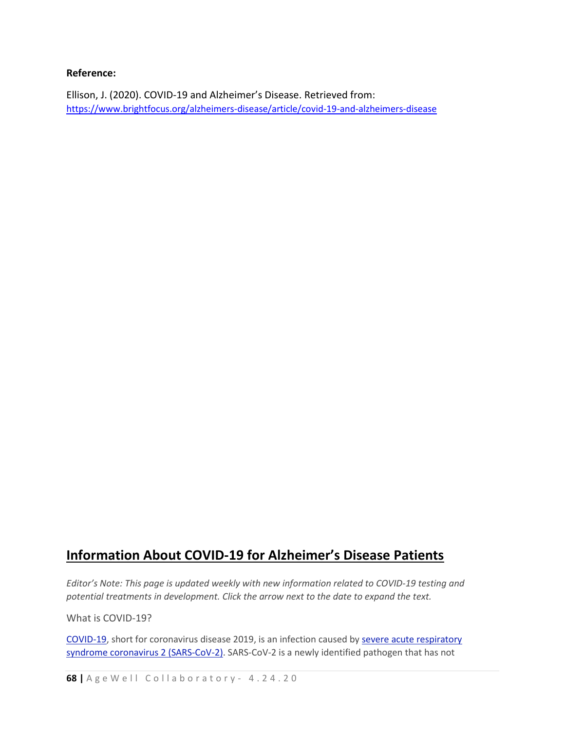**Reference:**

Ellison, J. (2020). COVID-19 and Alzheimer's Disease. Retrieved from: [https://www.brightfocus.org/alzheimers-disease/article/covid-19-and-alzheimers-disease](https://www.brightfocus.org/alzheimers-disease/article/covid-19-and-alzheimers-disease)

## Information About COVID-19 for Alzheimer's Disease Patients

*Editor's Note: This page is updated weekly with new information related to COVID-19 testing and potential treatments in development. Click the arrow next to the date to expand the text.*

What is COVID-19?

COVID-19, short for coronavirus disease 2019, is an infection caused by severe acute respiratory syndrome coronavirus 2 (SARS-CoV-2). SARS-CoV-2 is a newly identified pathogen that has not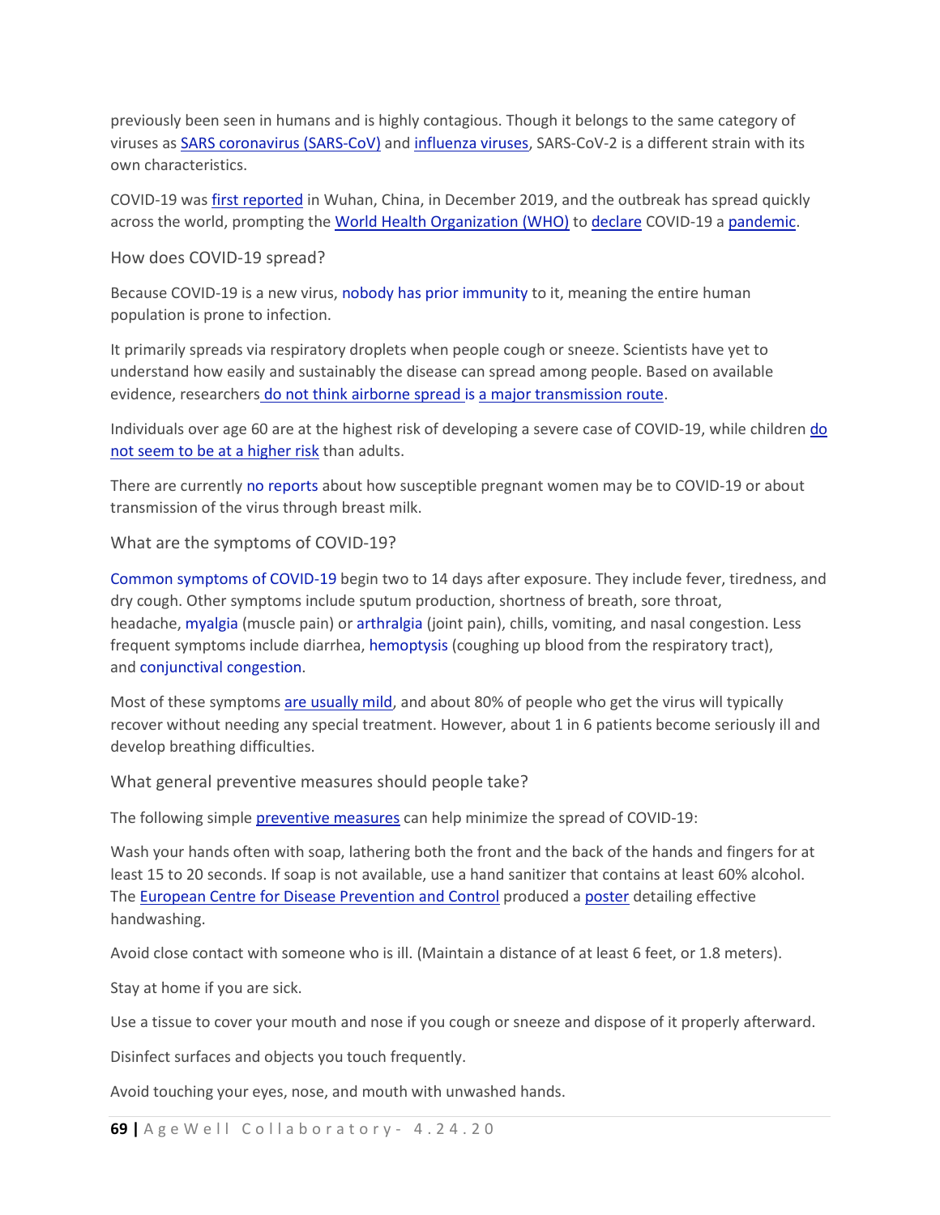previously been seen in humans and is highly contagious. Though it belongs to the same category of viruses as SARS coronavirus (SARS-CoV) and influenza viruses, SARS-CoV-2 is a different strain with its own characteristics.

COVID-19 was first reported in Wuhan, China, in December 2019, and the outbreak has spread quickly across the world, prompting the World Health Organization (WHO) to declare COVID-19 a pandemic.

### How does COVID-19 spread?

Because COVID-19 is a new virus, nobody has prior immunity to it, meaning the entire human population is prone to infection.

It primarily spreads via respiratory droplets when people cough or sneeze. Scientists have yet to understand how easily and sustainably the disease can spread among people. Based on available evidence, researchers do not think airborne spread is a major transmission route.

Individuals over age 60 are at the highest risk of developing a severe case of COVID-19, while children do not seem to be at a higher risk than adults.

There are currently no reports about how susceptible pregnant women may be to COVID-19 or about transmission of the virus through breast milk.

### What are the symptoms of COVID-19?

Common symptoms of COVID-19 begin two to 14 days after exposure. They include fever, tiredness, and dry cough. Other symptoms include sputum production, shortness of breath, sore throat, headache, myalgia (muscle pain) or arthralgia (joint pain), chills, vomiting, and nasal congestion. Less frequent symptoms include diarrhea, hemoptysis (coughing up blood from the respiratory tract), and conjunctival congestion.

Most of these symptoms are usually mild, and about 80% of people who get the virus will typically recover without needing any special treatment. However, about 1 in 6 patients become seriously ill and develop breathing difficulties.

### What general preventive measures should people take?

The following simple preventive measures can help minimize the spread of COVID-19:

Wash your hands often with soap, lathering both the front and the back of the hands and fingers for at least 15 to 20 seconds. If soap is not available, use a hand sanitizer that contains at least 60% alcohol. The European Centre for Disease Prevention and Control produced a poster detailing effective handwashing.

Avoid close contact with someone who is ill. (Maintain a distance of at least 6 feet, or 1.8 meters).

Stay at home if you are sick.

Use a tissue to cover your mouth and nose if you cough or sneeze and dispose of it properly afterward.

Disinfect surfaces and objects you touch frequently.

Avoid touching your eyes, nose, and mouth with unwashed hands.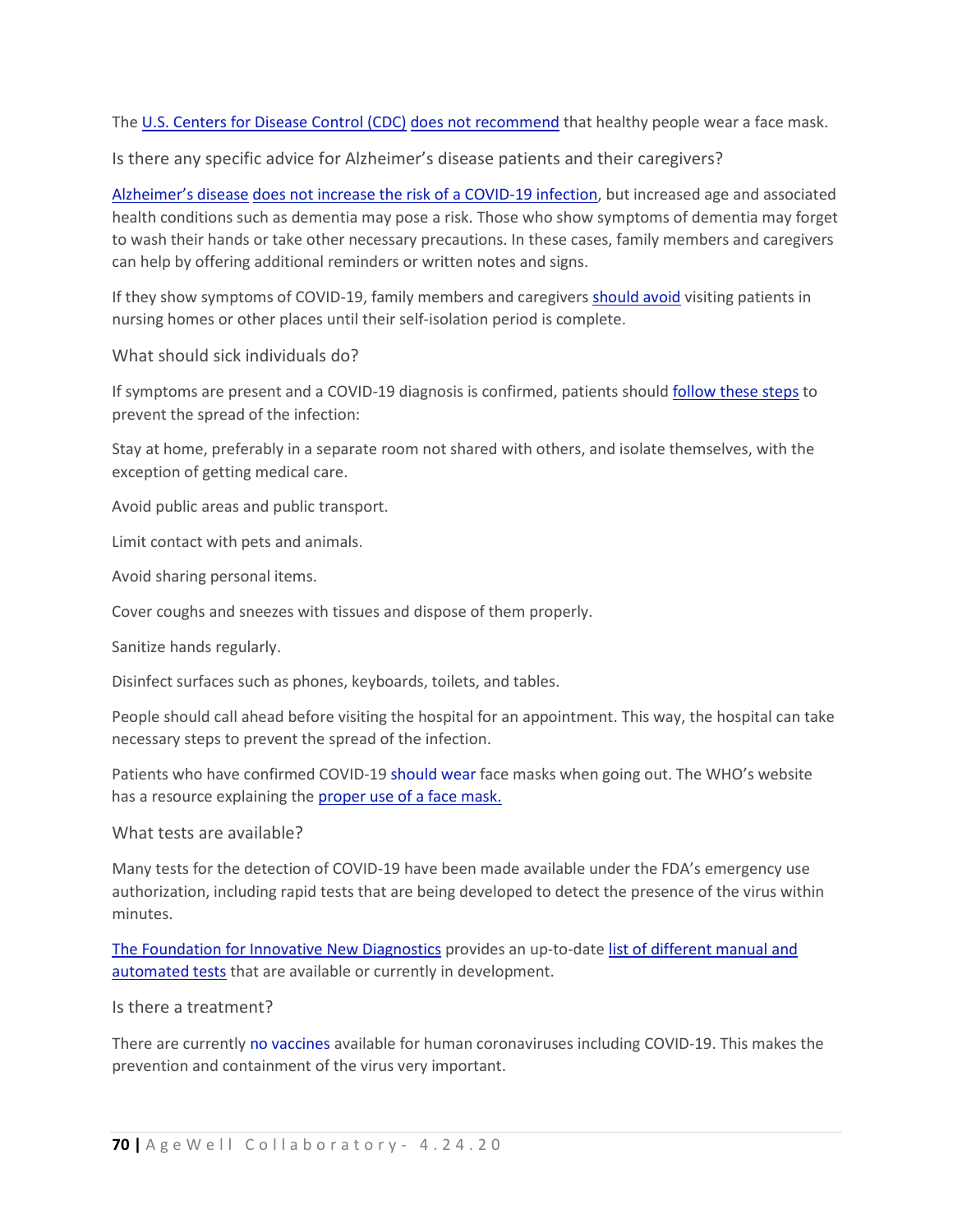The U.S. Centers for Disease Control (CDC) does not recommend that healthy people wear a face mask.

### Is there any specific advice for Alzheimer's disease patients and their caregivers?

Alzheimer's disease does not increase the risk of a COVID-19 infection, but increased age and associated health conditions such as dementia may pose a risk. Those who show symptoms of dementia may forget to wash their hands or take other necessary precautions. In these cases, family members and caregivers can help by offering additional reminders or written notes and signs.

If they show symptoms of COVID-19, family members and caregivers should avoid visiting patients in nursing homes or other places until their self-isolation period is complete.

### What should sick individuals do?

If symptoms are present and a COVID-19 diagnosis is confirmed, patients should follow these steps to prevent the spread of the infection:

Stay at home, preferably in a separate room not shared with others, and isolate themselves, with the exception of getting medical care.

Avoid public areas and public transport.

Limit contact with pets and animals.

Avoid sharing personal items.

Cover coughs and sneezes with tissues and dispose of them properly.

Sanitize hands regularly.

Disinfect surfaces such as phones, keyboards, toilets, and tables.

People should call ahead before visiting the hospital for an appointment. This way, the hospital can take necessary steps to prevent the spread of the infection.

Patients who have confirmed COVID-19 should wear face masks when going out. The WHO's website has a resource explaining the proper use of a face mask.

### What tests are available?

Many tests for the detection of COVID-19 have been made available under the FDA's emergency use authorization, including rapid tests that are being developed to detect the presence of the virus within minutes.

The Foundation for Innovative New Diagnostics provides an up-to-date list of different manual and automated tests that are available or currently in development.

### Is there a treatment?

There are currently no vaccines available for human coronaviruses including COVID-19. This makes the prevention and containment of the virus very important.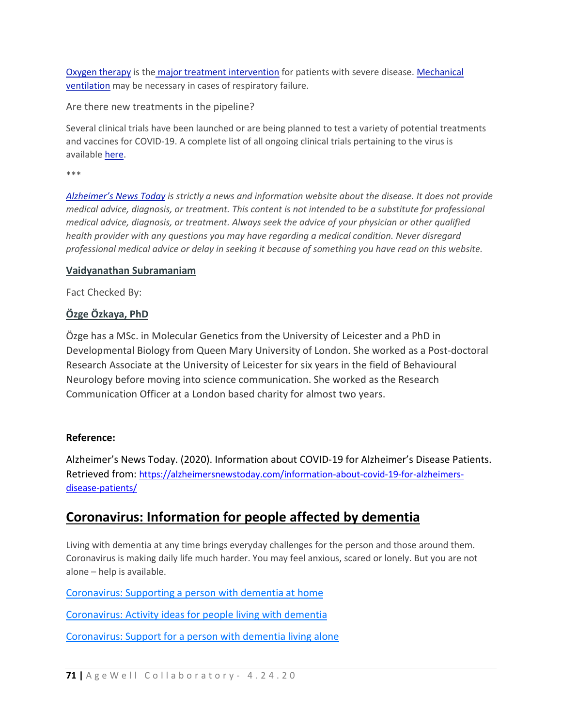Oxygen therapy is the major treatment intervention for patients with severe disease. Mechanical ventilation may be necessary in cases of respiratory failure.

Are there new treatments in the pipeline?

Several clinical trials have been launched or are being planned to test a variety of potential treatments and vaccines for COVID-19. A complete list of all ongoing clinical trials pertaining to the virus is available here.

***

*Alzheimer's News Today is strictly a news and information website about the disease. It does not provide medical advice, diagnosis, or treatment. This content is not intended to be a substitute for professional medical advice, diagnosis, or treatment. Always seek the advice of your physician or other qualified health provider with any questions you may have regarding a medical condition. Never disregard professional medical advice or delay in seeking it because of something you have read on this website.*

**Vaidyanathan Subramaniam**

Fact Checked By:

**Özge Özkaya, PhD**

Özge has a MSc. in Molecular Genetics from the University of Leicester and a PhD in Developmental Biology from Queen Mary University of London. She worked as a Post-doctoral Research Associate at the University of Leicester for six years in the field of Behavioural Neurology before moving into science communication. She worked as the Research Communication Officer at a London based charity for almost two years.

**Reference:**

Alzheimer's News Today. (2020). Information about COVID-19 for Alzheimer's Disease Patients. Retrieved from: https://alzheimersnewstoday.com/information-about-covid-19-for-alzheimers-disease-patients/

## Coronavirus: Information for people affected by dementia

Living with dementia at any time brings everyday challenges for the person and those around them. Coronavirus is making daily life much harder. You may feel anxious, scared or lonely. But you are not alone – help is available.

Coronavirus: Supporting a person with dementia at home

Coronavirus: Activity ideas for people living with dementia

Coronavirus: Support for a person with dementia living alone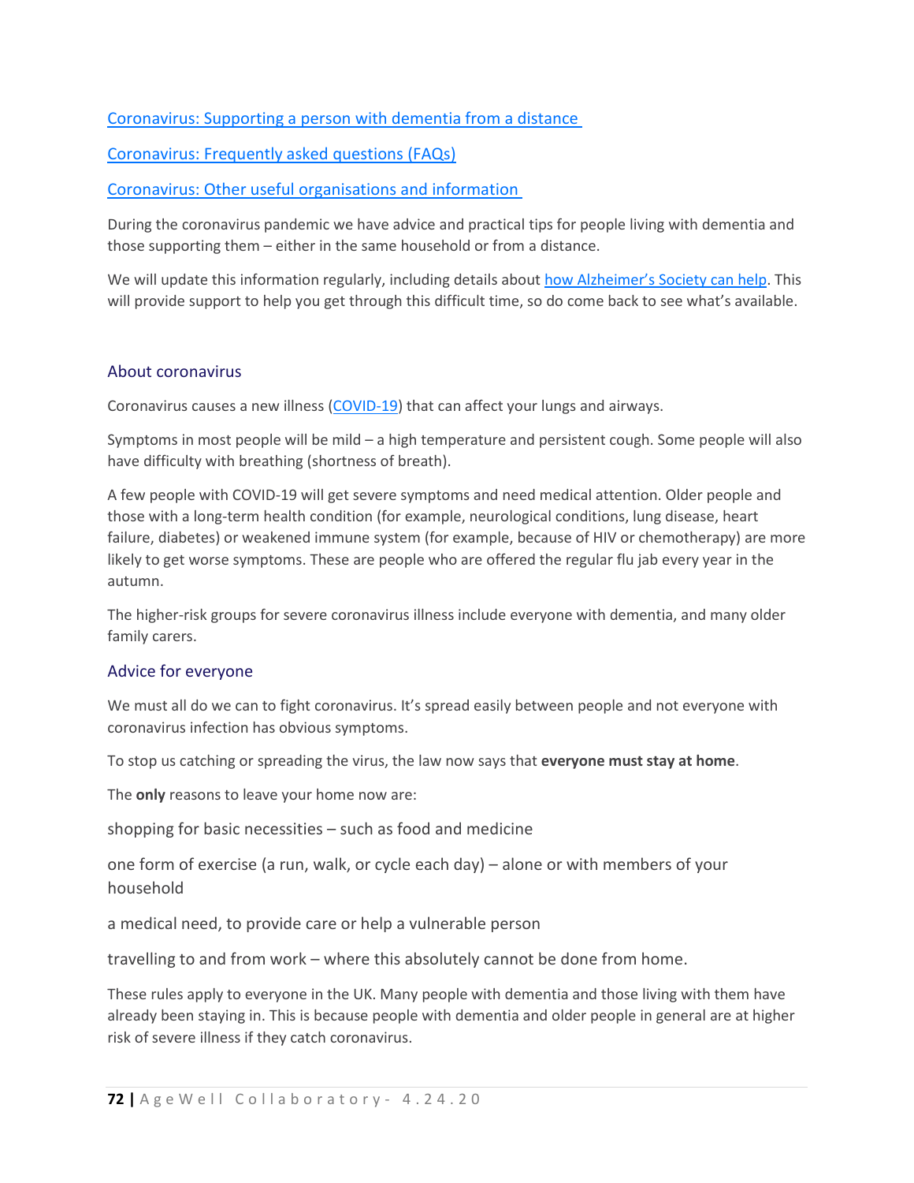[Coronavirus: Supporting a person with dementia from a distance](#)

[Coronavirus: Frequently asked questions (FAQs)](#)

[Coronavirus: Other useful organisations and information](#)

During the coronavirus pandemic we have advice and practical tips for people living with dementia and those supporting them – either in the same household or from a distance.

We will update this information regularly, including details about [how Alzheimer's Society can help](#). This will provide support to help you get through this difficult time, so do come back to see what's available.

## About coronavirus

Coronavirus causes a new illness ([COVID-19](#)) that can affect your lungs and airways.

Symptoms in most people will be mild – a high temperature and persistent cough. Some people will also have difficulty with breathing (shortness of breath).

A few people with COVID-19 will get severe symptoms and need medical attention. Older people and those with a long-term health condition (for example, neurological conditions, lung disease, heart failure, diabetes) or weakened immune system (for example, because of HIV or chemotherapy) are more likely to get worse symptoms. These are people who are offered the regular flu jab every year in the autumn.

The higher-risk groups for severe coronavirus illness include everyone with dementia, and many older family carers.

## Advice for everyone

We must all do we can to fight coronavirus. It's spread easily between people and not everyone with coronavirus infection has obvious symptoms.

To stop us catching or spreading the virus, the law now says that **everyone must stay at home**.

The **only** reasons to leave your home now are:

- shopping for basic necessities – such as food and medicine
- one form of exercise (a run, walk, or cycle each day) – alone or with members of your household
- a medical need, to provide care or help a vulnerable person
- travelling to and from work – where this absolutely cannot be done from home.

These rules apply to everyone in the UK. Many people with dementia and those living with them have already been staying in. This is because people with dementia and older people in general are at higher risk of severe illness if they catch coronavirus.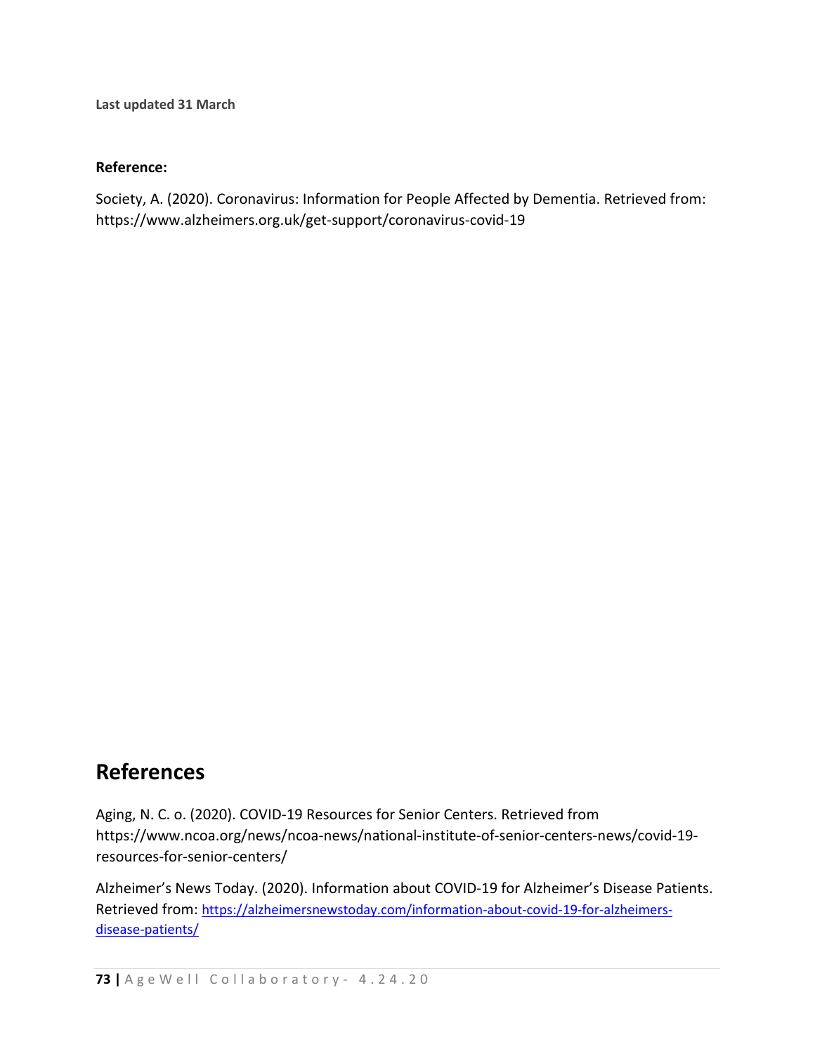**Last updated 31 March**

**Reference:**

Society, A. (2020). Coronavirus: Information for People Affected by Dementia. Retrieved from: https://www.alzheimers.org.uk/get-support/coronavirus-covid-19

# References

Aging, N. C. o. (2020). COVID-19 Resources for Senior Centers. Retrieved from https://www.ncoa.org/news/ncoa-news/national-institute-of-senior-centers-news/covid-19-resources-for-senior-centers/

Alzheimer's News Today. (2020). Information about COVID-19 for Alzheimer's Disease Patients. Retrieved from: https://alzheimersnewstoday.com/information-about-covid-19-for-alzheimers-disease-patients/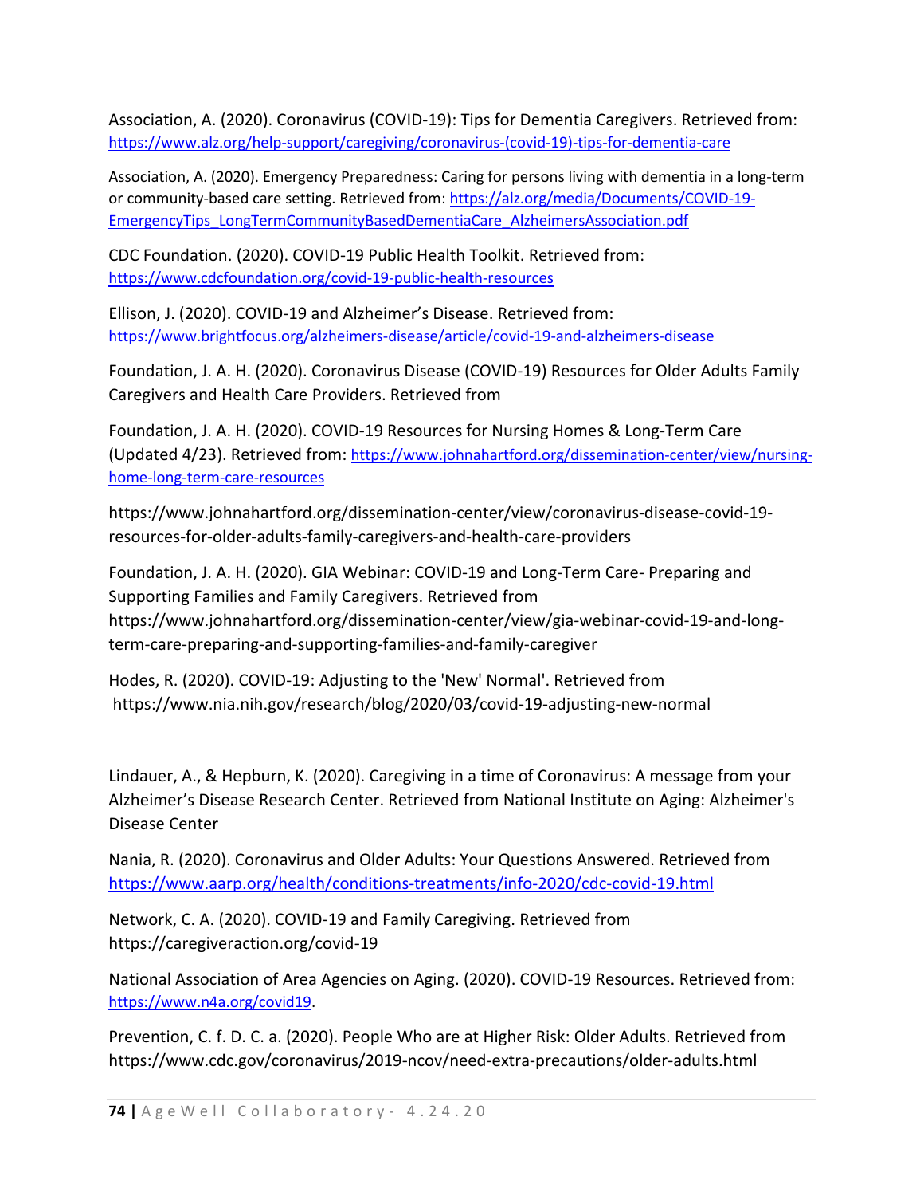Association, A. (2020). Coronavirus (COVID-19): Tips for Dementia Caregivers. Retrieved from: https://www.alz.org/help-support/caregiving/coronavirus-(covid-19)-tips-for-dementia-care

Association, A. (2020). Emergency Preparedness: Caring for persons living with dementia in a long-term or community-based care setting. Retrieved from: https://alz.org/media/Documents/COVID-19-EmergencyTips_LongTermCommunityBasedDementiaCare_AlzheimersAssociation.pdf

CDC Foundation. (2020). COVID-19 Public Health Toolkit. Retrieved from: https://www.cdcfoundation.org/covid-19-public-health-resources

Ellison, J. (2020). COVID-19 and Alzheimer's Disease. Retrieved from: https://www.brightfocus.org/alzheimers-disease/article/covid-19-and-alzheimers-disease

Foundation, J. A. H. (2020). Coronavirus Disease (COVID-19) Resources for Older Adults Family Caregivers and Health Care Providers. Retrieved from

Foundation, J. A. H. (2020). COVID-19 Resources for Nursing Homes & Long-Term Care (Updated 4/23). Retrieved from: https://www.johnahartford.org/dissemination-center/view/nursing-home-long-term-care-resources

https://www.johnahartford.org/dissemination-center/view/coronavirus-disease-covid-19-resources-for-older-adults-family-caregivers-and-health-care-providers

Foundation, J. A. H. (2020). GIA Webinar: COVID-19 and Long-Term Care- Preparing and Supporting Families and Family Caregivers. Retrieved from https://www.johnahartford.org/dissemination-center/view/gia-webinar-covid-19-and-long-term-care-preparing-and-supporting-families-and-family-caregiver

Hodes, R. (2020). COVID-19: Adjusting to the 'New' Normal'. Retrieved from https://www.nia.nih.gov/research/blog/2020/03/covid-19-adjusting-new-normal

Lindauer, A., & Hepburn, K. (2020). Caregiving in a time of Coronavirus: A message from your Alzheimer's Disease Research Center. Retrieved from National Institute on Aging: Alzheimer's Disease Center

Nania, R. (2020). Coronavirus and Older Adults: Your Questions Answered. Retrieved from https://www.aarp.org/health/conditions-treatments/info-2020/cdc-covid-19.html

Network, C. A. (2020). COVID-19 and Family Caregiving. Retrieved from https://caregiveraction.org/covid-19

National Association of Area Agencies on Aging. (2020). COVID-19 Resources. Retrieved from: https://www.n4a.org/covid19.

Prevention, C. f. D. C. a. (2020). People Who are at Higher Risk: Older Adults. Retrieved from https://www.cdc.gov/coronavirus/2019-ncov/need-extra-precautions/older-adults.html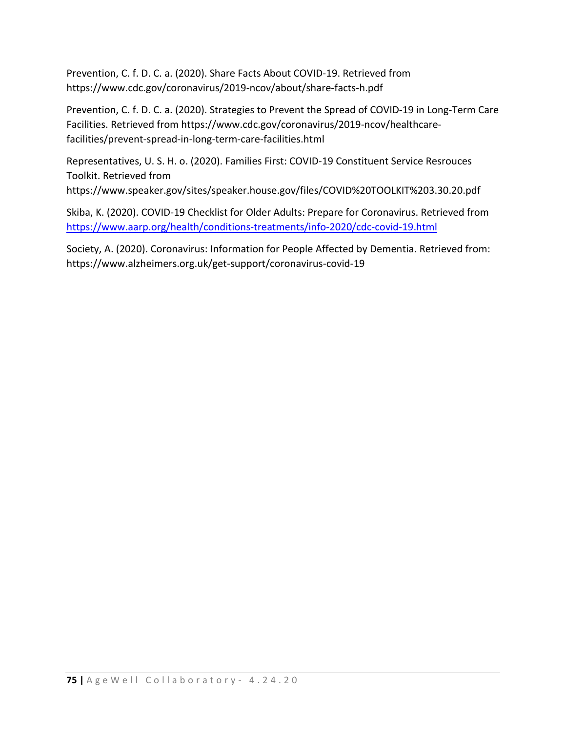Prevention, C. f. D. C. a. (2020). Share Facts About COVID-19. Retrieved from https://www.cdc.gov/coronavirus/2019-ncov/about/share-facts-h.pdf

Prevention, C. f. D. C. a. (2020). Strategies to Prevent the Spread of COVID-19 in Long-Term Care Facilities. Retrieved from https://www.cdc.gov/coronavirus/2019-ncov/healthcare-facilities/prevent-spread-in-long-term-care-facilities.html

Representatives, U. S. H. o. (2020). Families First: COVID-19 Constituent Service Resrouces Toolkit. Retrieved from https://www.speaker.gov/sites/speaker.house.gov/files/COVID%20TOOLKIT%203.30.20.pdf

Skiba, K. (2020). COVID-19 Checklist for Older Adults: Prepare for Coronavirus. Retrieved from https://www.aarp.org/health/conditions-treatments/info-2020/cdc-covid-19.html

Society, A. (2020). Coronavirus: Information for People Affected by Dementia. Retrieved from: https://www.alzheimers.org.uk/get-support/coronavirus-covid-19